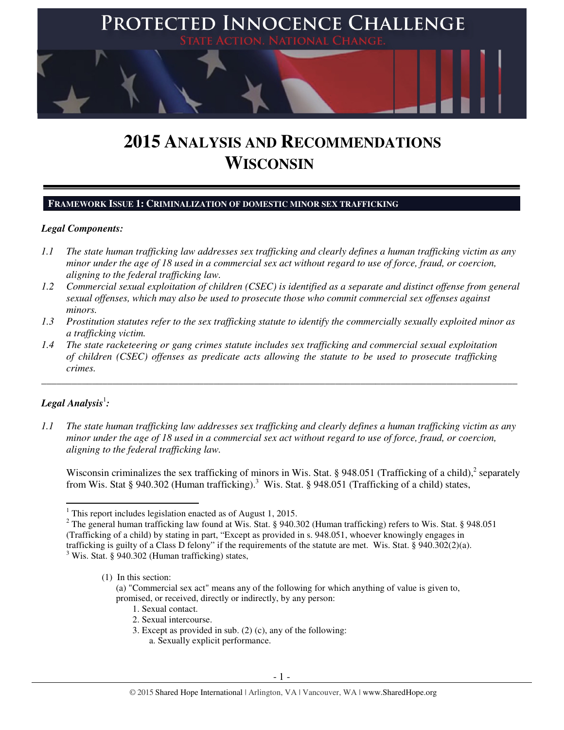# PROTECTED INNOCENCE CHALLENGE

STATE ACTION. NATIONAL CHANGE.

# 2015 ANALYSIS AND RECOMMENDATIONS WISCONSIN

## FRAMEWORK ISSUE 1: CRIMINALIZATION OF DOMESTIC MINOR SEX TRAFFICKING

### *Legal Components:*

*1.1 The state human trafficking law addresses sex trafficking and clearly defines a human trafficking victim as any minor under the age of 18 used in a commercial sex act without regard to use of force, fraud, or coercion, aligning to the federal trafficking law.*

*1.2 Commercial sexual exploitation of children (CSEC) is identified as a separate and distinct offense from general sexual offenses, which may also be used to prosecute those who commit commercial sex offenses against minors.*

*1.3 Prostitution statutes refer to the sex trafficking statute to identify the commercially sexually exploited minor as a trafficking victim.*

*1.4 The state racketeering or gang crimes statute includes sex trafficking and commercial sexual exploitation of children (CSEC) offenses as predicate acts allowing the statute to be used to prosecute trafficking crimes.*

---

### *Legal Analysis[1]:*

*1.1 The state human trafficking law addresses sex trafficking and clearly defines a human trafficking victim as any minor under the age of 18 used in a commercial sex act without regard to use of force, fraud, or coercion, aligning to the federal trafficking law.*

Wisconsin criminalizes the sex trafficking of minors in Wis. Stat. § 948.051 (Trafficking of a child),[2] separately from Wis. Stat § 940.302 (Human trafficking).[3] Wis. Stat. § 948.051 (Trafficking of a child) states,

---

[1] This report includes legislation enacted as of August 1, 2015.

[2] The general human trafficking law found at Wis. Stat. § 940.302 (Human trafficking) refers to Wis. Stat. § 948.051 (Trafficking of a child) by stating in part, "Except as provided in s. 948.051, whoever knowingly engages in trafficking is guilty of a Class D felony" if the requirements of the statute are met. Wis. Stat. § 940.302(2)(a).

[3] Wis. Stat. § 940.302 (Human trafficking) states,

> (1) In this section:
>
> (a) "Commercial sex act" means any of the following for which anything of value is given to, promised, or received, directly or indirectly, by any person:
>
> 1. Sexual contact.
> 2. Sexual intercourse.
> 3. Except as provided in sub. (2) (c), any of the following:
>
>     a. Sexually explicit performance.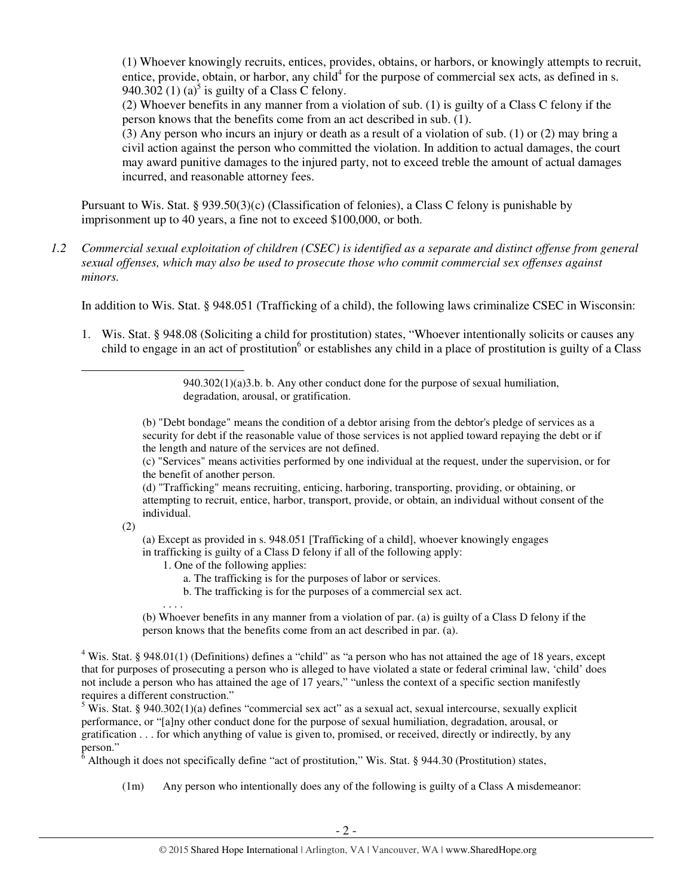> (1) Whoever knowingly recruits, entices, provides, obtains, or harbors, or knowingly attempts to recruit, entice, provide, obtain, or harbor, any child[4] for the purpose of commercial sex acts, as defined in s. 940.302 (1) (a)[5] is guilty of a Class C felony.
>
> (2) Whoever benefits in any manner from a violation of sub. (1) is guilty of a Class C felony if the person knows that the benefits come from an act described in sub. (1).
>
> (3) Any person who incurs an injury or death as a result of a violation of sub. (1) or (2) may bring a civil action against the person who committed the violation. In addition to actual damages, the court may award punitive damages to the injured party, not to exceed treble the amount of actual damages incurred, and reasonable attorney fees.

Pursuant to Wis. Stat. § 939.50(3)(c) (Classification of felonies), a Class C felony is punishable by imprisonment up to 40 years, a fine not to exceed $100,000, or both.

*1.2 Commercial sexual exploitation of children (CSEC) is identified as a separate and distinct offense from general sexual offenses, which may also be used to prosecute those who commit commercial sex offenses against minors.*

In addition to Wis. Stat. § 948.051 (Trafficking of a child), the following laws criminalize CSEC in Wisconsin:

1. Wis. Stat. § 948.08 (Soliciting a child for prostitution) states, "Whoever intentionally solicits or causes any child to engage in an act of prostitution[6] or establishes any child in a place of prostitution is guilty of a Class

---

> 940.302(1)(a)3.b. b. Any other conduct done for the purpose of sexual humiliation, degradation, arousal, or gratification.
>
> (b) "Debt bondage" means the condition of a debtor arising from the debtor's pledge of services as a security for debt if the reasonable value of those services is not applied toward repaying the debt or if the length and nature of the services are not defined.
>
> (c) "Services" means activities performed by one individual at the request, under the supervision, or for the benefit of another person.
>
> (d) "Trafficking" means recruiting, enticing, harboring, transporting, providing, or obtaining, or attempting to recruit, entice, harbor, transport, provide, or obtain, an individual without consent of the individual.
>
> (2)
>
> (a) Except as provided in s. 948.051 [Trafficking of a child], whoever knowingly engages in trafficking is guilty of a Class D felony if all of the following apply:
>
> 1. One of the following applies:
>
> a. The trafficking is for the purposes of labor or services.
>
> b. The trafficking is for the purposes of a commercial sex act.
>
> . . . .
>
> (b) Whoever benefits in any manner from a violation of par. (a) is guilty of a Class D felony if the person knows that the benefits come from an act described in par. (a).

[4] Wis. Stat. § 948.01(1) (Definitions) defines a "child" as "a person who has not attained the age of 18 years, except that for purposes of prosecuting a person who is alleged to have violated a state or federal criminal law, 'child' does not include a person who has attained the age of 17 years," "unless the context of a specific section manifestly requires a different construction."

[5] Wis. Stat. § 940.302(1)(a) defines "commercial sex act" as a sexual act, sexual intercourse, sexually explicit performance, or "[a]ny other conduct done for the purpose of sexual humiliation, degradation, arousal, or gratification . . . for which anything of value is given to, promised, or received, directly or indirectly, by any person."

[6] Although it does not specifically define "act of prostitution," Wis. Stat. § 944.30 (Prostitution) states,

> (1m) Any person who intentionally does any of the following is guilty of a Class A misdemeanor: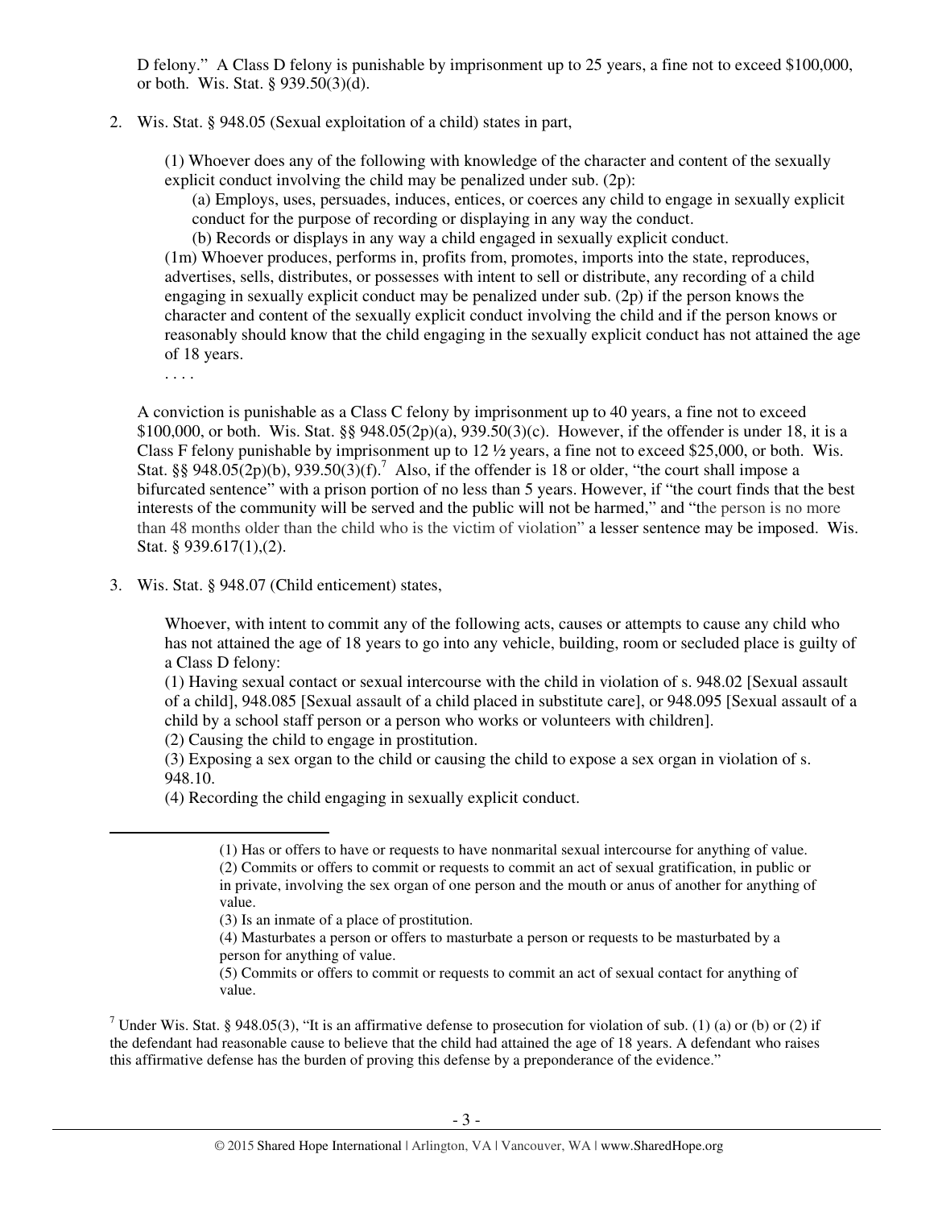D felony." A Class D felony is punishable by imprisonment up to 25 years, a fine not to exceed $100,000, or both. Wis. Stat. § 939.50(3)(d).

2. Wis. Stat. § 948.05 (Sexual exploitation of a child) states in part,

   > (1) Whoever does any of the following with knowledge of the character and content of the sexually explicit conduct involving the child may be penalized under sub. (2p):
   >
   > (a) Employs, uses, persuades, induces, entices, or coerces any child to engage in sexually explicit conduct for the purpose of recording or displaying in any way the conduct.
   >
   > (b) Records or displays in any way a child engaged in sexually explicit conduct.
   >
   > (1m) Whoever produces, performs in, profits from, promotes, imports into the state, reproduces, advertises, sells, distributes, or possesses with intent to sell or distribute, any recording of a child engaging in sexually explicit conduct may be penalized under sub. (2p) if the person knows the character and content of the sexually explicit conduct involving the child and if the person knows or reasonably should know that the child engaging in the sexually explicit conduct has not attained the age of 18 years.
   >
   > . . . .

   A conviction is punishable as a Class C felony by imprisonment up to 40 years, a fine not to exceed $100,000, or both. Wis. Stat. §§ 948.05(2p)(a), 939.50(3)(c). However, if the offender is under 18, it is a Class F felony punishable by imprisonment up to 12 ½ years, a fine not to exceed $25,000, or both. Wis. Stat. §§ 948.05(2p)(b), 939.50(3)(f).[7] Also, if the offender is 18 or older, "the court shall impose a bifurcated sentence" with a prison portion of no less than 5 years. However, if "the court finds that the best interests of the community will be served and the public will not be harmed," and "the person is no more than 48 months older than the child who is the victim of violation" a lesser sentence may be imposed. Wis. Stat. § 939.617(1),(2).

3. Wis. Stat. § 948.07 (Child enticement) states,

   > Whoever, with intent to commit any of the following acts, causes or attempts to cause any child who has not attained the age of 18 years to go into any vehicle, building, room or secluded place is guilty of a Class D felony:
   >
   > (1) Having sexual contact or sexual intercourse with the child in violation of s. 948.02 [Sexual assault of a child], 948.085 [Sexual assault of a child placed in substitute care], or 948.095 [Sexual assault of a child by a school staff person or a person who works or volunteers with children].
   >
   > (2) Causing the child to engage in prostitution.
   >
   > (3) Exposing a sex organ to the child or causing the child to expose a sex organ in violation of s. 948.10.
   >
   > (4) Recording the child engaging in sexually explicit conduct.

---

> (1) Has or offers to have or requests to have nonmarital sexual intercourse for anything of value.
>
> (2) Commits or offers to commit or requests to commit an act of sexual gratification, in public or in private, involving the sex organ of one person and the mouth or anus of another for anything of value.
>
> (3) Is an inmate of a place of prostitution.
>
> (4) Masturbates a person or offers to masturbate a person or requests to be masturbated by a person for anything of value.
>
> (5) Commits or offers to commit or requests to commit an act of sexual contact for anything of value.

[7] Under Wis. Stat. § 948.05(3), "It is an affirmative defense to prosecution for violation of sub. (1) (a) or (b) or (2) if the defendant had reasonable cause to believe that the child had attained the age of 18 years. A defendant who raises this affirmative defense has the burden of proving this defense by a preponderance of the evidence."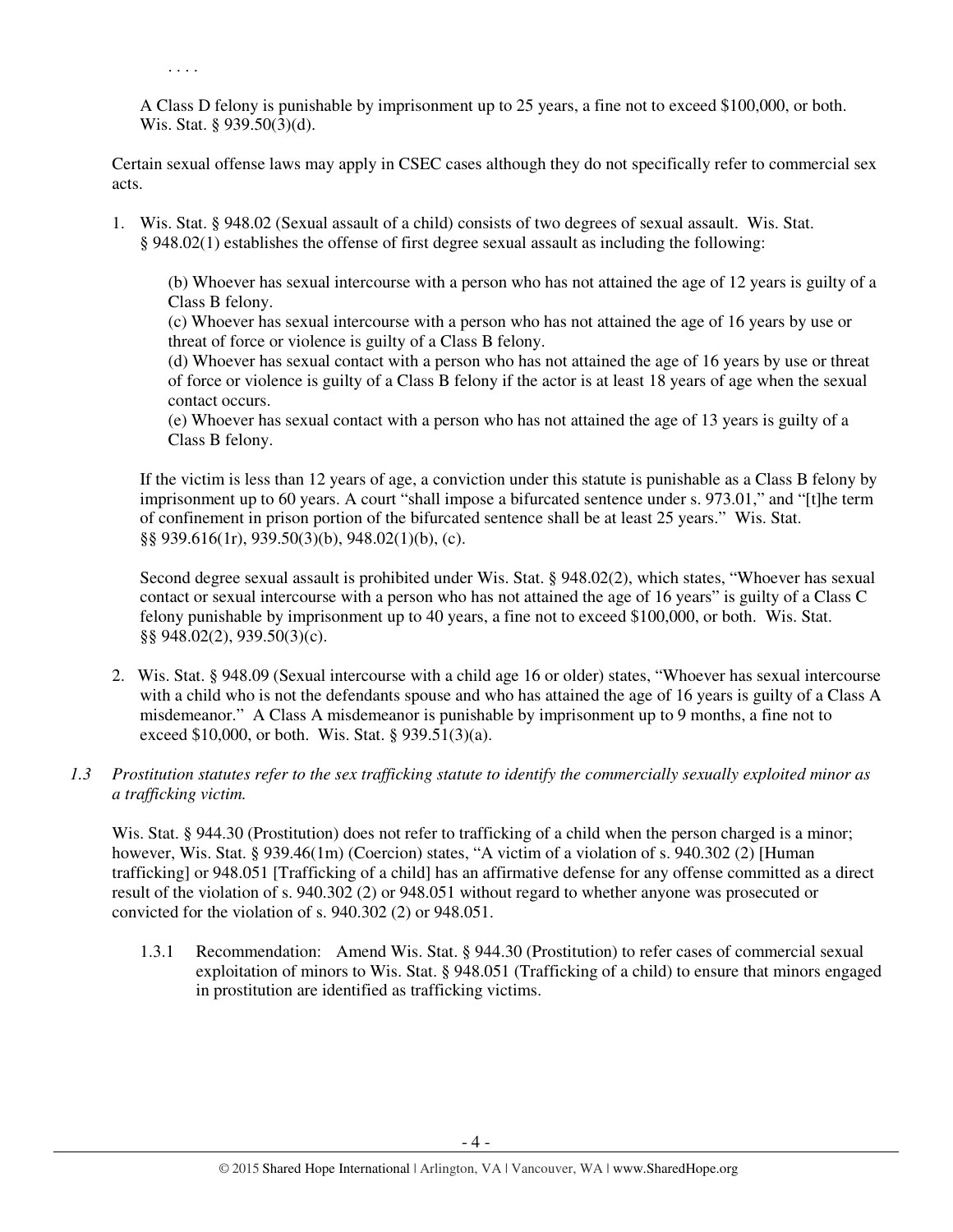. . . .

A Class D felony is punishable by imprisonment up to 25 years, a fine not to exceed $100,000, or both. Wis. Stat. § 939.50(3)(d).

Certain sexual offense laws may apply in CSEC cases although they do not specifically refer to commercial sex acts.

1. Wis. Stat. § 948.02 (Sexual assault of a child) consists of two degrees of sexual assault. Wis. Stat. § 948.02(1) establishes the offense of first degree sexual assault as including the following:

   (b) Whoever has sexual intercourse with a person who has not attained the age of 12 years is guilty of a Class B felony.
   (c) Whoever has sexual intercourse with a person who has not attained the age of 16 years by use or threat of force or violence is guilty of a Class B felony.
   (d) Whoever has sexual contact with a person who has not attained the age of 16 years by use or threat of force or violence is guilty of a Class B felony if the actor is at least 18 years of age when the sexual contact occurs.
   (e) Whoever has sexual contact with a person who has not attained the age of 13 years is guilty of a Class B felony.

   If the victim is less than 12 years of age, a conviction under this statute is punishable as a Class B felony by imprisonment up to 60 years. A court "shall impose a bifurcated sentence under s. 973.01," and "[t]he term of confinement in prison portion of the bifurcated sentence shall be at least 25 years." Wis. Stat. §§ 939.616(1r), 939.50(3)(b), 948.02(1)(b), (c).

   Second degree sexual assault is prohibited under Wis. Stat. § 948.02(2), which states, "Whoever has sexual contact or sexual intercourse with a person who has not attained the age of 16 years" is guilty of a Class C felony punishable by imprisonment up to 40 years, a fine not to exceed $100,000, or both. Wis. Stat. §§ 948.02(2), 939.50(3)(c).

2. Wis. Stat. § 948.09 (Sexual intercourse with a child age 16 or older) states, "Whoever has sexual intercourse with a child who is not the defendants spouse and who has attained the age of 16 years is guilty of a Class A misdemeanor." A Class A misdemeanor is punishable by imprisonment up to 9 months, a fine not to exceed $10,000, or both. Wis. Stat. § 939.51(3)(a).

*1.3 Prostitution statutes refer to the sex trafficking statute to identify the commercially sexually exploited minor as a trafficking victim.*

Wis. Stat. § 944.30 (Prostitution) does not refer to trafficking of a child when the person charged is a minor; however, Wis. Stat. § 939.46(1m) (Coercion) states, "A victim of a violation of s. 940.302 (2) [Human trafficking] or 948.051 [Trafficking of a child] has an affirmative defense for any offense committed as a direct result of the violation of s. 940.302 (2) or 948.051 without regard to whether anyone was prosecuted or convicted for the violation of s. 940.302 (2) or 948.051.

1.3.1 Recommendation: Amend Wis. Stat. § 944.30 (Prostitution) to refer cases of commercial sexual exploitation of minors to Wis. Stat. § 948.051 (Trafficking of a child) to ensure that minors engaged in prostitution are identified as trafficking victims.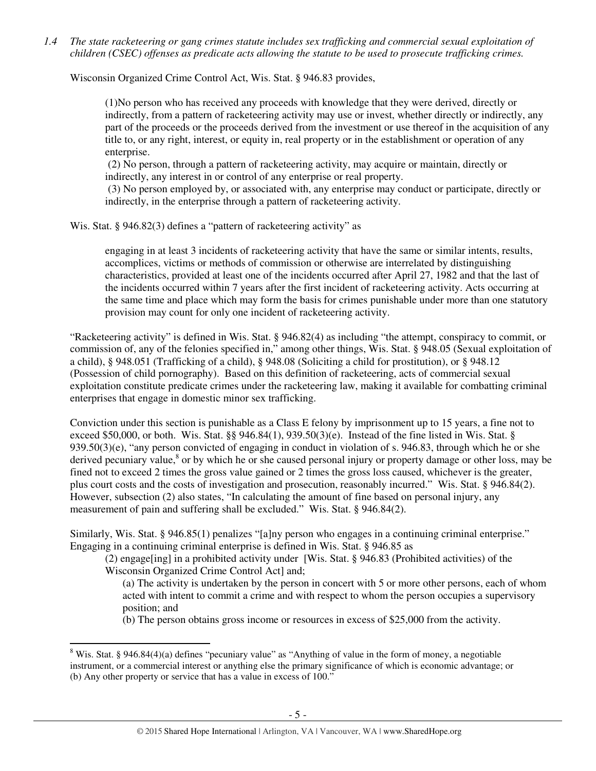*1.4 The state racketeering or gang crimes statute includes sex trafficking and commercial sexual exploitation of children (CSEC) offenses as predicate acts allowing the statute to be used to prosecute trafficking crimes.*

Wisconsin Organized Crime Control Act, Wis. Stat. § 946.83 provides,

> (1)No person who has received any proceeds with knowledge that they were derived, directly or indirectly, from a pattern of racketeering activity may use or invest, whether directly or indirectly, any part of the proceeds or the proceeds derived from the investment or use thereof in the acquisition of any title to, or any right, interest, or equity in, real property or in the establishment or operation of any enterprise.
>
> (2) No person, through a pattern of racketeering activity, may acquire or maintain, directly or indirectly, any interest in or control of any enterprise or real property.
>
> (3) No person employed by, or associated with, any enterprise may conduct or participate, directly or indirectly, in the enterprise through a pattern of racketeering activity.

Wis. Stat. § 946.82(3) defines a "pattern of racketeering activity" as

> engaging in at least 3 incidents of racketeering activity that have the same or similar intents, results, accomplices, victims or methods of commission or otherwise are interrelated by distinguishing characteristics, provided at least one of the incidents occurred after April 27, 1982 and that the last of the incidents occurred within 7 years after the first incident of racketeering activity. Acts occurring at the same time and place which may form the basis for crimes punishable under more than one statutory provision may count for only one incident of racketeering activity.

"Racketeering activity" is defined in Wis. Stat. § 946.82(4) as including "the attempt, conspiracy to commit, or commission of, any of the felonies specified in," among other things, Wis. Stat. § 948.05 (Sexual exploitation of a child), § 948.051 (Trafficking of a child), § 948.08 (Soliciting a child for prostitution), or § 948.12 (Possession of child pornography). Based on this definition of racketeering, acts of commercial sexual exploitation constitute predicate crimes under the racketeering law, making it available for combatting criminal enterprises that engage in domestic minor sex trafficking.

Conviction under this section is punishable as a Class E felony by imprisonment up to 15 years, a fine not to exceed $50,000, or both. Wis. Stat. §§ 946.84(1), 939.50(3)(e). Instead of the fine listed in Wis. Stat. § 939.50(3)(e), "any person convicted of engaging in conduct in violation of s. 946.83, through which he or she derived pecuniary value,[8] or by which he or she caused personal injury or property damage or other loss, may be fined not to exceed 2 times the gross value gained or 2 times the gross loss caused, whichever is the greater, plus court costs and the costs of investigation and prosecution, reasonably incurred." Wis. Stat. § 946.84(2). However, subsection (2) also states, "In calculating the amount of fine based on personal injury, any measurement of pain and suffering shall be excluded." Wis. Stat. § 946.84(2).

Similarly, Wis. Stat. § 946.85(1) penalizes "[a]ny person who engages in a continuing criminal enterprise." Engaging in a continuing criminal enterprise is defined in Wis. Stat. § 946.85 as

> (2) engage[ing] in a prohibited activity under [Wis. Stat. § 946.83 (Prohibited activities) of the Wisconsin Organized Crime Control Act] and;
>
> (a) The activity is undertaken by the person in concert with 5 or more other persons, each of whom acted with intent to commit a crime and with respect to whom the person occupies a supervisory position; and
>
> (b) The person obtains gross income or resources in excess of $25,000 from the activity.

---

[8] Wis. Stat. § 946.84(4)(a) defines "pecuniary value" as "Anything of value in the form of money, a negotiable instrument, or a commercial interest or anything else the primary significance of which is economic advantage; or (b) Any other property or service that has a value in excess of 100."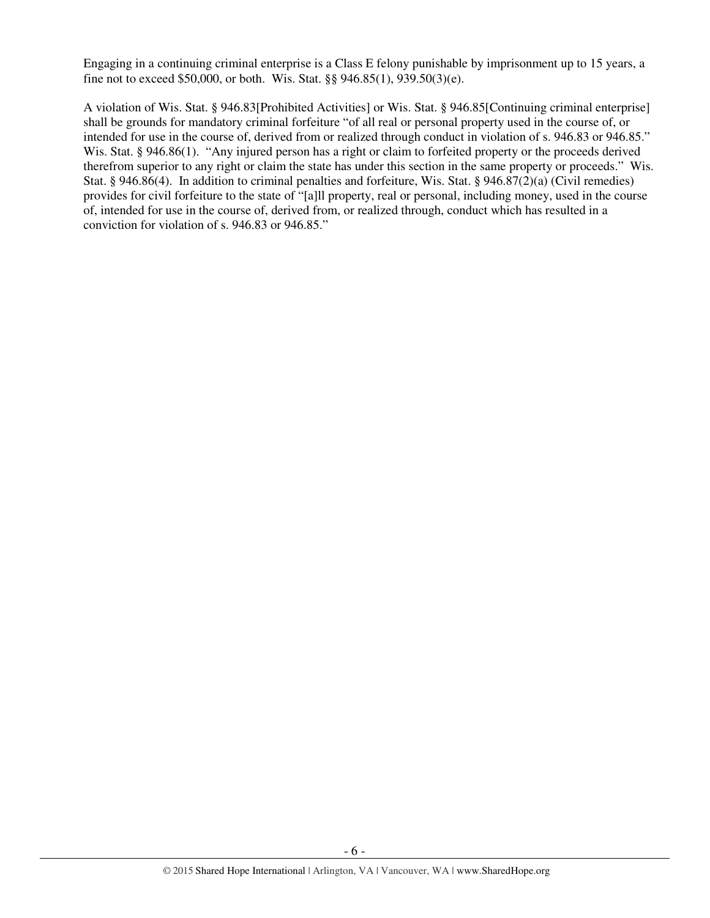Engaging in a continuing criminal enterprise is a Class E felony punishable by imprisonment up to 15 years, a fine not to exceed $50,000, or both. Wis. Stat. §§ 946.85(1), 939.50(3)(e).

A violation of Wis. Stat. § 946.83[Prohibited Activities] or Wis. Stat. § 946.85[Continuing criminal enterprise] shall be grounds for mandatory criminal forfeiture "of all real or personal property used in the course of, or intended for use in the course of, derived from or realized through conduct in violation of s. 946.83 or 946.85." Wis. Stat. § 946.86(1). "Any injured person has a right or claim to forfeited property or the proceeds derived therefrom superior to any right or claim the state has under this section in the same property or proceeds." Wis. Stat. § 946.86(4). In addition to criminal penalties and forfeiture, Wis. Stat. § 946.87(2)(a) (Civil remedies) provides for civil forfeiture to the state of "[a]ll property, real or personal, including money, used in the course of, intended for use in the course of, derived from, or realized through, conduct which has resulted in a conviction for violation of s. 946.83 or 946.85."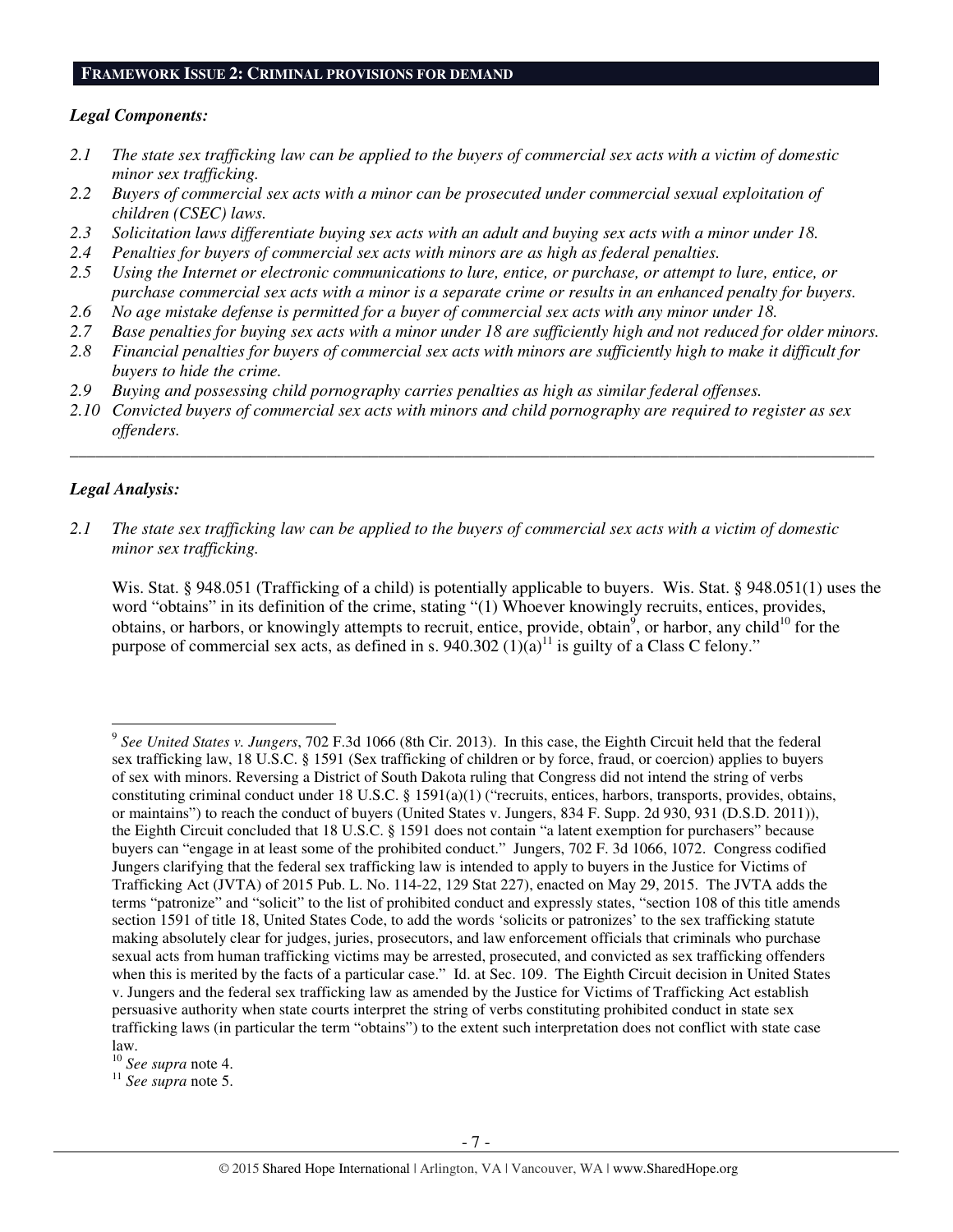## FRAMEWORK ISSUE 2: CRIMINAL PROVISIONS FOR DEMAND

***Legal Components:***

*2.1 The state sex trafficking law can be applied to the buyers of commercial sex acts with a victim of domestic minor sex trafficking.*

*2.2 Buyers of commercial sex acts with a minor can be prosecuted under commercial sexual exploitation of children (CSEC) laws.*

*2.3 Solicitation laws differentiate buying sex acts with an adult and buying sex acts with a minor under 18.*

*2.4 Penalties for buyers of commercial sex acts with minors are as high as federal penalties.*

*2.5 Using the Internet or electronic communications to lure, entice, or purchase, or attempt to lure, entice, or purchase commercial sex acts with a minor is a separate crime or results in an enhanced penalty for buyers.*

*2.6 No age mistake defense is permitted for a buyer of commercial sex acts with any minor under 18.*

*2.7 Base penalties for buying sex acts with a minor under 18 are sufficiently high and not reduced for older minors.*

*2.8 Financial penalties for buyers of commercial sex acts with minors are sufficiently high to make it difficult for buyers to hide the crime.*

*2.9 Buying and possessing child pornography carries penalties as high as similar federal offenses.*

*2.10 Convicted buyers of commercial sex acts with minors and child pornography are required to register as sex offenders.*

---

***Legal Analysis:***

*2.1 The state sex trafficking law can be applied to the buyers of commercial sex acts with a victim of domestic minor sex trafficking.*

Wis. Stat. § 948.051 (Trafficking of a child) is potentially applicable to buyers. Wis. Stat. § 948.051(1) uses the word "obtains" in its definition of the crime, stating "(1) Whoever knowingly recruits, entices, provides, obtains, or harbors, or knowingly attempts to recruit, entice, provide, obtain[9], or harbor, any child[10] for the purpose of commercial sex acts, as defined in s. 940.302 (1)(a)[11] is guilty of a Class C felony."

---

[9] *See United States v. Jungers*, 702 F.3d 1066 (8th Cir. 2013). In this case, the Eighth Circuit held that the federal sex trafficking law, 18 U.S.C. § 1591 (Sex trafficking of children or by force, fraud, or coercion) applies to buyers of sex with minors. Reversing a District of South Dakota ruling that Congress did not intend the string of verbs constituting criminal conduct under 18 U.S.C. § 1591(a)(1) ("recruits, entices, harbors, transports, provides, obtains, or maintains") to reach the conduct of buyers (United States v. Jungers, 834 F. Supp. 2d 930, 931 (D.S.D. 2011)), the Eighth Circuit concluded that 18 U.S.C. § 1591 does not contain "a latent exemption for purchasers" because buyers can "engage in at least some of the prohibited conduct." Jungers, 702 F. 3d 1066, 1072. Congress codified Jungers clarifying that the federal sex trafficking law is intended to apply to buyers in the Justice for Victims of Trafficking Act (JVTA) of 2015 Pub. L. No. 114-22, 129 Stat 227), enacted on May 29, 2015. The JVTA adds the terms "patronize" and "solicit" to the list of prohibited conduct and expressly states, "section 108 of this title amends section 1591 of title 18, United States Code, to add the words 'solicits or patronizes' to the sex trafficking statute making absolutely clear for judges, juries, prosecutors, and law enforcement officials that criminals who purchase sexual acts from human trafficking victims may be arrested, prosecuted, and convicted as sex trafficking offenders when this is merited by the facts of a particular case." Id. at Sec. 109. The Eighth Circuit decision in United States v. Jungers and the federal sex trafficking law as amended by the Justice for Victims of Trafficking Act establish persuasive authority when state courts interpret the string of verbs constituting prohibited conduct in state sex trafficking laws (in particular the term "obtains") to the extent such interpretation does not conflict with state case law.

[10] *See supra* note 4.

[11] *See supra* note 5.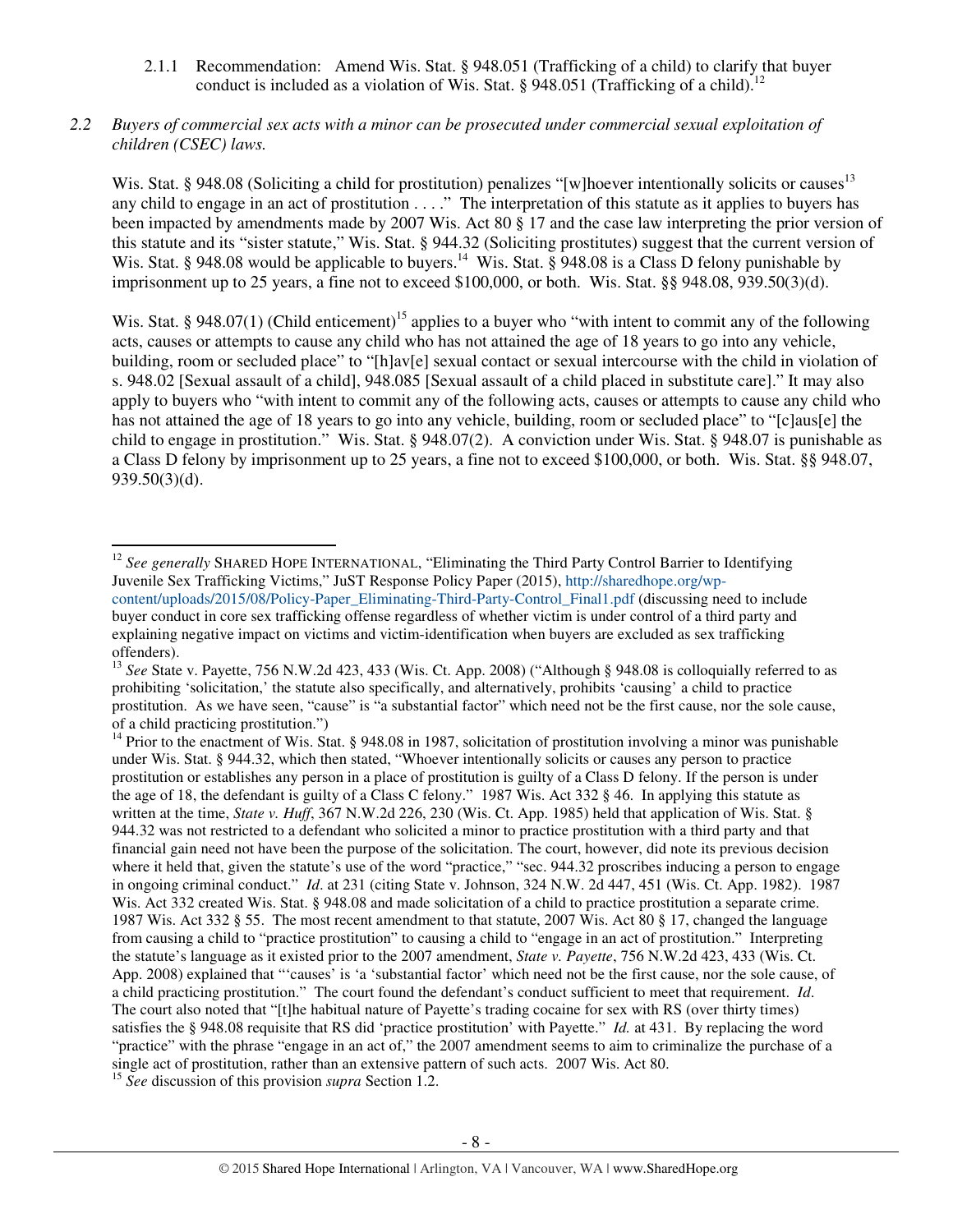2.1.1 Recommendation: Amend Wis. Stat. § 948.051 (Trafficking of a child) to clarify that buyer conduct is included as a violation of Wis. Stat. § 948.051 (Trafficking of a child).[12]

*2.2 Buyers of commercial sex acts with a minor can be prosecuted under commercial sexual exploitation of children (CSEC) laws.*

Wis. Stat. § 948.08 (Soliciting a child for prostitution) penalizes "[w]hoever intentionally solicits or causes[13] any child to engage in an act of prostitution . . . ." The interpretation of this statute as it applies to buyers has been impacted by amendments made by 2007 Wis. Act 80 § 17 and the case law interpreting the prior version of this statute and its "sister statute," Wis. Stat. § 944.32 (Soliciting prostitutes) suggest that the current version of Wis. Stat. § 948.08 would be applicable to buyers.[14] Wis. Stat. § 948.08 is a Class D felony punishable by imprisonment up to 25 years, a fine not to exceed $100,000, or both. Wis. Stat. §§ 948.08, 939.50(3)(d).

Wis. Stat. § 948.07(1) (Child enticement)[15] applies to a buyer who "with intent to commit any of the following acts, causes or attempts to cause any child who has not attained the age of 18 years to go into any vehicle, building, room or secluded place" to "[h]av[e] sexual contact or sexual intercourse with the child in violation of s. 948.02 [Sexual assault of a child], 948.085 [Sexual assault of a child placed in substitute care]." It may also apply to buyers who "with intent to commit any of the following acts, causes or attempts to cause any child who has not attained the age of 18 years to go into any vehicle, building, room or secluded place" to "[c]aus[e] the child to engage in prostitution." Wis. Stat. § 948.07(2). A conviction under Wis. Stat. § 948.07 is punishable as a Class D felony by imprisonment up to 25 years, a fine not to exceed $100,000, or both. Wis. Stat. §§ 948.07, 939.50(3)(d).

---

[12] *See generally* SHARED HOPE INTERNATIONAL, "Eliminating the Third Party Control Barrier to Identifying Juvenile Sex Trafficking Victims," JuST Response Policy Paper (2015), http://sharedhope.org/wp-content/uploads/2015/08/Policy-Paper_Eliminating-Third-Party-Control_Final1.pdf (discussing need to include buyer conduct in core sex trafficking offense regardless of whether victim is under control of a third party and explaining negative impact on victims and victim-identification when buyers are excluded as sex trafficking offenders).

[13] *See* State v. Payette, 756 N.W.2d 423, 433 (Wis. Ct. App. 2008) ("Although § 948.08 is colloquially referred to as prohibiting 'solicitation,' the statute also specifically, and alternatively, prohibits 'causing' a child to practice prostitution. As we have seen, "cause" is "a substantial factor" which need not be the first cause, nor the sole cause, of a child practicing prostitution.")

[14] Prior to the enactment of Wis. Stat. § 948.08 in 1987, solicitation of prostitution involving a minor was punishable under Wis. Stat. § 944.32, which then stated, "Whoever intentionally solicits or causes any person to practice prostitution or establishes any person in a place of prostitution is guilty of a Class D felony. If the person is under the age of 18, the defendant is guilty of a Class C felony." 1987 Wis. Act 332 § 46. In applying this statute as written at the time, *State v. Huff*, 367 N.W.2d 226, 230 (Wis. Ct. App. 1985) held that application of Wis. Stat. § 944.32 was not restricted to a defendant who solicited a minor to practice prostitution with a third party and that financial gain need not have been the purpose of the solicitation. The court, however, did note its previous decision where it held that, given the statute's use of the word "practice," "sec. 944.32 proscribes inducing a person to engage in ongoing criminal conduct." *Id*. at 231 (citing State v. Johnson, 324 N.W. 2d 447, 451 (Wis. Ct. App. 1982). 1987 Wis. Act 332 created Wis. Stat. § 948.08 and made solicitation of a child to practice prostitution a separate crime. 1987 Wis. Act 332 § 55. The most recent amendment to that statute, 2007 Wis. Act 80 § 17, changed the language from causing a child to "practice prostitution" to causing a child to "engage in an act of prostitution." Interpreting the statute's language as it existed prior to the 2007 amendment, *State v. Payette*, 756 N.W.2d 423, 433 (Wis. Ct. App. 2008) explained that "'causes' is 'a 'substantial factor' which need not be the first cause, nor the sole cause, of a child practicing prostitution." The court found the defendant's conduct sufficient to meet that requirement. *Id*. The court also noted that "[t]he habitual nature of Payette's trading cocaine for sex with RS (over thirty times) satisfies the § 948.08 requisite that RS did 'practice prostitution' with Payette." *Id.* at 431. By replacing the word "practice" with the phrase "engage in an act of," the 2007 amendment seems to aim to criminalize the purchase of a single act of prostitution, rather than an extensive pattern of such acts. 2007 Wis. Act 80.

[15] *See* discussion of this provision *supra* Section 1.2.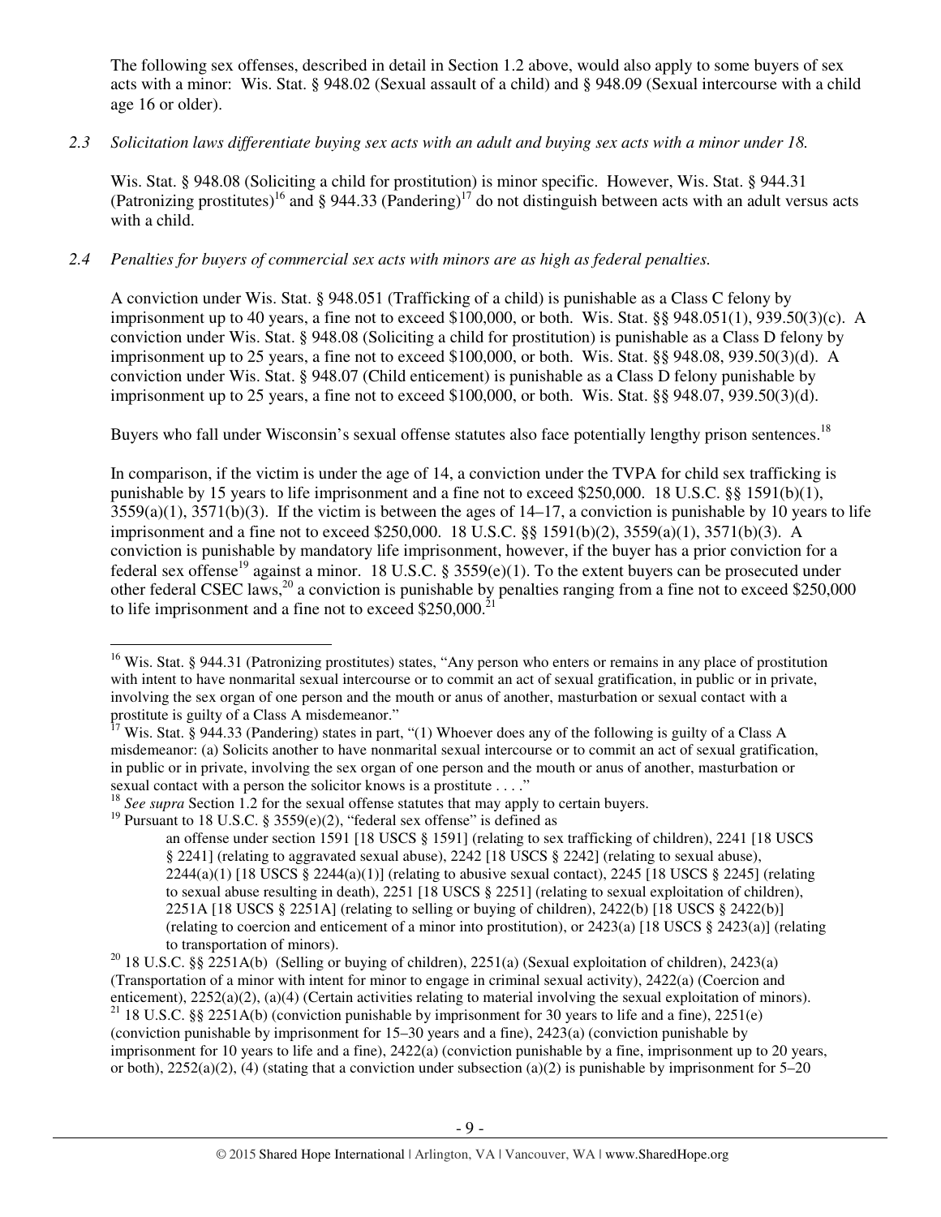The following sex offenses, described in detail in Section 1.2 above, would also apply to some buyers of sex acts with a minor: Wis. Stat. § 948.02 (Sexual assault of a child) and § 948.09 (Sexual intercourse with a child age 16 or older).

*2.3 Solicitation laws differentiate buying sex acts with an adult and buying sex acts with a minor under 18.*

Wis. Stat. § 948.08 (Soliciting a child for prostitution) is minor specific. However, Wis. Stat. § 944.31 (Patronizing prostitutes)[16] and § 944.33 (Pandering)[17] do not distinguish between acts with an adult versus acts with a child.

*2.4 Penalties for buyers of commercial sex acts with minors are as high as federal penalties.*

A conviction under Wis. Stat. § 948.051 (Trafficking of a child) is punishable as a Class C felony by imprisonment up to 40 years, a fine not to exceed $100,000, or both. Wis. Stat. §§ 948.051(1), 939.50(3)(c). A conviction under Wis. Stat. § 948.08 (Soliciting a child for prostitution) is punishable as a Class D felony by imprisonment up to 25 years, a fine not to exceed $100,000, or both. Wis. Stat. §§ 948.08, 939.50(3)(d). A conviction under Wis. Stat. § 948.07 (Child enticement) is punishable as a Class D felony punishable by imprisonment up to 25 years, a fine not to exceed $100,000, or both. Wis. Stat. §§ 948.07, 939.50(3)(d).

Buyers who fall under Wisconsin's sexual offense statutes also face potentially lengthy prison sentences.[18]

In comparison, if the victim is under the age of 14, a conviction under the TVPA for child sex trafficking is punishable by 15 years to life imprisonment and a fine not to exceed $250,000. 18 U.S.C. §§ 1591(b)(1), 3559(a)(1), 3571(b)(3). If the victim is between the ages of 14–17, a conviction is punishable by 10 years to life imprisonment and a fine not to exceed $250,000. 18 U.S.C. §§ 1591(b)(2), 3559(a)(1), 3571(b)(3). A conviction is punishable by mandatory life imprisonment, however, if the buyer has a prior conviction for a federal sex offense[19] against a minor. 18 U.S.C. § 3559(e)(1). To the extent buyers can be prosecuted under other federal CSEC laws,[20] a conviction is punishable by penalties ranging from a fine not to exceed $250,000 to life imprisonment and a fine not to exceed $250,000.[21]

---

[16] Wis. Stat. § 944.31 (Patronizing prostitutes) states, "Any person who enters or remains in any place of prostitution with intent to have nonmarital sexual intercourse or to commit an act of sexual gratification, in public or in private, involving the sex organ of one person and the mouth or anus of another, masturbation or sexual contact with a prostitute is guilty of a Class A misdemeanor."

[17] Wis. Stat. § 944.33 (Pandering) states in part, "(1) Whoever does any of the following is guilty of a Class A misdemeanor: (a) Solicits another to have nonmarital sexual intercourse or to commit an act of sexual gratification, in public or in private, involving the sex organ of one person and the mouth or anus of another, masturbation or sexual contact with a person the solicitor knows is a prostitute . . . ."

[18] *See supra* Section 1.2 for the sexual offense statutes that may apply to certain buyers.

[19] Pursuant to 18 U.S.C. § 3559(e)(2), "federal sex offense" is defined as

> an offense under section 1591 [18 USCS § 1591] (relating to sex trafficking of children), 2241 [18 USCS § 2241] (relating to aggravated sexual abuse), 2242 [18 USCS § 2242] (relating to sexual abuse), 2244(a)(1) [18 USCS § 2244(a)(1)] (relating to abusive sexual contact), 2245 [18 USCS § 2245] (relating to sexual abuse resulting in death), 2251 [18 USCS § 2251] (relating to sexual exploitation of children), 2251A [18 USCS § 2251A] (relating to selling or buying of children), 2422(b) [18 USCS § 2422(b)] (relating to coercion and enticement of a minor into prostitution), or 2423(a) [18 USCS § 2423(a)] (relating to transportation of minors).

[20] 18 U.S.C. §§ 2251A(b) (Selling or buying of children), 2251(a) (Sexual exploitation of children), 2423(a) (Transportation of a minor with intent for minor to engage in criminal sexual activity), 2422(a) (Coercion and enticement), 2252(a)(2), (a)(4) (Certain activities relating to material involving the sexual exploitation of minors).

[21] 18 U.S.C. §§ 2251A(b) (conviction punishable by imprisonment for 30 years to life and a fine), 2251(e) (conviction punishable by imprisonment for 15–30 years and a fine), 2423(a) (conviction punishable by imprisonment for 10 years to life and a fine), 2422(a) (conviction punishable by a fine, imprisonment up to 20 years, or both), 2252(a)(2), (4) (stating that a conviction under subsection (a)(2) is punishable by imprisonment for 5–20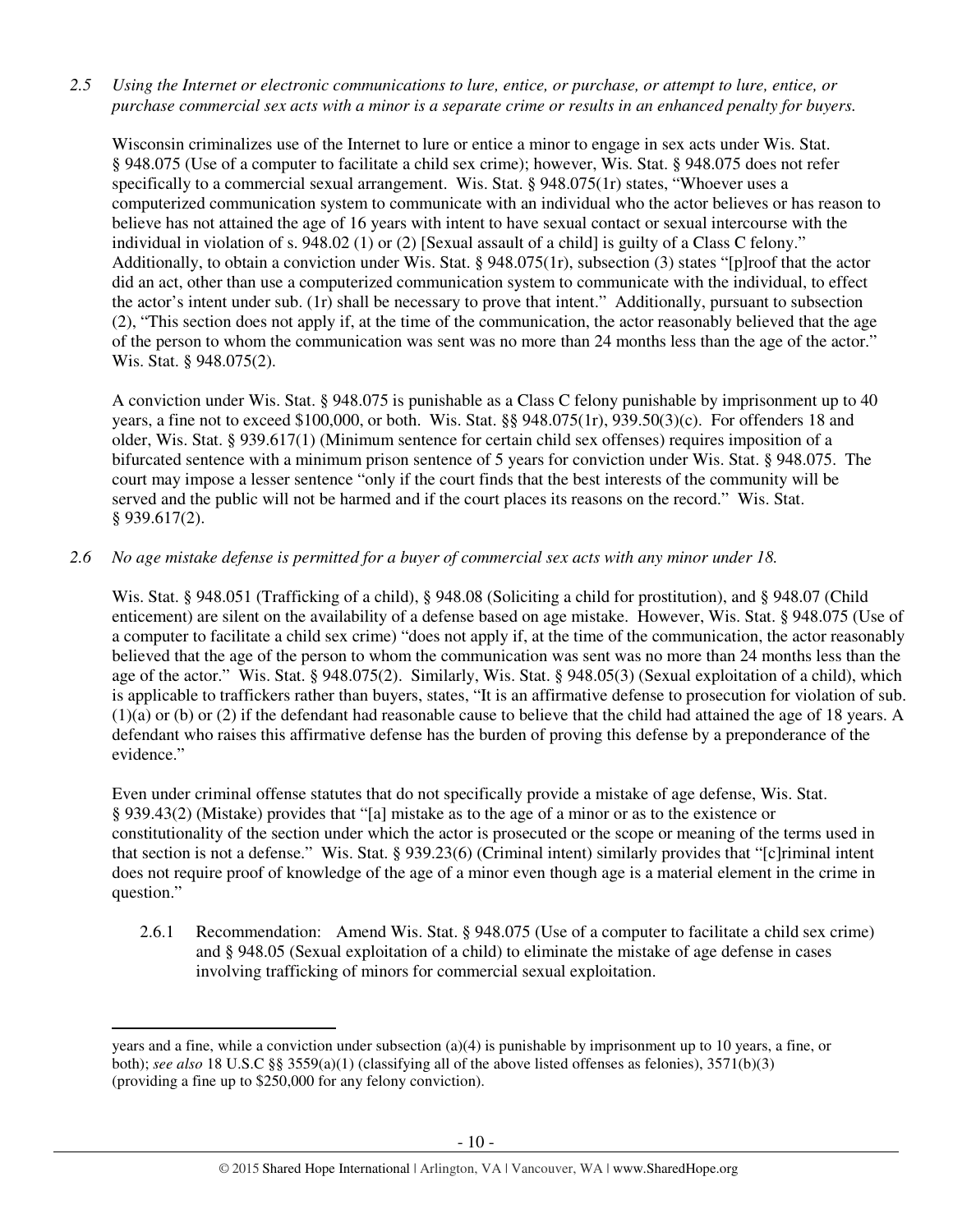*2.5 Using the Internet or electronic communications to lure, entice, or purchase, or attempt to lure, entice, or purchase commercial sex acts with a minor is a separate crime or results in an enhanced penalty for buyers.*

Wisconsin criminalizes use of the Internet to lure or entice a minor to engage in sex acts under Wis. Stat. § 948.075 (Use of a computer to facilitate a child sex crime); however, Wis. Stat. § 948.075 does not refer specifically to a commercial sexual arrangement. Wis. Stat. § 948.075(1r) states, "Whoever uses a computerized communication system to communicate with an individual who the actor believes or has reason to believe has not attained the age of 16 years with intent to have sexual contact or sexual intercourse with the individual in violation of s. 948.02 (1) or (2) [Sexual assault of a child] is guilty of a Class C felony." Additionally, to obtain a conviction under Wis. Stat. § 948.075(1r), subsection (3) states "[p]roof that the actor did an act, other than use a computerized communication system to communicate with the individual, to effect the actor's intent under sub. (1r) shall be necessary to prove that intent." Additionally, pursuant to subsection (2), "This section does not apply if, at the time of the communication, the actor reasonably believed that the age of the person to whom the communication was sent was no more than 24 months less than the age of the actor." Wis. Stat. § 948.075(2).

A conviction under Wis. Stat. § 948.075 is punishable as a Class C felony punishable by imprisonment up to 40 years, a fine not to exceed $100,000, or both. Wis. Stat. §§ 948.075(1r), 939.50(3)(c). For offenders 18 and older, Wis. Stat. § 939.617(1) (Minimum sentence for certain child sex offenses) requires imposition of a bifurcated sentence with a minimum prison sentence of 5 years for conviction under Wis. Stat. § 948.075. The court may impose a lesser sentence "only if the court finds that the best interests of the community will be served and the public will not be harmed and if the court places its reasons on the record." Wis. Stat. § 939.617(2).

*2.6 No age mistake defense is permitted for a buyer of commercial sex acts with any minor under 18.*

Wis. Stat. § 948.051 (Trafficking of a child), § 948.08 (Soliciting a child for prostitution), and § 948.07 (Child enticement) are silent on the availability of a defense based on age mistake. However, Wis. Stat. § 948.075 (Use of a computer to facilitate a child sex crime) "does not apply if, at the time of the communication, the actor reasonably believed that the age of the person to whom the communication was sent was no more than 24 months less than the age of the actor." Wis. Stat. § 948.075(2). Similarly, Wis. Stat. § 948.05(3) (Sexual exploitation of a child), which is applicable to traffickers rather than buyers, states, "It is an affirmative defense to prosecution for violation of sub. (1)(a) or (b) or (2) if the defendant had reasonable cause to believe that the child had attained the age of 18 years. A defendant who raises this affirmative defense has the burden of proving this defense by a preponderance of the evidence."

Even under criminal offense statutes that do not specifically provide a mistake of age defense, Wis. Stat. § 939.43(2) (Mistake) provides that "[a] mistake as to the age of a minor or as to the existence or constitutionality of the section under which the actor is prosecuted or the scope or meaning of the terms used in that section is not a defense." Wis. Stat. § 939.23(6) (Criminal intent) similarly provides that "[c]riminal intent does not require proof of knowledge of the age of a minor even though age is a material element in the crime in question."

2.6.1 Recommendation: Amend Wis. Stat. § 948.075 (Use of a computer to facilitate a child sex crime) and § 948.05 (Sexual exploitation of a child) to eliminate the mistake of age defense in cases involving trafficking of minors for commercial sexual exploitation.

---

years and a fine, while a conviction under subsection (a)(4) is punishable by imprisonment up to 10 years, a fine, or both; *see also* 18 U.S.C §§ 3559(a)(1) (classifying all of the above listed offenses as felonies), 3571(b)(3) (providing a fine up to $250,000 for any felony conviction).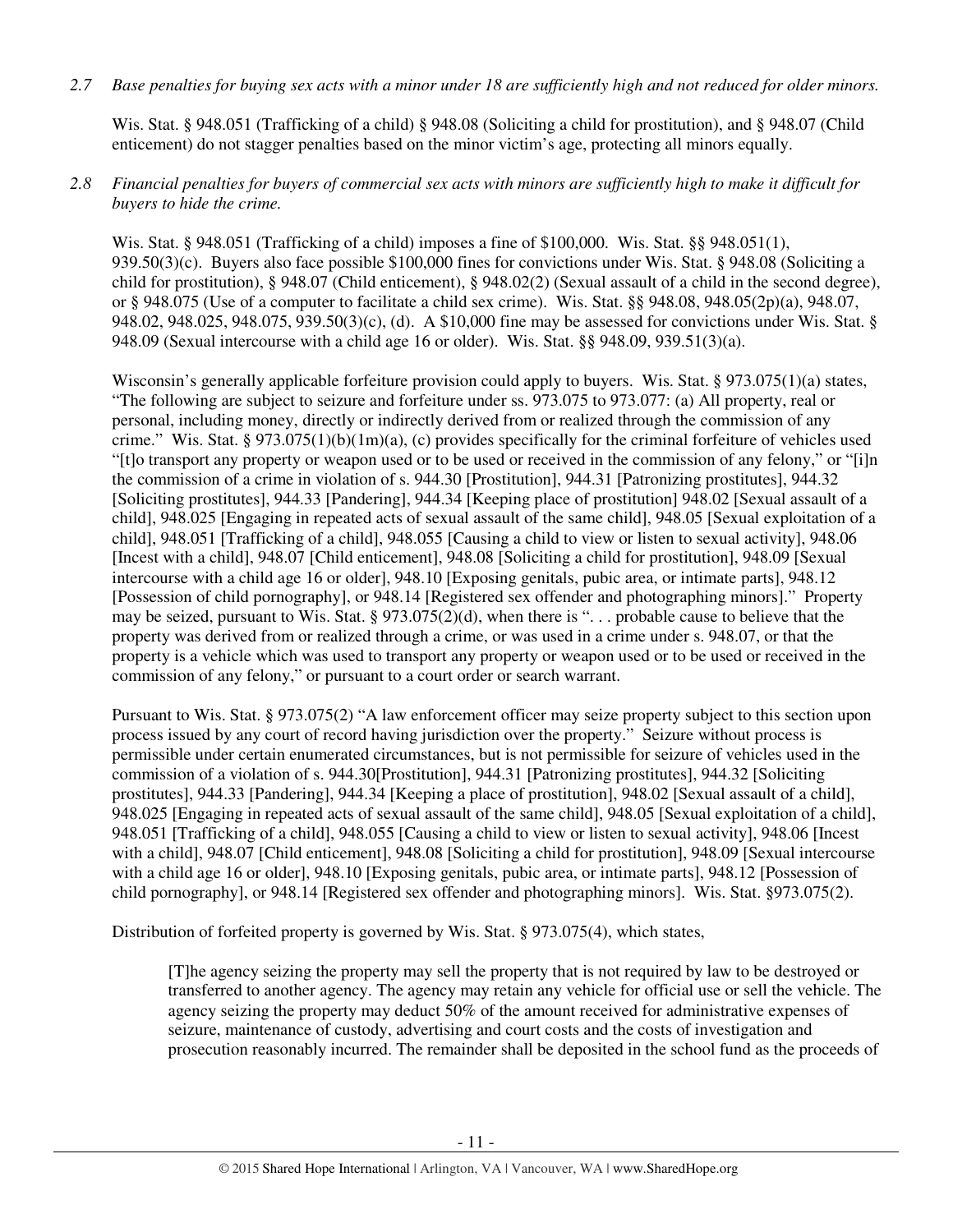*2.7 Base penalties for buying sex acts with a minor under 18 are sufficiently high and not reduced for older minors.*

Wis. Stat. § 948.051 (Trafficking of a child) § 948.08 (Soliciting a child for prostitution), and § 948.07 (Child enticement) do not stagger penalties based on the minor victim's age, protecting all minors equally.

*2.8 Financial penalties for buyers of commercial sex acts with minors are sufficiently high to make it difficult for buyers to hide the crime.*

Wis. Stat. § 948.051 (Trafficking of a child) imposes a fine of $100,000. Wis. Stat. §§ 948.051(1), 939.50(3)(c). Buyers also face possible $100,000 fines for convictions under Wis. Stat. § 948.08 (Soliciting a child for prostitution), § 948.07 (Child enticement), § 948.02(2) (Sexual assault of a child in the second degree), or § 948.075 (Use of a computer to facilitate a child sex crime). Wis. Stat. §§ 948.08, 948.05(2p)(a), 948.07, 948.02, 948.025, 948.075, 939.50(3)(c), (d). A $10,000 fine may be assessed for convictions under Wis. Stat. § 948.09 (Sexual intercourse with a child age 16 or older). Wis. Stat. §§ 948.09, 939.51(3)(a).

Wisconsin's generally applicable forfeiture provision could apply to buyers. Wis. Stat. § 973.075(1)(a) states, "The following are subject to seizure and forfeiture under ss. 973.075 to 973.077: (a) All property, real or personal, including money, directly or indirectly derived from or realized through the commission of any crime." Wis. Stat. § 973.075(1)(b)(1m)(a), (c) provides specifically for the criminal forfeiture of vehicles used "[t]o transport any property or weapon used or to be used or received in the commission of any felony," or "[i]n the commission of a crime in violation of s. 944.30 [Prostitution], 944.31 [Patronizing prostitutes], 944.32 [Soliciting prostitutes], 944.33 [Pandering], 944.34 [Keeping place of prostitution] 948.02 [Sexual assault of a child], 948.025 [Engaging in repeated acts of sexual assault of the same child], 948.05 [Sexual exploitation of a child], 948.051 [Trafficking of a child], 948.055 [Causing a child to view or listen to sexual activity], 948.06 [Incest with a child], 948.07 [Child enticement], 948.08 [Soliciting a child for prostitution], 948.09 [Sexual intercourse with a child age 16 or older], 948.10 [Exposing genitals, pubic area, or intimate parts], 948.12 [Possession of child pornography], or 948.14 [Registered sex offender and photographing minors]." Property may be seized, pursuant to Wis. Stat. § 973.075(2)(d), when there is ". . . probable cause to believe that the property was derived from or realized through a crime, or was used in a crime under s. 948.07, or that the property is a vehicle which was used to transport any property or weapon used or to be used or received in the commission of any felony," or pursuant to a court order or search warrant.

Pursuant to Wis. Stat. § 973.075(2) "A law enforcement officer may seize property subject to this section upon process issued by any court of record having jurisdiction over the property." Seizure without process is permissible under certain enumerated circumstances, but is not permissible for seizure of vehicles used in the commission of a violation of s. 944.30[Prostitution], 944.31 [Patronizing prostitutes], 944.32 [Soliciting prostitutes], 944.33 [Pandering], 944.34 [Keeping a place of prostitution], 948.02 [Sexual assault of a child], 948.025 [Engaging in repeated acts of sexual assault of the same child], 948.05 [Sexual exploitation of a child], 948.051 [Trafficking of a child], 948.055 [Causing a child to view or listen to sexual activity], 948.06 [Incest with a child], 948.07 [Child enticement], 948.08 [Soliciting a child for prostitution], 948.09 [Sexual intercourse with a child age 16 or older], 948.10 [Exposing genitals, pubic area, or intimate parts], 948.12 [Possession of child pornography], or 948.14 [Registered sex offender and photographing minors]. Wis. Stat. §973.075(2).

Distribution of forfeited property is governed by Wis. Stat. § 973.075(4), which states,

> [T]he agency seizing the property may sell the property that is not required by law to be destroyed or transferred to another agency. The agency may retain any vehicle for official use or sell the vehicle. The agency seizing the property may deduct 50% of the amount received for administrative expenses of seizure, maintenance of custody, advertising and court costs and the costs of investigation and prosecution reasonably incurred. The remainder shall be deposited in the school fund as the proceeds of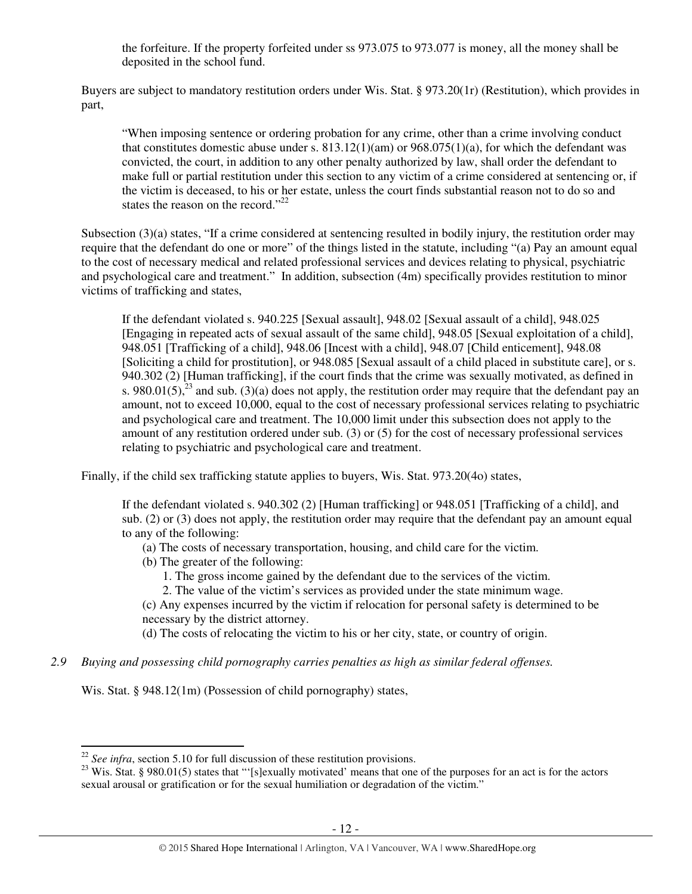the forfeiture. If the property forfeited under ss 973.075 to 973.077 is money, all the money shall be deposited in the school fund.

Buyers are subject to mandatory restitution orders under Wis. Stat. § 973.20(1r) (Restitution), which provides in part,

> "When imposing sentence or ordering probation for any crime, other than a crime involving conduct that constitutes domestic abuse under s. 813.12(1)(am) or 968.075(1)(a), for which the defendant was convicted, the court, in addition to any other penalty authorized by law, shall order the defendant to make full or partial restitution under this section to any victim of a crime considered at sentencing or, if the victim is deceased, to his or her estate, unless the court finds substantial reason not to do so and states the reason on the record."[22]

Subsection (3)(a) states, "If a crime considered at sentencing resulted in bodily injury, the restitution order may require that the defendant do one or more" of the things listed in the statute, including "(a) Pay an amount equal to the cost of necessary medical and related professional services and devices relating to physical, psychiatric and psychological care and treatment." In addition, subsection (4m) specifically provides restitution to minor victims of trafficking and states,

> If the defendant violated s. 940.225 [Sexual assault], 948.02 [Sexual assault of a child], 948.025 [Engaging in repeated acts of sexual assault of the same child], 948.05 [Sexual exploitation of a child], 948.051 [Trafficking of a child], 948.06 [Incest with a child], 948.07 [Child enticement], 948.08 [Soliciting a child for prostitution], or 948.085 [Sexual assault of a child placed in substitute care], or s. 940.302 (2) [Human trafficking], if the court finds that the crime was sexually motivated, as defined in s. 980.01(5),[23] and sub. (3)(a) does not apply, the restitution order may require that the defendant pay an amount, not to exceed 10,000, equal to the cost of necessary professional services relating to psychiatric and psychological care and treatment. The 10,000 limit under this subsection does not apply to the amount of any restitution ordered under sub. (3) or (5) for the cost of necessary professional services relating to psychiatric and psychological care and treatment.

Finally, if the child sex trafficking statute applies to buyers, Wis. Stat. 973.20(4o) states,

> If the defendant violated s. 940.302 (2) [Human trafficking] or 948.051 [Trafficking of a child], and sub. (2) or (3) does not apply, the restitution order may require that the defendant pay an amount equal to any of the following:
>
> (a) The costs of necessary transportation, housing, and child care for the victim.
>
> (b) The greater of the following:
>
> 1. The gross income gained by the defendant due to the services of the victim.
> 2. The value of the victim's services as provided under the state minimum wage.
>
> (c) Any expenses incurred by the victim if relocation for personal safety is determined to be necessary by the district attorney.
>
> (d) The costs of relocating the victim to his or her city, state, or country of origin.

*2.9 Buying and possessing child pornography carries penalties as high as similar federal offenses.*

Wis. Stat. § 948.12(1m) (Possession of child pornography) states,

---

[22] *See infra*, section 5.10 for full discussion of these restitution provisions.

[23] Wis. Stat. § 980.01(5) states that "'[s]exually motivated' means that one of the purposes for an act is for the actors sexual arousal or gratification or for the sexual humiliation or degradation of the victim."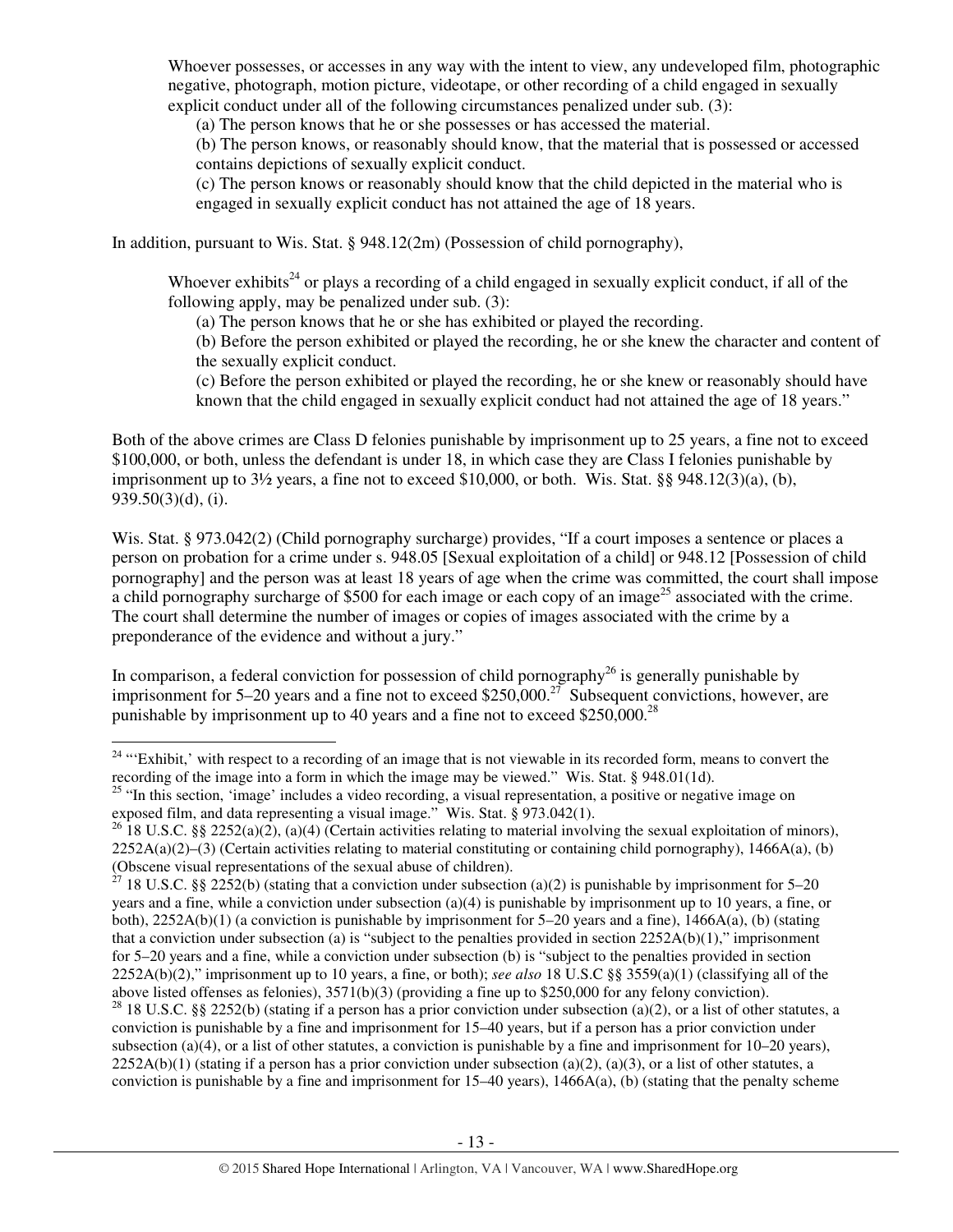Whoever possesses, or accesses in any way with the intent to view, any undeveloped film, photographic negative, photograph, motion picture, videotape, or other recording of a child engaged in sexually explicit conduct under all of the following circumstances penalized under sub. (3):

(a) The person knows that he or she possesses or has accessed the material.

(b) The person knows, or reasonably should know, that the material that is possessed or accessed contains depictions of sexually explicit conduct.

(c) The person knows or reasonably should know that the child depicted in the material who is engaged in sexually explicit conduct has not attained the age of 18 years.

In addition, pursuant to Wis. Stat. § 948.12(2m) (Possession of child pornography),

> Whoever exhibits[24] or plays a recording of a child engaged in sexually explicit conduct, if all of the following apply, may be penalized under sub. (3):
>
> (a) The person knows that he or she has exhibited or played the recording.
>
> (b) Before the person exhibited or played the recording, he or she knew the character and content of the sexually explicit conduct.
>
> (c) Before the person exhibited or played the recording, he or she knew or reasonably should have known that the child engaged in sexually explicit conduct had not attained the age of 18 years."

Both of the above crimes are Class D felonies punishable by imprisonment up to 25 years, a fine not to exceed $100,000, or both, unless the defendant is under 18, in which case they are Class I felonies punishable by imprisonment up to 3½ years, a fine not to exceed $10,000, or both. Wis. Stat. §§ 948.12(3)(a), (b), 939.50(3)(d), (i).

Wis. Stat. § 973.042(2) (Child pornography surcharge) provides, "If a court imposes a sentence or places a person on probation for a crime under s. 948.05 [Sexual exploitation of a child] or 948.12 [Possession of child pornography] and the person was at least 18 years of age when the crime was committed, the court shall impose a child pornography surcharge of $500 for each image or each copy of an image[25] associated with the crime. The court shall determine the number of images or copies of images associated with the crime by a preponderance of the evidence and without a jury."

In comparison, a federal conviction for possession of child pornography[26] is generally punishable by imprisonment for 5–20 years and a fine not to exceed $250,000.[27] Subsequent convictions, however, are punishable by imprisonment up to 40 years and a fine not to exceed $250,000.[28]

---

[24] "'Exhibit,' with respect to a recording of an image that is not viewable in its recorded form, means to convert the recording of the image into a form in which the image may be viewed." Wis. Stat. § 948.01(1d).

[25] "In this section, 'image' includes a video recording, a visual representation, a positive or negative image on exposed film, and data representing a visual image." Wis. Stat. § 973.042(1).

[26] 18 U.S.C. §§ 2252(a)(2), (a)(4) (Certain activities relating to material involving the sexual exploitation of minors), 2252A(a)(2)–(3) (Certain activities relating to material constituting or containing child pornography), 1466A(a), (b) (Obscene visual representations of the sexual abuse of children).

[27] 18 U.S.C. §§ 2252(b) (stating that a conviction under subsection (a)(2) is punishable by imprisonment for 5–20 years and a fine, while a conviction under subsection (a)(4) is punishable by imprisonment up to 10 years, a fine, or both), 2252A(b)(1) (a conviction is punishable by imprisonment for 5–20 years and a fine), 1466A(a), (b) (stating that a conviction under subsection (a) is "subject to the penalties provided in section 2252A(b)(1)," imprisonment for 5–20 years and a fine, while a conviction under subsection (b) is "subject to the penalties provided in section 2252A(b)(2)," imprisonment up to 10 years, a fine, or both); *see also* 18 U.S.C §§ 3559(a)(1) (classifying all of the above listed offenses as felonies), 3571(b)(3) (providing a fine up to $250,000 for any felony conviction).

[28] 18 U.S.C. §§ 2252(b) (stating if a person has a prior conviction under subsection (a)(2), or a list of other statutes, a conviction is punishable by a fine and imprisonment for 15–40 years, but if a person has a prior conviction under subsection (a)(4), or a list of other statutes, a conviction is punishable by a fine and imprisonment for 10–20 years), 2252A(b)(1) (stating if a person has a prior conviction under subsection (a)(2), (a)(3), or a list of other statutes, a conviction is punishable by a fine and imprisonment for 15–40 years), 1466A(a), (b) (stating that the penalty scheme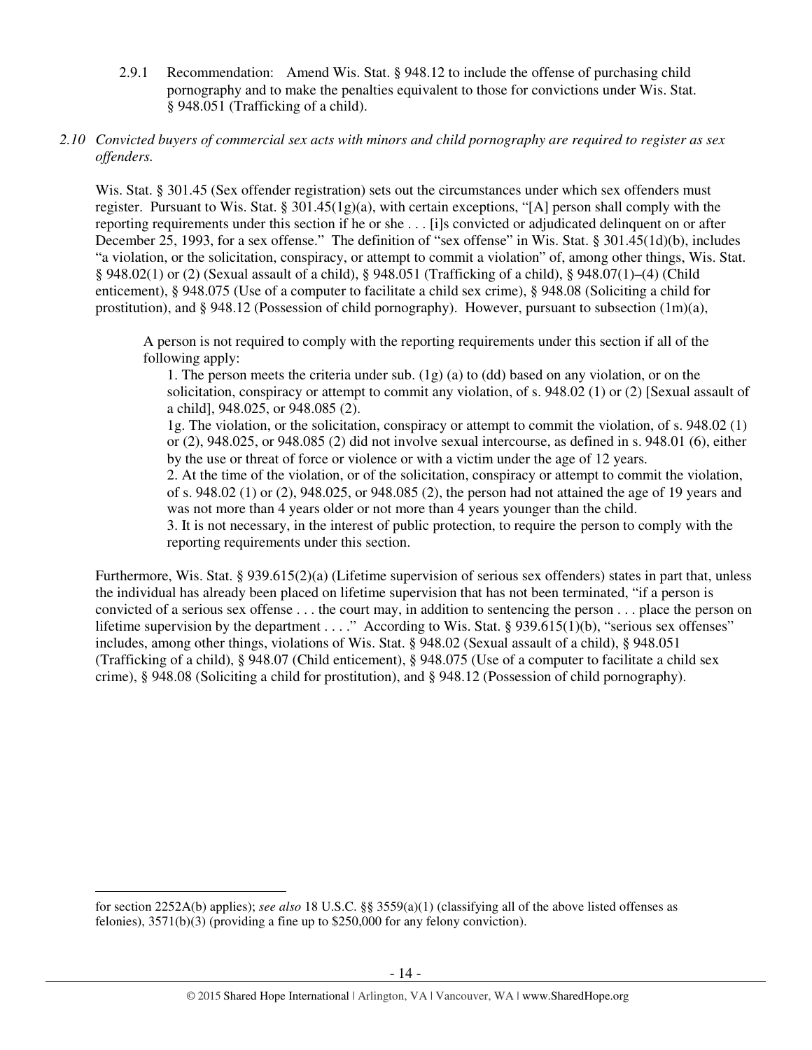2.9.1 Recommendation: Amend Wis. Stat. § 948.12 to include the offense of purchasing child pornography and to make the penalties equivalent to those for convictions under Wis. Stat. § 948.051 (Trafficking of a child).

*2.10 Convicted buyers of commercial sex acts with minors and child pornography are required to register as sex offenders.*

Wis. Stat. § 301.45 (Sex offender registration) sets out the circumstances under which sex offenders must register. Pursuant to Wis. Stat. § 301.45(1g)(a), with certain exceptions, "[A] person shall comply with the reporting requirements under this section if he or she . . . [i]s convicted or adjudicated delinquent on or after December 25, 1993, for a sex offense." The definition of "sex offense" in Wis. Stat. § 301.45(1d)(b), includes "a violation, or the solicitation, conspiracy, or attempt to commit a violation" of, among other things, Wis. Stat. § 948.02(1) or (2) (Sexual assault of a child), § 948.051 (Trafficking of a child), § 948.07(1)–(4) (Child enticement), § 948.075 (Use of a computer to facilitate a child sex crime), § 948.08 (Soliciting a child for prostitution), and § 948.12 (Possession of child pornography). However, pursuant to subsection (1m)(a),

> A person is not required to comply with the reporting requirements under this section if all of the following apply:
>
> 1. The person meets the criteria under sub. (1g) (a) to (dd) based on any violation, or on the solicitation, conspiracy or attempt to commit any violation, of s. 948.02 (1) or (2) [Sexual assault of a child], 948.025, or 948.085 (2).
>
> 1g. The violation, or the solicitation, conspiracy or attempt to commit the violation, of s. 948.02 (1) or (2), 948.025, or 948.085 (2) did not involve sexual intercourse, as defined in s. 948.01 (6), either by the use or threat of force or violence or with a victim under the age of 12 years.
>
> 2. At the time of the violation, or of the solicitation, conspiracy or attempt to commit the violation, of s. 948.02 (1) or (2), 948.025, or 948.085 (2), the person had not attained the age of 19 years and was not more than 4 years older or not more than 4 years younger than the child.
>
> 3. It is not necessary, in the interest of public protection, to require the person to comply with the reporting requirements under this section.

Furthermore, Wis. Stat. § 939.615(2)(a) (Lifetime supervision of serious sex offenders) states in part that, unless the individual has already been placed on lifetime supervision that has not been terminated, "if a person is convicted of a serious sex offense . . . the court may, in addition to sentencing the person . . . place the person on lifetime supervision by the department . . . ." According to Wis. Stat. § 939.615(1)(b), "serious sex offenses" includes, among other things, violations of Wis. Stat. § 948.02 (Sexual assault of a child), § 948.051 (Trafficking of a child), § 948.07 (Child enticement), § 948.075 (Use of a computer to facilitate a child sex crime), § 948.08 (Soliciting a child for prostitution), and § 948.12 (Possession of child pornography).

---

for section 2252A(b) applies); *see also* 18 U.S.C. §§ 3559(a)(1) (classifying all of the above listed offenses as felonies), 3571(b)(3) (providing a fine up to $250,000 for any felony conviction).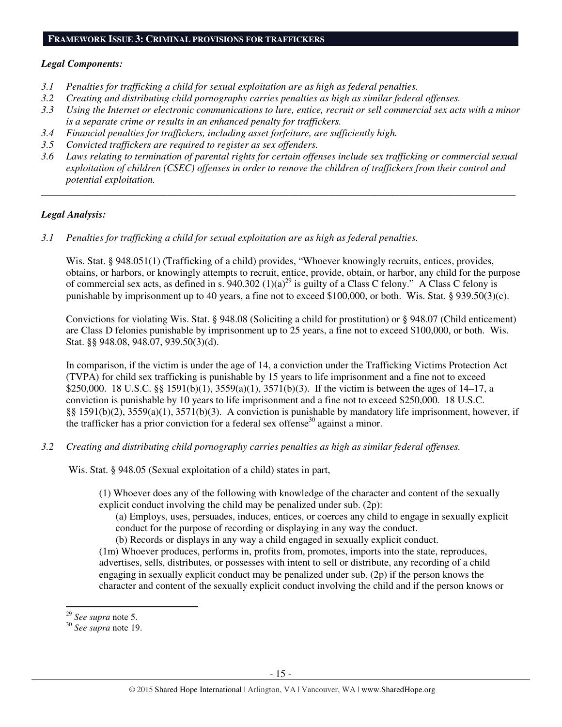**FRAMEWORK ISSUE 3: CRIMINAL PROVISIONS FOR TRAFFICKERS**

***Legal Components:***

*3.1 Penalties for trafficking a child for sexual exploitation are as high as federal penalties.*
*3.2 Creating and distributing child pornography carries penalties as high as similar federal offenses.*
*3.3 Using the Internet or electronic communications to lure, entice, recruit or sell commercial sex acts with a minor is a separate crime or results in an enhanced penalty for traffickers.*
*3.4 Financial penalties for traffickers, including asset forfeiture, are sufficiently high.*
*3.5 Convicted traffickers are required to register as sex offenders.*
*3.6 Laws relating to termination of parental rights for certain offenses include sex trafficking or commercial sexual exploitation of children (CSEC) offenses in order to remove the children of traffickers from their control and potential exploitation.*

---

***Legal Analysis:***

*3.1 Penalties for trafficking a child for sexual exploitation are as high as federal penalties.*

Wis. Stat. § 948.051(1) (Trafficking of a child) provides, "Whoever knowingly recruits, entices, provides, obtains, or harbors, or knowingly attempts to recruit, entice, provide, obtain, or harbor, any child for the purpose of commercial sex acts, as defined in s. 940.302 (1)(a)[29] is guilty of a Class C felony." A Class C felony is punishable by imprisonment up to 40 years, a fine not to exceed $100,000, or both. Wis. Stat. § 939.50(3)(c).

Convictions for violating Wis. Stat. § 948.08 (Soliciting a child for prostitution) or § 948.07 (Child enticement) are Class D felonies punishable by imprisonment up to 25 years, a fine not to exceed $100,000, or both. Wis. Stat. §§ 948.08, 948.07, 939.50(3)(d).

In comparison, if the victim is under the age of 14, a conviction under the Trafficking Victims Protection Act (TVPA) for child sex trafficking is punishable by 15 years to life imprisonment and a fine not to exceed $250,000. 18 U.S.C. §§ 1591(b)(1), 3559(a)(1), 3571(b)(3). If the victim is between the ages of 14–17, a conviction is punishable by 10 years to life imprisonment and a fine not to exceed $250,000. 18 U.S.C. §§ 1591(b)(2), 3559(a)(1), 3571(b)(3). A conviction is punishable by mandatory life imprisonment, however, if the trafficker has a prior conviction for a federal sex offense[30] against a minor.

*3.2 Creating and distributing child pornography carries penalties as high as similar federal offenses.*

Wis. Stat. § 948.05 (Sexual exploitation of a child) states in part,

> (1) Whoever does any of the following with knowledge of the character and content of the sexually explicit conduct involving the child may be penalized under sub. (2p):
> (a) Employs, uses, persuades, induces, entices, or coerces any child to engage in sexually explicit conduct for the purpose of recording or displaying in any way the conduct.
> (b) Records or displays in any way a child engaged in sexually explicit conduct.
> (1m) Whoever produces, performs in, profits from, promotes, imports into the state, reproduces, advertises, sells, distributes, or possesses with intent to sell or distribute, any recording of a child engaging in sexually explicit conduct may be penalized under sub. (2p) if the person knows the character and content of the sexually explicit conduct involving the child and if the person knows or

---

[29] *See supra* note 5.
[30] *See supra* note 19.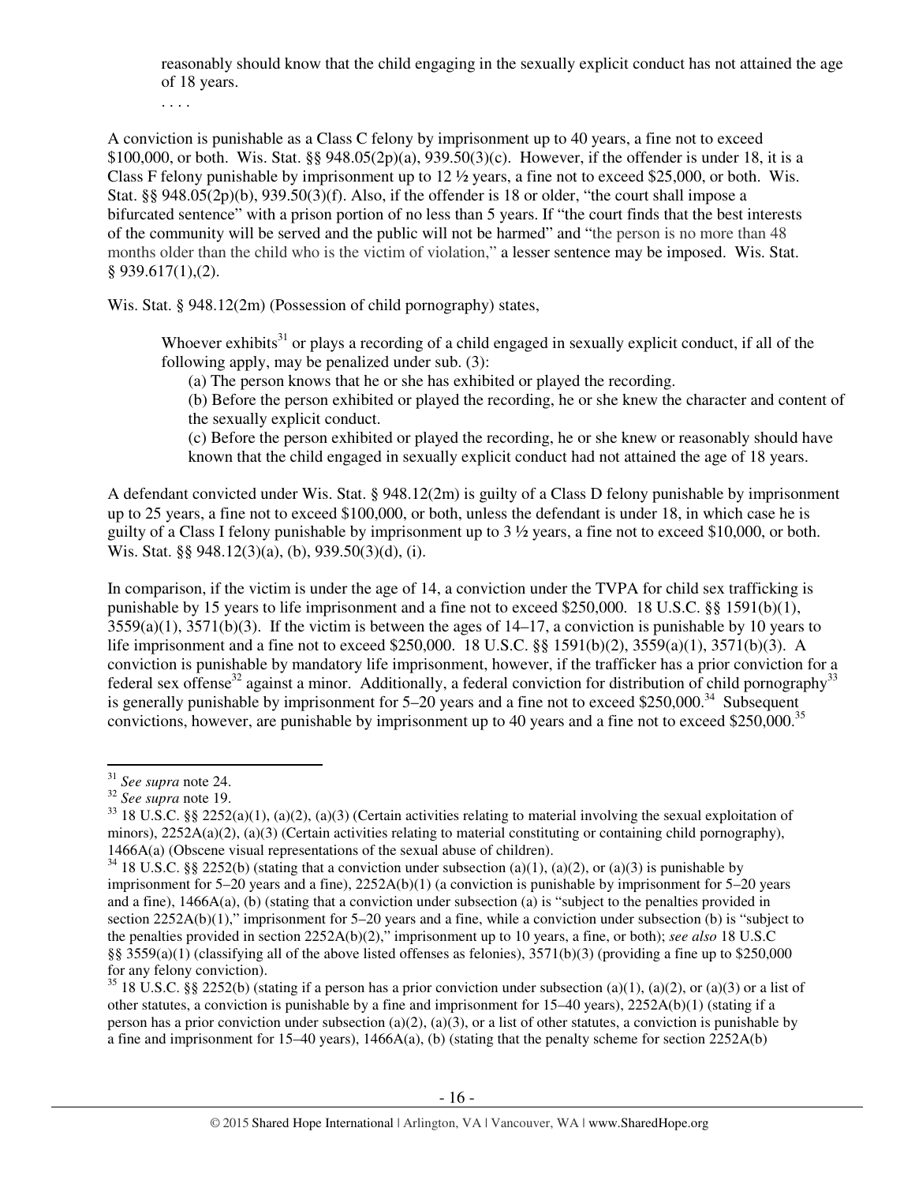> reasonably should know that the child engaging in the sexually explicit conduct has not attained the age of 18 years.
>
> . . . .

A conviction is punishable as a Class C felony by imprisonment up to 40 years, a fine not to exceed $100,000, or both. Wis. Stat. §§ 948.05(2p)(a), 939.50(3)(c). However, if the offender is under 18, it is a Class F felony punishable by imprisonment up to 12 ½ years, a fine not to exceed $25,000, or both. Wis. Stat. §§ 948.05(2p)(b), 939.50(3)(f). Also, if the offender is 18 or older, "the court shall impose a bifurcated sentence" with a prison portion of no less than 5 years. If "the court finds that the best interests of the community will be served and the public will not be harmed" and "the person is no more than 48 months older than the child who is the victim of violation," a lesser sentence may be imposed. Wis. Stat. § 939.617(1),(2).

Wis. Stat. § 948.12(2m) (Possession of child pornography) states,

> Whoever exhibits[31] or plays a recording of a child engaged in sexually explicit conduct, if all of the following apply, may be penalized under sub. (3):
>
> (a) The person knows that he or she has exhibited or played the recording.
>
> (b) Before the person exhibited or played the recording, he or she knew the character and content of the sexually explicit conduct.
>
> (c) Before the person exhibited or played the recording, he or she knew or reasonably should have known that the child engaged in sexually explicit conduct had not attained the age of 18 years.

A defendant convicted under Wis. Stat. § 948.12(2m) is guilty of a Class D felony punishable by imprisonment up to 25 years, a fine not to exceed $100,000, or both, unless the defendant is under 18, in which case he is guilty of a Class I felony punishable by imprisonment up to 3 ½ years, a fine not to exceed $10,000, or both. Wis. Stat. §§ 948.12(3)(a), (b), 939.50(3)(d), (i).

In comparison, if the victim is under the age of 14, a conviction under the TVPA for child sex trafficking is punishable by 15 years to life imprisonment and a fine not to exceed $250,000. 18 U.S.C. §§ 1591(b)(1), 3559(a)(1), 3571(b)(3). If the victim is between the ages of 14–17, a conviction is punishable by 10 years to life imprisonment and a fine not to exceed $250,000. 18 U.S.C. §§ 1591(b)(2), 3559(a)(1), 3571(b)(3). A conviction is punishable by mandatory life imprisonment, however, if the trafficker has a prior conviction for a federal sex offense[32] against a minor. Additionally, a federal conviction for distribution of child pornography[33] is generally punishable by imprisonment for 5–20 years and a fine not to exceed $250,000.[34] Subsequent convictions, however, are punishable by imprisonment up to 40 years and a fine not to exceed $250,000.[35]

---

[31] *See supra* note 24.

[32] *See supra* note 19.

[33] 18 U.S.C. §§ 2252(a)(1), (a)(2), (a)(3) (Certain activities relating to material involving the sexual exploitation of minors), 2252A(a)(2), (a)(3) (Certain activities relating to material constituting or containing child pornography), 1466A(a) (Obscene visual representations of the sexual abuse of children).

[34] 18 U.S.C. §§ 2252(b) (stating that a conviction under subsection (a)(1), (a)(2), or (a)(3) is punishable by imprisonment for 5–20 years and a fine), 2252A(b)(1) (a conviction is punishable by imprisonment for 5–20 years and a fine), 1466A(a), (b) (stating that a conviction under subsection (a) is "subject to the penalties provided in section 2252A(b)(1)," imprisonment for 5–20 years and a fine, while a conviction under subsection (b) is "subject to the penalties provided in section 2252A(b)(2)," imprisonment up to 10 years, a fine, or both); *see also* 18 U.S.C §§ 3559(a)(1) (classifying all of the above listed offenses as felonies), 3571(b)(3) (providing a fine up to $250,000 for any felony conviction).

[35] 18 U.S.C. §§ 2252(b) (stating if a person has a prior conviction under subsection (a)(1), (a)(2), or (a)(3) or a list of other statutes, a conviction is punishable by a fine and imprisonment for 15–40 years), 2252A(b)(1) (stating if a person has a prior conviction under subsection (a)(2), (a)(3), or a list of other statutes, a conviction is punishable by a fine and imprisonment for 15–40 years), 1466A(a), (b) (stating that the penalty scheme for section 2252A(b)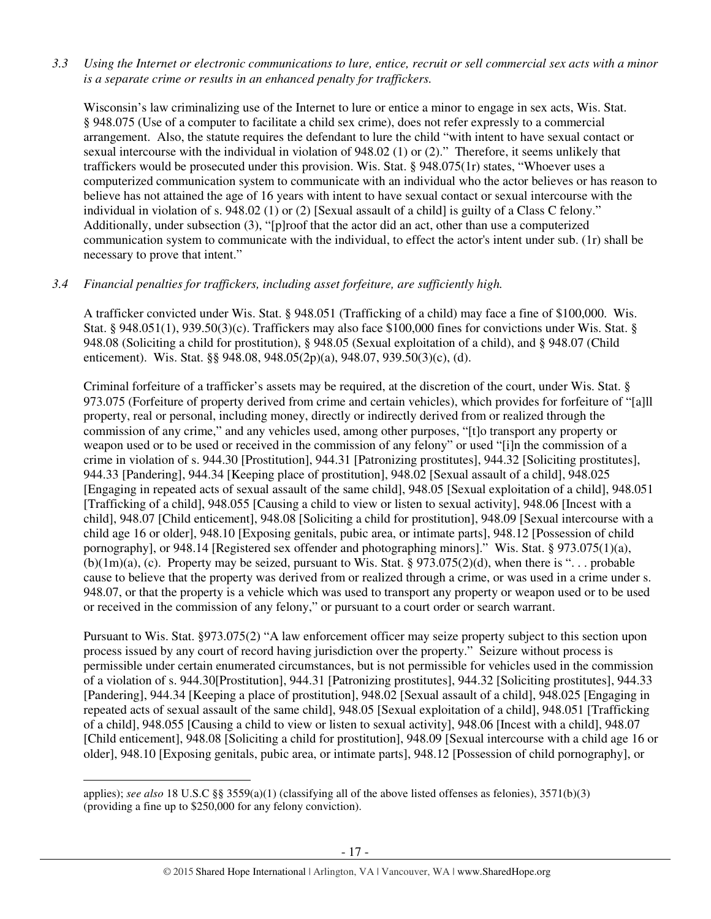*3.3 Using the Internet or electronic communications to lure, entice, recruit or sell commercial sex acts with a minor is a separate crime or results in an enhanced penalty for traffickers.*

Wisconsin's law criminalizing use of the Internet to lure or entice a minor to engage in sex acts, Wis. Stat. § 948.075 (Use of a computer to facilitate a child sex crime), does not refer expressly to a commercial arrangement. Also, the statute requires the defendant to lure the child "with intent to have sexual contact or sexual intercourse with the individual in violation of 948.02 (1) or (2)." Therefore, it seems unlikely that traffickers would be prosecuted under this provision. Wis. Stat. § 948.075(1r) states, "Whoever uses a computerized communication system to communicate with an individual who the actor believes or has reason to believe has not attained the age of 16 years with intent to have sexual contact or sexual intercourse with the individual in violation of s. 948.02 (1) or (2) [Sexual assault of a child] is guilty of a Class C felony." Additionally, under subsection (3), "[p]roof that the actor did an act, other than use a computerized communication system to communicate with the individual, to effect the actor's intent under sub. (1r) shall be necessary to prove that intent."

*3.4 Financial penalties for traffickers, including asset forfeiture, are sufficiently high.*

A trafficker convicted under Wis. Stat. § 948.051 (Trafficking of a child) may face a fine of $100,000. Wis. Stat. § 948.051(1), 939.50(3)(c). Traffickers may also face $100,000 fines for convictions under Wis. Stat. § 948.08 (Soliciting a child for prostitution), § 948.05 (Sexual exploitation of a child), and § 948.07 (Child enticement). Wis. Stat. §§ 948.08, 948.05(2p)(a), 948.07, 939.50(3)(c), (d).

Criminal forfeiture of a trafficker's assets may be required, at the discretion of the court, under Wis. Stat. § 973.075 (Forfeiture of property derived from crime and certain vehicles), which provides for forfeiture of "[a]ll property, real or personal, including money, directly or indirectly derived from or realized through the commission of any crime," and any vehicles used, among other purposes, "[t]o transport any property or weapon used or to be used or received in the commission of any felony" or used "[i]n the commission of a crime in violation of s. 944.30 [Prostitution], 944.31 [Patronizing prostitutes], 944.32 [Soliciting prostitutes], 944.33 [Pandering], 944.34 [Keeping place of prostitution], 948.02 [Sexual assault of a child], 948.025 [Engaging in repeated acts of sexual assault of the same child], 948.05 [Sexual exploitation of a child], 948.051 [Trafficking of a child], 948.055 [Causing a child to view or listen to sexual activity], 948.06 [Incest with a child], 948.07 [Child enticement], 948.08 [Soliciting a child for prostitution], 948.09 [Sexual intercourse with a child age 16 or older], 948.10 [Exposing genitals, pubic area, or intimate parts], 948.12 [Possession of child pornography], or 948.14 [Registered sex offender and photographing minors]." Wis. Stat. § 973.075(1)(a), (b)(1m)(a), (c). Property may be seized, pursuant to Wis. Stat. § 973.075(2)(d), when there is ". . . probable cause to believe that the property was derived from or realized through a crime, or was used in a crime under s. 948.07, or that the property is a vehicle which was used to transport any property or weapon used or to be used or received in the commission of any felony," or pursuant to a court order or search warrant.

Pursuant to Wis. Stat. §973.075(2) "A law enforcement officer may seize property subject to this section upon process issued by any court of record having jurisdiction over the property." Seizure without process is permissible under certain enumerated circumstances, but is not permissible for vehicles used in the commission of a violation of s. 944.30[Prostitution], 944.31 [Patronizing prostitutes], 944.32 [Soliciting prostitutes], 944.33 [Pandering], 944.34 [Keeping a place of prostitution], 948.02 [Sexual assault of a child], 948.025 [Engaging in repeated acts of sexual assault of the same child], 948.05 [Sexual exploitation of a child], 948.051 [Trafficking of a child], 948.055 [Causing a child to view or listen to sexual activity], 948.06 [Incest with a child], 948.07 [Child enticement], 948.08 [Soliciting a child for prostitution], 948.09 [Sexual intercourse with a child age 16 or older], 948.10 [Exposing genitals, pubic area, or intimate parts], 948.12 [Possession of child pornography], or

---

applies); *see also* 18 U.S.C §§ 3559(a)(1) (classifying all of the above listed offenses as felonies), 3571(b)(3) (providing a fine up to $250,000 for any felony conviction).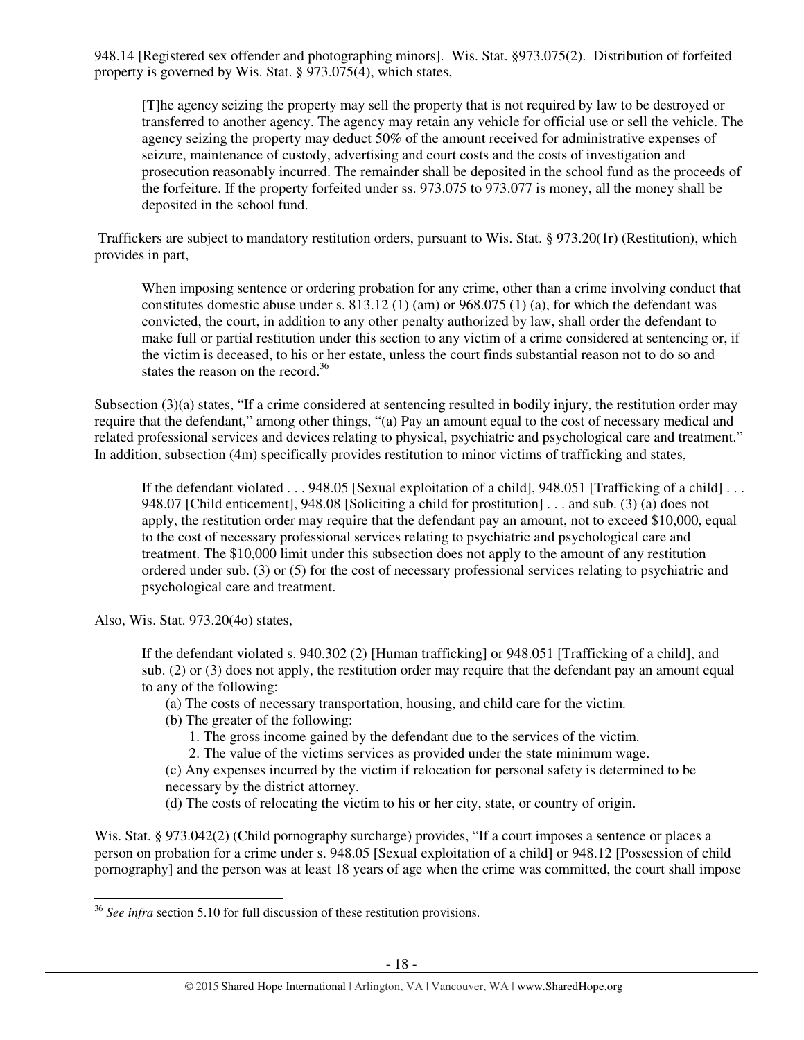948.14 [Registered sex offender and photographing minors]. Wis. Stat. §973.075(2). Distribution of forfeited property is governed by Wis. Stat. § 973.075(4), which states,

> [T]he agency seizing the property may sell the property that is not required by law to be destroyed or transferred to another agency. The agency may retain any vehicle for official use or sell the vehicle. The agency seizing the property may deduct 50% of the amount received for administrative expenses of seizure, maintenance of custody, advertising and court costs and the costs of investigation and prosecution reasonably incurred. The remainder shall be deposited in the school fund as the proceeds of the forfeiture. If the property forfeited under ss. 973.075 to 973.077 is money, all the money shall be deposited in the school fund.

Traffickers are subject to mandatory restitution orders, pursuant to Wis. Stat. § 973.20(1r) (Restitution), which provides in part,

> When imposing sentence or ordering probation for any crime, other than a crime involving conduct that constitutes domestic abuse under s. 813.12 (1) (am) or 968.075 (1) (a), for which the defendant was convicted, the court, in addition to any other penalty authorized by law, shall order the defendant to make full or partial restitution under this section to any victim of a crime considered at sentencing or, if the victim is deceased, to his or her estate, unless the court finds substantial reason not to do so and states the reason on the record.[36]

Subsection (3)(a) states, "If a crime considered at sentencing resulted in bodily injury, the restitution order may require that the defendant," among other things, "(a) Pay an amount equal to the cost of necessary medical and related professional services and devices relating to physical, psychiatric and psychological care and treatment." In addition, subsection (4m) specifically provides restitution to minor victims of trafficking and states,

> If the defendant violated . . . 948.05 [Sexual exploitation of a child], 948.051 [Trafficking of a child] . . . 948.07 [Child enticement], 948.08 [Soliciting a child for prostitution] . . . and sub. (3) (a) does not apply, the restitution order may require that the defendant pay an amount, not to exceed $10,000, equal to the cost of necessary professional services relating to psychiatric and psychological care and treatment. The $10,000 limit under this subsection does not apply to the amount of any restitution ordered under sub. (3) or (5) for the cost of necessary professional services relating to psychiatric and psychological care and treatment.

Also, Wis. Stat. 973.20(4o) states,

> If the defendant violated s. 940.302 (2) [Human trafficking] or 948.051 [Trafficking of a child], and sub. (2) or (3) does not apply, the restitution order may require that the defendant pay an amount equal to any of the following:
>
> (a) The costs of necessary transportation, housing, and child care for the victim.
>
> (b) The greater of the following:
>
> 1. The gross income gained by the defendant due to the services of the victim.
> 2. The value of the victims services as provided under the state minimum wage.
>
> (c) Any expenses incurred by the victim if relocation for personal safety is determined to be necessary by the district attorney.
>
> (d) The costs of relocating the victim to his or her city, state, or country of origin.

Wis. Stat. § 973.042(2) (Child pornography surcharge) provides, "If a court imposes a sentence or places a person on probation for a crime under s. 948.05 [Sexual exploitation of a child] or 948.12 [Possession of child pornography] and the person was at least 18 years of age when the crime was committed, the court shall impose

---

[36] *See infra* section 5.10 for full discussion of these restitution provisions.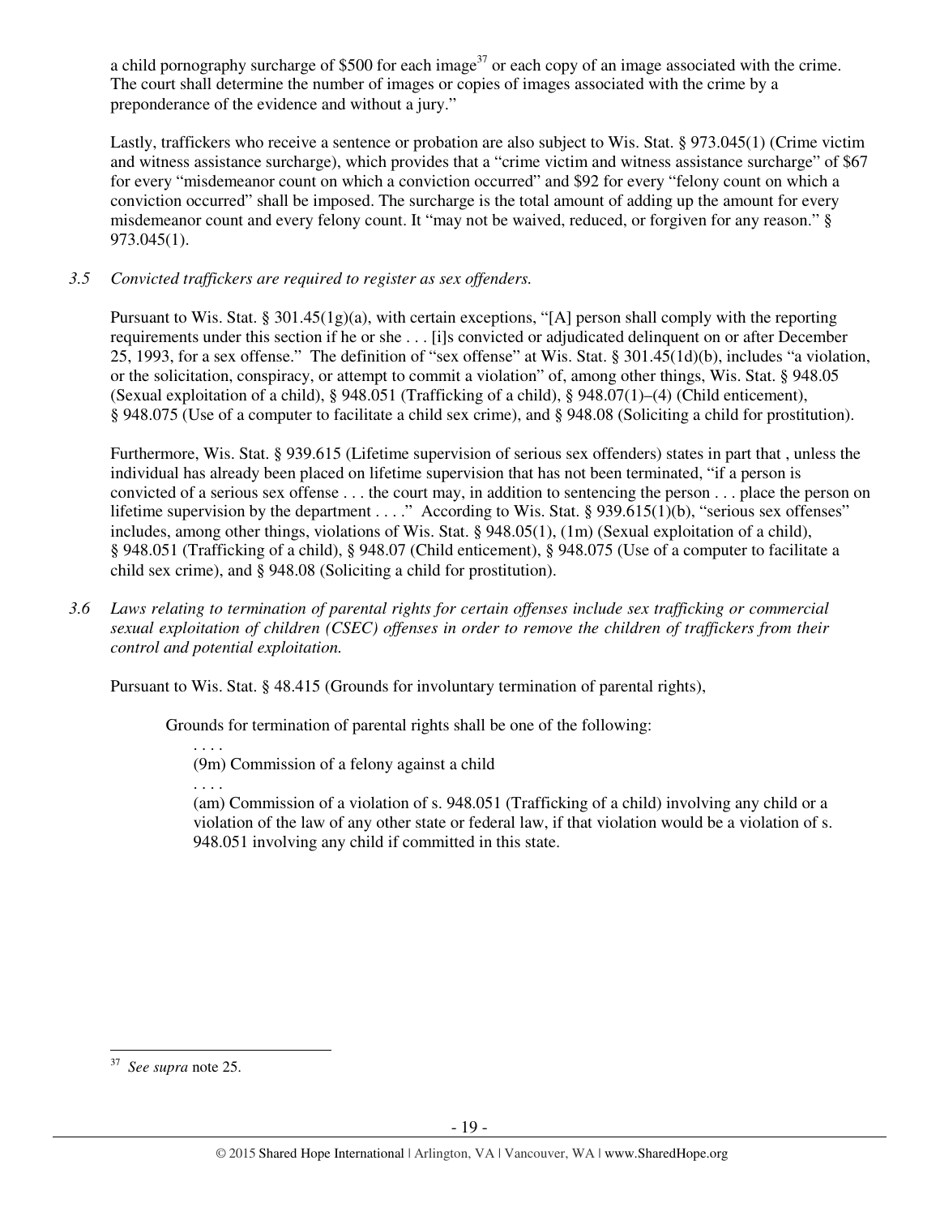a child pornography surcharge of $500 for each image[37] or each copy of an image associated with the crime. The court shall determine the number of images or copies of images associated with the crime by a preponderance of the evidence and without a jury."

Lastly, traffickers who receive a sentence or probation are also subject to Wis. Stat. § 973.045(1) (Crime victim and witness assistance surcharge), which provides that a "crime victim and witness assistance surcharge" of $67 for every "misdemeanor count on which a conviction occurred" and $92 for every "felony count on which a conviction occurred" shall be imposed. The surcharge is the total amount of adding up the amount for every misdemeanor count and every felony count. It "may not be waived, reduced, or forgiven for any reason." § 973.045(1).

*3.5 Convicted traffickers are required to register as sex offenders.*

Pursuant to Wis. Stat. § 301.45(1g)(a), with certain exceptions, "[A] person shall comply with the reporting requirements under this section if he or she . . . [i]s convicted or adjudicated delinquent on or after December 25, 1993, for a sex offense." The definition of "sex offense" at Wis. Stat. § 301.45(1d)(b), includes "a violation, or the solicitation, conspiracy, or attempt to commit a violation" of, among other things, Wis. Stat. § 948.05 (Sexual exploitation of a child), § 948.051 (Trafficking of a child), § 948.07(1)–(4) (Child enticement), § 948.075 (Use of a computer to facilitate a child sex crime), and § 948.08 (Soliciting a child for prostitution).

Furthermore, Wis. Stat. § 939.615 (Lifetime supervision of serious sex offenders) states in part that , unless the individual has already been placed on lifetime supervision that has not been terminated, "if a person is convicted of a serious sex offense . . . the court may, in addition to sentencing the person . . . place the person on lifetime supervision by the department . . . ." According to Wis. Stat. § 939.615(1)(b), "serious sex offenses" includes, among other things, violations of Wis. Stat. § 948.05(1), (1m) (Sexual exploitation of a child), § 948.051 (Trafficking of a child), § 948.07 (Child enticement), § 948.075 (Use of a computer to facilitate a child sex crime), and § 948.08 (Soliciting a child for prostitution).

*3.6 Laws relating to termination of parental rights for certain offenses include sex trafficking or commercial sexual exploitation of children (CSEC) offenses in order to remove the children of traffickers from their control and potential exploitation.*

Pursuant to Wis. Stat. § 48.415 (Grounds for involuntary termination of parental rights),

> Grounds for termination of parental rights shall be one of the following:
>
> . . . .
>
> (9m) Commission of a felony against a child
>
> . . . .
>
> (am) Commission of a violation of s. 948.051 (Trafficking of a child) involving any child or a violation of the law of any other state or federal law, if that violation would be a violation of s. 948.051 involving any child if committed in this state.

---

[37] *See supra* note 25.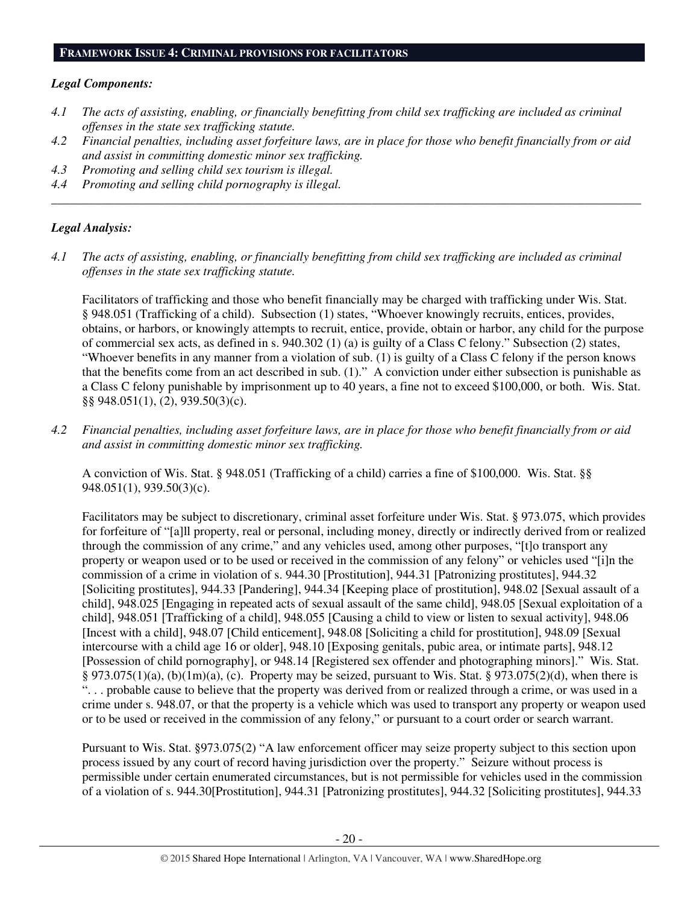## FRAMEWORK ISSUE 4: CRIMINAL PROVISIONS FOR FACILITATORS

***Legal Components:***

*4.1 The acts of assisting, enabling, or financially benefitting from child sex trafficking are included as criminal offenses in the state sex trafficking statute.*

*4.2 Financial penalties, including asset forfeiture laws, are in place for those who benefit financially from or aid and assist in committing domestic minor sex trafficking.*

*4.3 Promoting and selling child sex tourism is illegal.*

*4.4 Promoting and selling child pornography is illegal.*

---

***Legal Analysis:***

*4.1 The acts of assisting, enabling, or financially benefitting from child sex trafficking are included as criminal offenses in the state sex trafficking statute.*

Facilitators of trafficking and those who benefit financially may be charged with trafficking under Wis. Stat. § 948.051 (Trafficking of a child). Subsection (1) states, "Whoever knowingly recruits, entices, provides, obtains, or harbors, or knowingly attempts to recruit, entice, provide, obtain or harbor, any child for the purpose of commercial sex acts, as defined in s. 940.302 (1) (a) is guilty of a Class C felony." Subsection (2) states, "Whoever benefits in any manner from a violation of sub. (1) is guilty of a Class C felony if the person knows that the benefits come from an act described in sub. (1)." A conviction under either subsection is punishable as a Class C felony punishable by imprisonment up to 40 years, a fine not to exceed $100,000, or both. Wis. Stat. §§ 948.051(1), (2), 939.50(3)(c).

*4.2 Financial penalties, including asset forfeiture laws, are in place for those who benefit financially from or aid and assist in committing domestic minor sex trafficking.*

A conviction of Wis. Stat. § 948.051 (Trafficking of a child) carries a fine of $100,000. Wis. Stat. §§ 948.051(1), 939.50(3)(c).

Facilitators may be subject to discretionary, criminal asset forfeiture under Wis. Stat. § 973.075, which provides for forfeiture of "[a]ll property, real or personal, including money, directly or indirectly derived from or realized through the commission of any crime," and any vehicles used, among other purposes, "[t]o transport any property or weapon used or to be used or received in the commission of any felony" or vehicles used "[i]n the commission of a crime in violation of s. 944.30 [Prostitution], 944.31 [Patronizing prostitutes], 944.32 [Soliciting prostitutes], 944.33 [Pandering], 944.34 [Keeping place of prostitution], 948.02 [Sexual assault of a child], 948.025 [Engaging in repeated acts of sexual assault of the same child], 948.05 [Sexual exploitation of a child], 948.051 [Trafficking of a child], 948.055 [Causing a child to view or listen to sexual activity], 948.06 [Incest with a child], 948.07 [Child enticement], 948.08 [Soliciting a child for prostitution], 948.09 [Sexual intercourse with a child age 16 or older], 948.10 [Exposing genitals, pubic area, or intimate parts], 948.12 [Possession of child pornography], or 948.14 [Registered sex offender and photographing minors]." Wis. Stat. § 973.075(1)(a), (b)(1m)(a), (c). Property may be seized, pursuant to Wis. Stat. § 973.075(2)(d), when there is ". . . probable cause to believe that the property was derived from or realized through a crime, or was used in a crime under s. 948.07, or that the property is a vehicle which was used to transport any property or weapon used or to be used or received in the commission of any felony," or pursuant to a court order or search warrant.

Pursuant to Wis. Stat. §973.075(2) "A law enforcement officer may seize property subject to this section upon process issued by any court of record having jurisdiction over the property." Seizure without process is permissible under certain enumerated circumstances, but is not permissible for vehicles used in the commission of a violation of s. 944.30[Prostitution], 944.31 [Patronizing prostitutes], 944.32 [Soliciting prostitutes], 944.33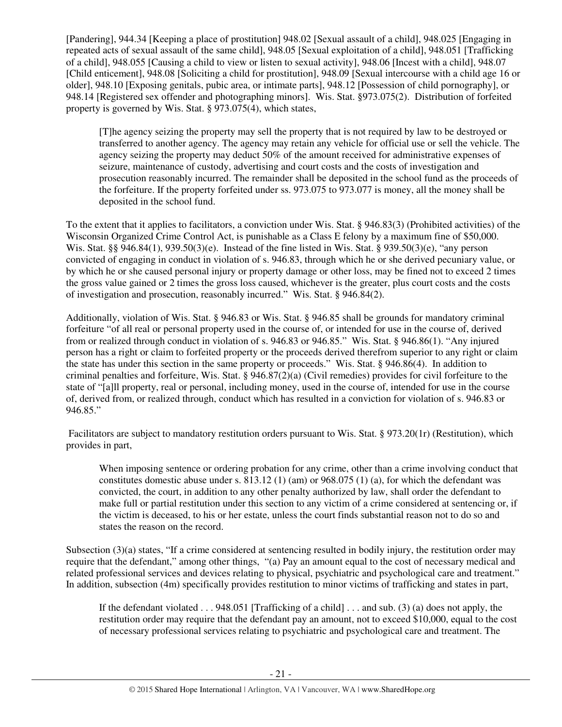[Pandering], 944.34 [Keeping a place of prostitution] 948.02 [Sexual assault of a child], 948.025 [Engaging in repeated acts of sexual assault of the same child], 948.05 [Sexual exploitation of a child], 948.051 [Trafficking of a child], 948.055 [Causing a child to view or listen to sexual activity], 948.06 [Incest with a child], 948.07 [Child enticement], 948.08 [Soliciting a child for prostitution], 948.09 [Sexual intercourse with a child age 16 or older], 948.10 [Exposing genitals, pubic area, or intimate parts], 948.12 [Possession of child pornography], or 948.14 [Registered sex offender and photographing minors]. Wis. Stat. §973.075(2). Distribution of forfeited property is governed by Wis. Stat. § 973.075(4), which states,

> [T]he agency seizing the property may sell the property that is not required by law to be destroyed or transferred to another agency. The agency may retain any vehicle for official use or sell the vehicle. The agency seizing the property may deduct 50% of the amount received for administrative expenses of seizure, maintenance of custody, advertising and court costs and the costs of investigation and prosecution reasonably incurred. The remainder shall be deposited in the school fund as the proceeds of the forfeiture. If the property forfeited under ss. 973.075 to 973.077 is money, all the money shall be deposited in the school fund.

To the extent that it applies to facilitators, a conviction under Wis. Stat. § 946.83(3) (Prohibited activities) of the Wisconsin Organized Crime Control Act, is punishable as a Class E felony by a maximum fine of $50,000. Wis. Stat. §§ 946.84(1), 939.50(3)(e). Instead of the fine listed in Wis. Stat. § 939.50(3)(e), "any person convicted of engaging in conduct in violation of s. 946.83, through which he or she derived pecuniary value, or by which he or she caused personal injury or property damage or other loss, may be fined not to exceed 2 times the gross value gained or 2 times the gross loss caused, whichever is the greater, plus court costs and the costs of investigation and prosecution, reasonably incurred." Wis. Stat. § 946.84(2).

Additionally, violation of Wis. Stat. § 946.83 or Wis. Stat. § 946.85 shall be grounds for mandatory criminal forfeiture "of all real or personal property used in the course of, or intended for use in the course of, derived from or realized through conduct in violation of s. 946.83 or 946.85." Wis. Stat. § 946.86(1). "Any injured person has a right or claim to forfeited property or the proceeds derived therefrom superior to any right or claim the state has under this section in the same property or proceeds." Wis. Stat. § 946.86(4). In addition to criminal penalties and forfeiture, Wis. Stat. § 946.87(2)(a) (Civil remedies) provides for civil forfeiture to the state of "[a]ll property, real or personal, including money, used in the course of, intended for use in the course of, derived from, or realized through, conduct which has resulted in a conviction for violation of s. 946.83 or 946.85."

Facilitators are subject to mandatory restitution orders pursuant to Wis. Stat. § 973.20(1r) (Restitution), which provides in part,

> When imposing sentence or ordering probation for any crime, other than a crime involving conduct that constitutes domestic abuse under s. 813.12 (1) (am) or 968.075 (1) (a), for which the defendant was convicted, the court, in addition to any other penalty authorized by law, shall order the defendant to make full or partial restitution under this section to any victim of a crime considered at sentencing or, if the victim is deceased, to his or her estate, unless the court finds substantial reason not to do so and states the reason on the record.

Subsection (3)(a) states, "If a crime considered at sentencing resulted in bodily injury, the restitution order may require that the defendant," among other things, "(a) Pay an amount equal to the cost of necessary medical and related professional services and devices relating to physical, psychiatric and psychological care and treatment." In addition, subsection (4m) specifically provides restitution to minor victims of trafficking and states in part,

> If the defendant violated . . . 948.051 [Trafficking of a child] . . . and sub. (3) (a) does not apply, the restitution order may require that the defendant pay an amount, not to exceed $10,000, equal to the cost of necessary professional services relating to psychiatric and psychological care and treatment. The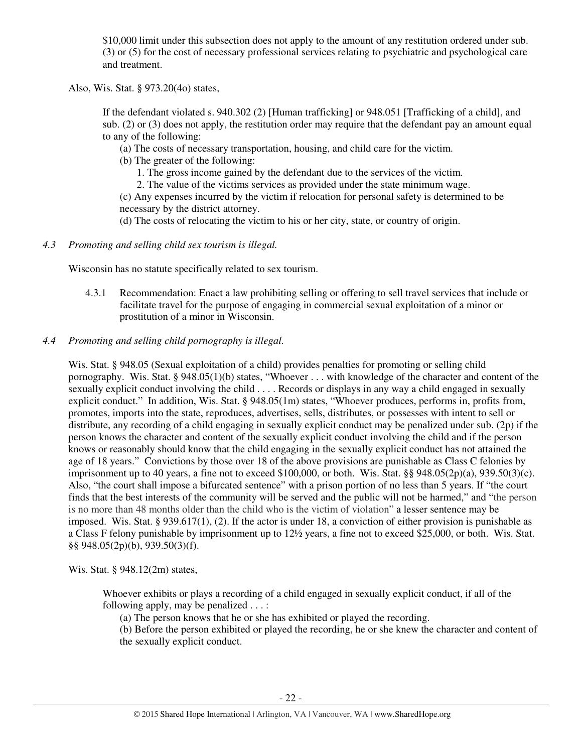> $10,000 limit under this subsection does not apply to the amount of any restitution ordered under sub. (3) or (5) for the cost of necessary professional services relating to psychiatric and psychological care and treatment.

Also, Wis. Stat. § 973.20(4o) states,

> If the defendant violated s. 940.302 (2) [Human trafficking] or 948.051 [Trafficking of a child], and sub. (2) or (3) does not apply, the restitution order may require that the defendant pay an amount equal to any of the following:
> (a) The costs of necessary transportation, housing, and child care for the victim.
> (b) The greater of the following:
> 1. The gross income gained by the defendant due to the services of the victim.
> 2. The value of the victims services as provided under the state minimum wage.
> (c) Any expenses incurred by the victim if relocation for personal safety is determined to be necessary by the district attorney.
> (d) The costs of relocating the victim to his or her city, state, or country of origin.

*4.3 Promoting and selling child sex tourism is illegal.*

Wisconsin has no statute specifically related to sex tourism.

4.3.1 Recommendation: Enact a law prohibiting selling or offering to sell travel services that include or facilitate travel for the purpose of engaging in commercial sexual exploitation of a minor or prostitution of a minor in Wisconsin.

*4.4 Promoting and selling child pornography is illegal.*

Wis. Stat. § 948.05 (Sexual exploitation of a child) provides penalties for promoting or selling child pornography. Wis. Stat. § 948.05(1)(b) states, "Whoever . . . with knowledge of the character and content of the sexually explicit conduct involving the child . . . . Records or displays in any way a child engaged in sexually explicit conduct." In addition, Wis. Stat. § 948.05(1m) states, "Whoever produces, performs in, profits from, promotes, imports into the state, reproduces, advertises, sells, distributes, or possesses with intent to sell or distribute, any recording of a child engaging in sexually explicit conduct may be penalized under sub. (2p) if the person knows the character and content of the sexually explicit conduct involving the child and if the person knows or reasonably should know that the child engaging in the sexually explicit conduct has not attained the age of 18 years." Convictions by those over 18 of the above provisions are punishable as Class C felonies by imprisonment up to 40 years, a fine not to exceed $100,000, or both. Wis. Stat. §§ 948.05(2p)(a), 939.50(3)(c). Also, "the court shall impose a bifurcated sentence" with a prison portion of no less than 5 years. If "the court finds that the best interests of the community will be served and the public will not be harmed," and "the person is no more than 48 months older than the child who is the victim of violation" a lesser sentence may be imposed. Wis. Stat. § 939.617(1), (2). If the actor is under 18, a conviction of either provision is punishable as a Class F felony punishable by imprisonment up to 12½ years, a fine not to exceed $25,000, or both. Wis. Stat. §§ 948.05(2p)(b), 939.50(3)(f).

Wis. Stat. § 948.12(2m) states,

> Whoever exhibits or plays a recording of a child engaged in sexually explicit conduct, if all of the following apply, may be penalized . . . :
> (a) The person knows that he or she has exhibited or played the recording.
> (b) Before the person exhibited or played the recording, he or she knew the character and content of the sexually explicit conduct.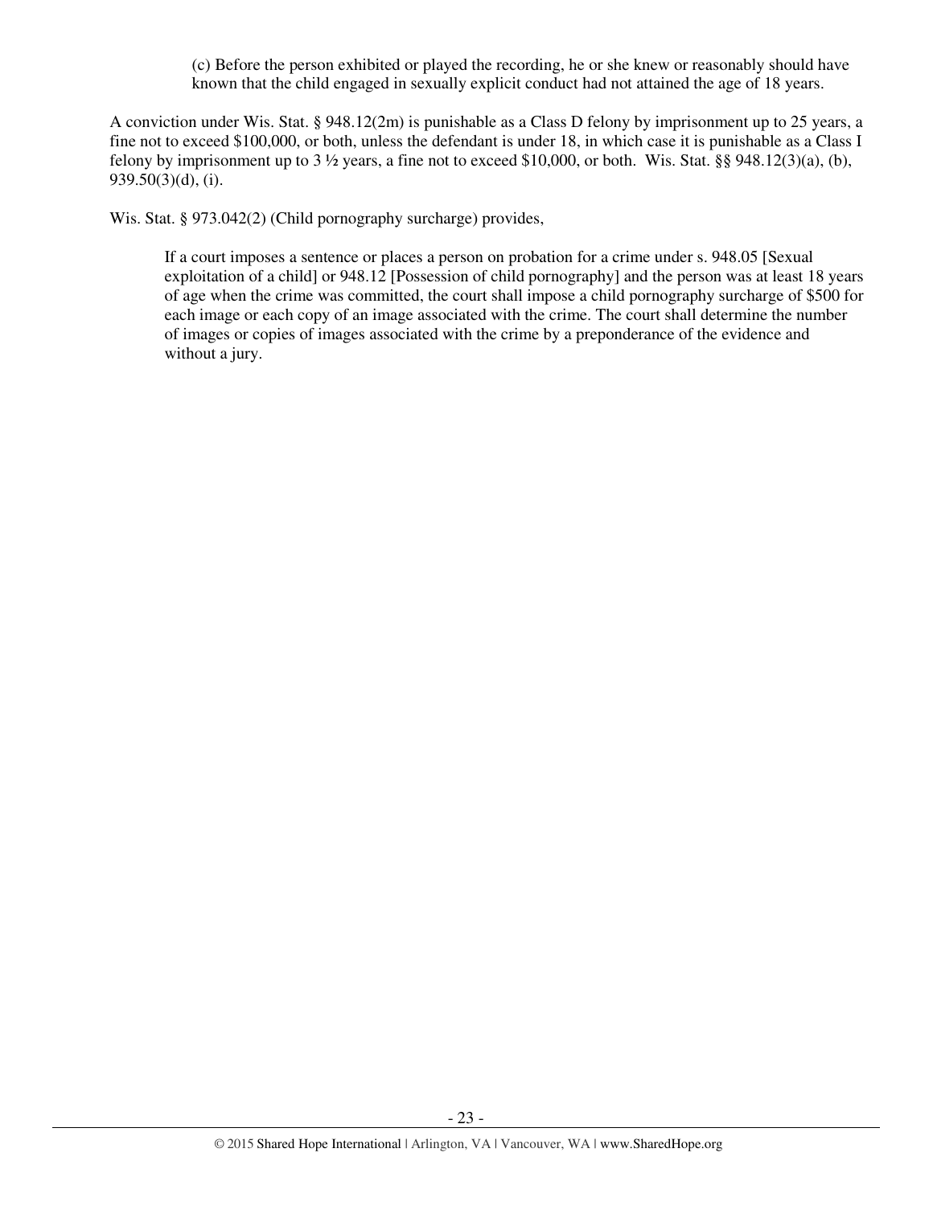(c) Before the person exhibited or played the recording, he or she knew or reasonably should have known that the child engaged in sexually explicit conduct had not attained the age of 18 years.

A conviction under Wis. Stat. § 948.12(2m) is punishable as a Class D felony by imprisonment up to 25 years, a fine not to exceed $100,000, or both, unless the defendant is under 18, in which case it is punishable as a Class I felony by imprisonment up to 3 ½ years, a fine not to exceed $10,000, or both. Wis. Stat. §§ 948.12(3)(a), (b), 939.50(3)(d), (i).

Wis. Stat. § 973.042(2) (Child pornography surcharge) provides,

> If a court imposes a sentence or places a person on probation for a crime under s. 948.05 [Sexual exploitation of a child] or 948.12 [Possession of child pornography] and the person was at least 18 years of age when the crime was committed, the court shall impose a child pornography surcharge of $500 for each image or each copy of an image associated with the crime. The court shall determine the number of images or copies of images associated with the crime by a preponderance of the evidence and without a jury.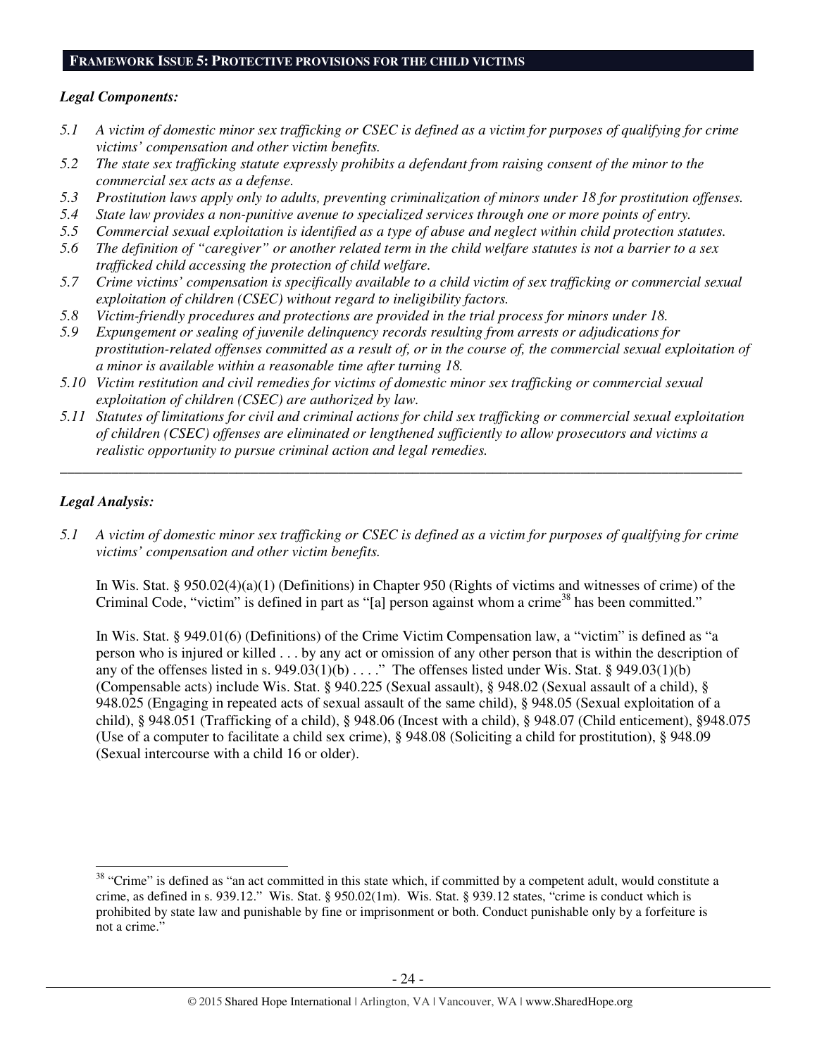## FRAMEWORK ISSUE 5: PROTECTIVE PROVISIONS FOR THE CHILD VICTIMS

### *Legal Components:*

*5.1 A victim of domestic minor sex trafficking or CSEC is defined as a victim for purposes of qualifying for crime victims' compensation and other victim benefits.*

*5.2 The state sex trafficking statute expressly prohibits a defendant from raising consent of the minor to the commercial sex acts as a defense.*

*5.3 Prostitution laws apply only to adults, preventing criminalization of minors under 18 for prostitution offenses.*

*5.4 State law provides a non-punitive avenue to specialized services through one or more points of entry.*

*5.5 Commercial sexual exploitation is identified as a type of abuse and neglect within child protection statutes.*

*5.6 The definition of "caregiver" or another related term in the child welfare statutes is not a barrier to a sex trafficked child accessing the protection of child welfare.*

*5.7 Crime victims' compensation is specifically available to a child victim of sex trafficking or commercial sexual exploitation of children (CSEC) without regard to ineligibility factors.*

*5.8 Victim-friendly procedures and protections are provided in the trial process for minors under 18.*

*5.9 Expungement or sealing of juvenile delinquency records resulting from arrests or adjudications for prostitution-related offenses committed as a result of, or in the course of, the commercial sexual exploitation of a minor is available within a reasonable time after turning 18.*

*5.10 Victim restitution and civil remedies for victims of domestic minor sex trafficking or commercial sexual exploitation of children (CSEC) are authorized by law.*

*5.11 Statutes of limitations for civil and criminal actions for child sex trafficking or commercial sexual exploitation of children (CSEC) offenses are eliminated or lengthened sufficiently to allow prosecutors and victims a realistic opportunity to pursue criminal action and legal remedies.*

---

### *Legal Analysis:*

*5.1 A victim of domestic minor sex trafficking or CSEC is defined as a victim for purposes of qualifying for crime victims' compensation and other victim benefits.*

In Wis. Stat. § 950.02(4)(a)(1) (Definitions) in Chapter 950 (Rights of victims and witnesses of crime) of the Criminal Code, "victim" is defined in part as "[a] person against whom a crime[38] has been committed."

In Wis. Stat. § 949.01(6) (Definitions) of the Crime Victim Compensation law, a "victim" is defined as "a person who is injured or killed . . . by any act or omission of any other person that is within the description of any of the offenses listed in s. 949.03(1)(b) . . . ." The offenses listed under Wis. Stat. § 949.03(1)(b) (Compensable acts) include Wis. Stat. § 940.225 (Sexual assault), § 948.02 (Sexual assault of a child), § 948.025 (Engaging in repeated acts of sexual assault of the same child), § 948.05 (Sexual exploitation of a child), § 948.051 (Trafficking of a child), § 948.06 (Incest with a child), § 948.07 (Child enticement), §948.075 (Use of a computer to facilitate a child sex crime), § 948.08 (Soliciting a child for prostitution), § 948.09 (Sexual intercourse with a child 16 or older).

---

[38] "Crime" is defined as "an act committed in this state which, if committed by a competent adult, would constitute a crime, as defined in s. 939.12." Wis. Stat. § 950.02(1m). Wis. Stat. § 939.12 states, "crime is conduct which is prohibited by state law and punishable by fine or imprisonment or both. Conduct punishable only by a forfeiture is not a crime."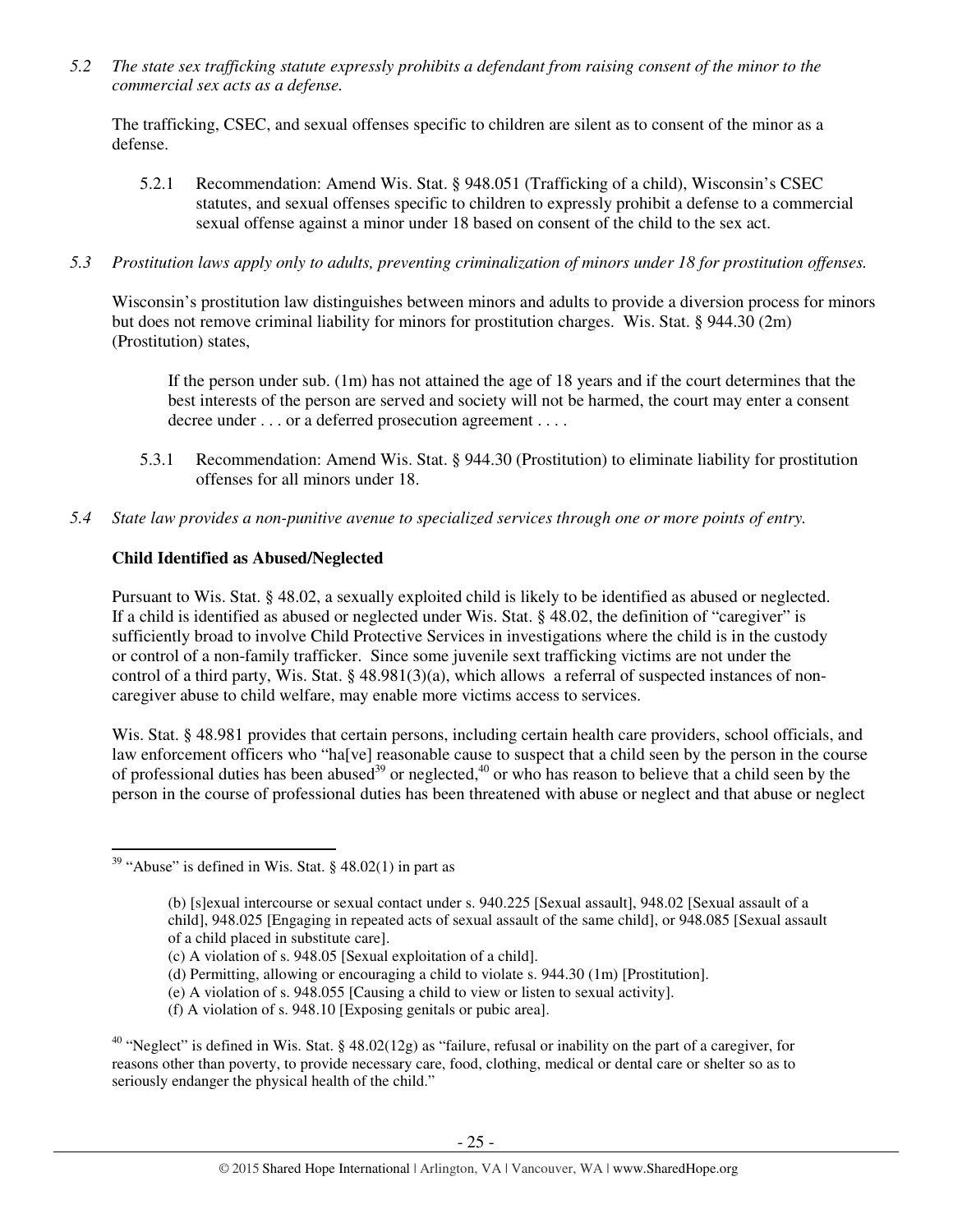*5.2 The state sex trafficking statute expressly prohibits a defendant from raising consent of the minor to the commercial sex acts as a defense.*

The trafficking, CSEC, and sexual offenses specific to children are silent as to consent of the minor as a defense.

5.2.1 Recommendation: Amend Wis. Stat. § 948.051 (Trafficking of a child), Wisconsin's CSEC statutes, and sexual offenses specific to children to expressly prohibit a defense to a commercial sexual offense against a minor under 18 based on consent of the child to the sex act.

*5.3 Prostitution laws apply only to adults, preventing criminalization of minors under 18 for prostitution offenses.*

Wisconsin's prostitution law distinguishes between minors and adults to provide a diversion process for minors but does not remove criminal liability for minors for prostitution charges. Wis. Stat. § 944.30 (2m) (Prostitution) states,

> If the person under sub. (1m) has not attained the age of 18 years and if the court determines that the best interests of the person are served and society will not be harmed, the court may enter a consent decree under . . . or a deferred prosecution agreement . . . .

5.3.1 Recommendation: Amend Wis. Stat. § 944.30 (Prostitution) to eliminate liability for prostitution offenses for all minors under 18.

*5.4 State law provides a non-punitive avenue to specialized services through one or more points of entry.*

**Child Identified as Abused/Neglected**

Pursuant to Wis. Stat. § 48.02, a sexually exploited child is likely to be identified as abused or neglected. If a child is identified as abused or neglected under Wis. Stat. § 48.02, the definition of "caregiver" is sufficiently broad to involve Child Protective Services in investigations where the child is in the custody or control of a non-family trafficker. Since some juvenile sext trafficking victims are not under the control of a third party, Wis. Stat. § 48.981(3)(a), which allows a referral of suspected instances of non-caregiver abuse to child welfare, may enable more victims access to services.

Wis. Stat. § 48.981 provides that certain persons, including certain health care providers, school officials, and law enforcement officers who "ha[ve] reasonable cause to suspect that a child seen by the person in the course of professional duties has been abused[39] or neglected,[40] or who has reason to believe that a child seen by the person in the course of professional duties has been threatened with abuse or neglect and that abuse or neglect

---

[39] "Abuse" is defined in Wis. Stat. § 48.02(1) in part as

> (b) [s]exual intercourse or sexual contact under s. 940.225 [Sexual assault], 948.02 [Sexual assault of a child], 948.025 [Engaging in repeated acts of sexual assault of the same child], or 948.085 [Sexual assault of a child placed in substitute care].
> (c) A violation of s. 948.05 [Sexual exploitation of a child].
> (d) Permitting, allowing or encouraging a child to violate s. 944.30 (1m) [Prostitution].
> (e) A violation of s. 948.055 [Causing a child to view or listen to sexual activity].
> (f) A violation of s. 948.10 [Exposing genitals or pubic area].

[40] "Neglect" is defined in Wis. Stat. § 48.02(12g) as "failure, refusal or inability on the part of a caregiver, for reasons other than poverty, to provide necessary care, food, clothing, medical or dental care or shelter so as to seriously endanger the physical health of the child."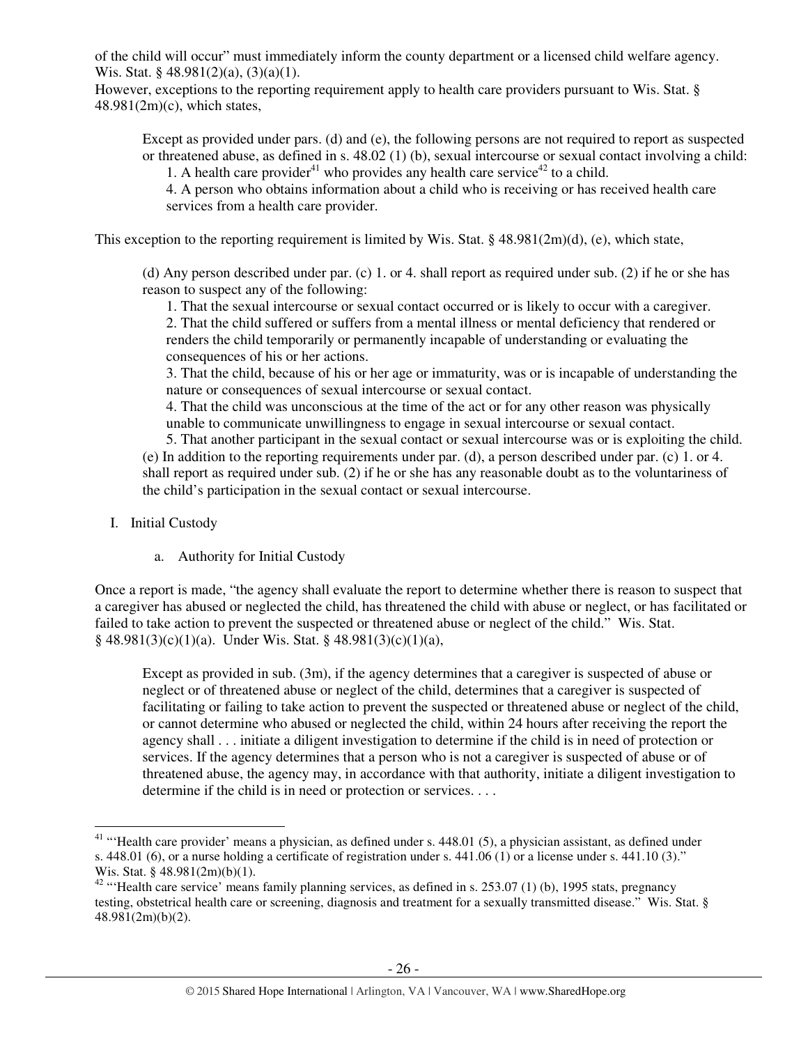of the child will occur" must immediately inform the county department or a licensed child welfare agency. Wis. Stat. § 48.981(2)(a), (3)(a)(1).

However, exceptions to the reporting requirement apply to health care providers pursuant to Wis. Stat. § 48.981(2m)(c), which states,

> Except as provided under pars. (d) and (e), the following persons are not required to report as suspected or threatened abuse, as defined in s. 48.02 (1) (b), sexual intercourse or sexual contact involving a child:
>
> 1. A health care provider[41] who provides any health care service[42] to a child.
>
> 4. A person who obtains information about a child who is receiving or has received health care services from a health care provider.

This exception to the reporting requirement is limited by Wis. Stat. § 48.981(2m)(d), (e), which state,

> (d) Any person described under par. (c) 1. or 4. shall report as required under sub. (2) if he or she has reason to suspect any of the following:
>
> 1. That the sexual intercourse or sexual contact occurred or is likely to occur with a caregiver.
> 2. That the child suffered or suffers from a mental illness or mental deficiency that rendered or renders the child temporarily or permanently incapable of understanding or evaluating the consequences of his or her actions.
> 3. That the child, because of his or her age or immaturity, was or is incapable of understanding the nature or consequences of sexual intercourse or sexual contact.
> 4. That the child was unconscious at the time of the act or for any other reason was physically unable to communicate unwillingness to engage in sexual intercourse or sexual contact.
> 5. That another participant in the sexual contact or sexual intercourse was or is exploiting the child.
>
> (e) In addition to the reporting requirements under par. (d), a person described under par. (c) 1. or 4. shall report as required under sub. (2) if he or she has any reasonable doubt as to the voluntariness of the child's participation in the sexual contact or sexual intercourse.

I. Initial Custody

a. Authority for Initial Custody

Once a report is made, "the agency shall evaluate the report to determine whether there is reason to suspect that a caregiver has abused or neglected the child, has threatened the child with abuse or neglect, or has facilitated or failed to take action to prevent the suspected or threatened abuse or neglect of the child." Wis. Stat. § 48.981(3)(c)(1)(a). Under Wis. Stat. § 48.981(3)(c)(1)(a),

> Except as provided in sub. (3m), if the agency determines that a caregiver is suspected of abuse or neglect or of threatened abuse or neglect of the child, determines that a caregiver is suspected of facilitating or failing to take action to prevent the suspected or threatened abuse or neglect of the child, or cannot determine who abused or neglected the child, within 24 hours after receiving the report the agency shall . . . initiate a diligent investigation to determine if the child is in need of protection or services. If the agency determines that a person who is not a caregiver is suspected of abuse or of threatened abuse, the agency may, in accordance with that authority, initiate a diligent investigation to determine if the child is in need or protection or services. . . .

---

[41] "'Health care provider' means a physician, as defined under s. 448.01 (5), a physician assistant, as defined under s. 448.01 (6), or a nurse holding a certificate of registration under s. 441.06 (1) or a license under s. 441.10 (3)." Wis. Stat. § 48.981(2m)(b)(1).

[42] "'Health care service' means family planning services, as defined in s. 253.07 (1) (b), 1995 stats, pregnancy testing, obstetrical health care or screening, diagnosis and treatment for a sexually transmitted disease." Wis. Stat. § 48.981(2m)(b)(2).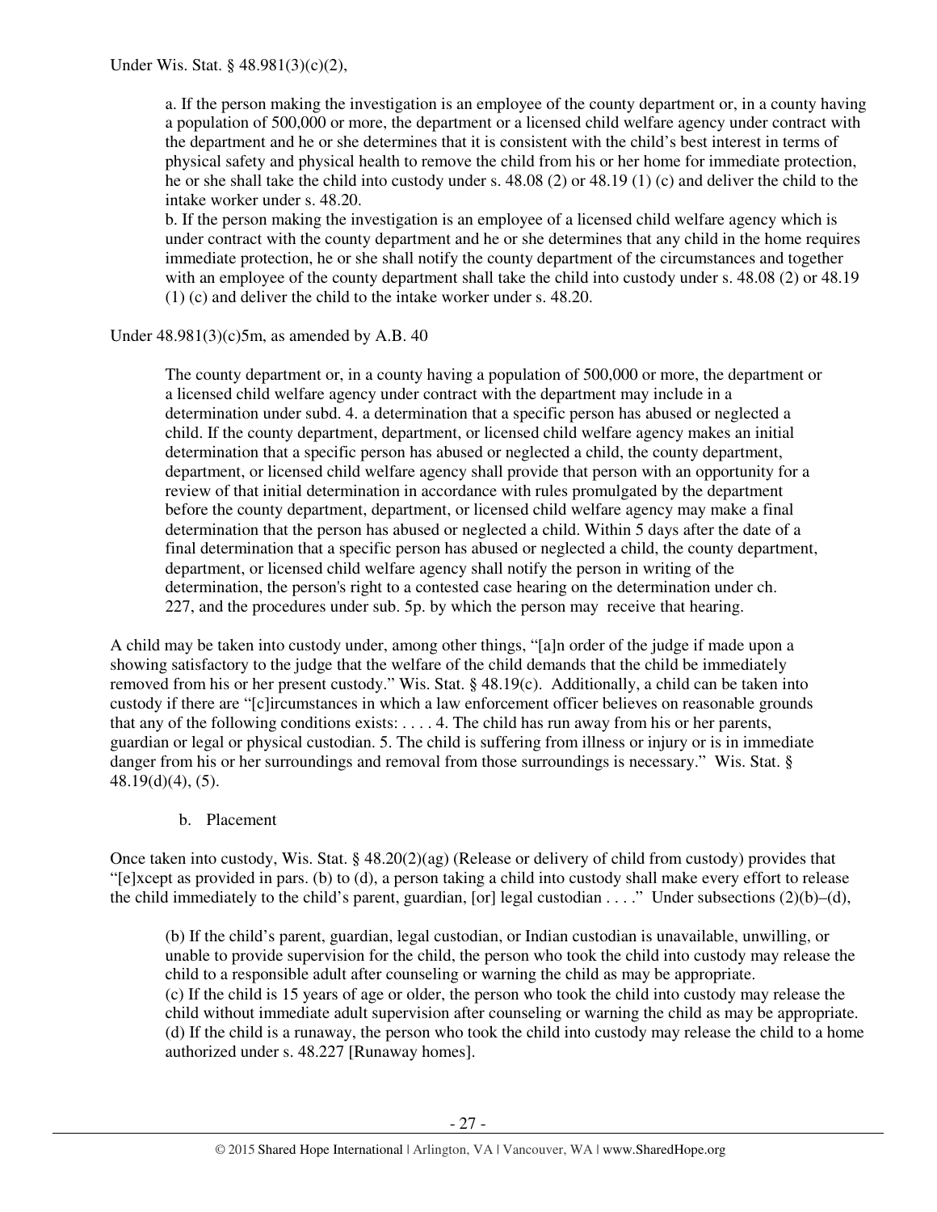Under Wis. Stat. § 48.981(3)(c)(2),

> a. If the person making the investigation is an employee of the county department or, in a county having a population of 500,000 or more, the department or a licensed child welfare agency under contract with the department and he or she determines that it is consistent with the child's best interest in terms of physical safety and physical health to remove the child from his or her home for immediate protection, he or she shall take the child into custody under s. 48.08 (2) or 48.19 (1) (c) and deliver the child to the intake worker under s. 48.20.
>
> b. If the person making the investigation is an employee of a licensed child welfare agency which is under contract with the county department and he or she determines that any child in the home requires immediate protection, he or she shall notify the county department of the circumstances and together with an employee of the county department shall take the child into custody under s. 48.08 (2) or 48.19 (1) (c) and deliver the child to the intake worker under s. 48.20.

Under 48.981(3)(c)5m, as amended by A.B. 40

> The county department or, in a county having a population of 500,000 or more, the department or a licensed child welfare agency under contract with the department may include in a determination under subd. 4. a determination that a specific person has abused or neglected a child. If the county department, department, or licensed child welfare agency makes an initial determination that a specific person has abused or neglected a child, the county department, department, or licensed child welfare agency shall provide that person with an opportunity for a review of that initial determination in accordance with rules promulgated by the department before the county department, department, or licensed child welfare agency may make a final determination that the person has abused or neglected a child. Within 5 days after the date of a final determination that a specific person has abused or neglected a child, the county department, department, or licensed child welfare agency shall notify the person in writing of the determination, the person's right to a contested case hearing on the determination under ch. 227, and the procedures under sub. 5p. by which the person may receive that hearing.

A child may be taken into custody under, among other things, "[a]n order of the judge if made upon a showing satisfactory to the judge that the welfare of the child demands that the child be immediately removed from his or her present custody." Wis. Stat. § 48.19(c). Additionally, a child can be taken into custody if there are "[c]ircumstances in which a law enforcement officer believes on reasonable grounds that any of the following conditions exists: . . . . 4. The child has run away from his or her parents, guardian or legal or physical custodian. 5. The child is suffering from illness or injury or is in immediate danger from his or her surroundings and removal from those surroundings is necessary." Wis. Stat. § 48.19(d)(4), (5).

b. Placement

Once taken into custody, Wis. Stat. § 48.20(2)(ag) (Release or delivery of child from custody) provides that "[e]xcept as provided in pars. (b) to (d), a person taking a child into custody shall make every effort to release the child immediately to the child's parent, guardian, [or] legal custodian . . . ." Under subsections (2)(b)–(d),

> (b) If the child's parent, guardian, legal custodian, or Indian custodian is unavailable, unwilling, or unable to provide supervision for the child, the person who took the child into custody may release the child to a responsible adult after counseling or warning the child as may be appropriate.
>
> (c) If the child is 15 years of age or older, the person who took the child into custody may release the child without immediate adult supervision after counseling or warning the child as may be appropriate.
>
> (d) If the child is a runaway, the person who took the child into custody may release the child to a home authorized under s. 48.227 [Runaway homes].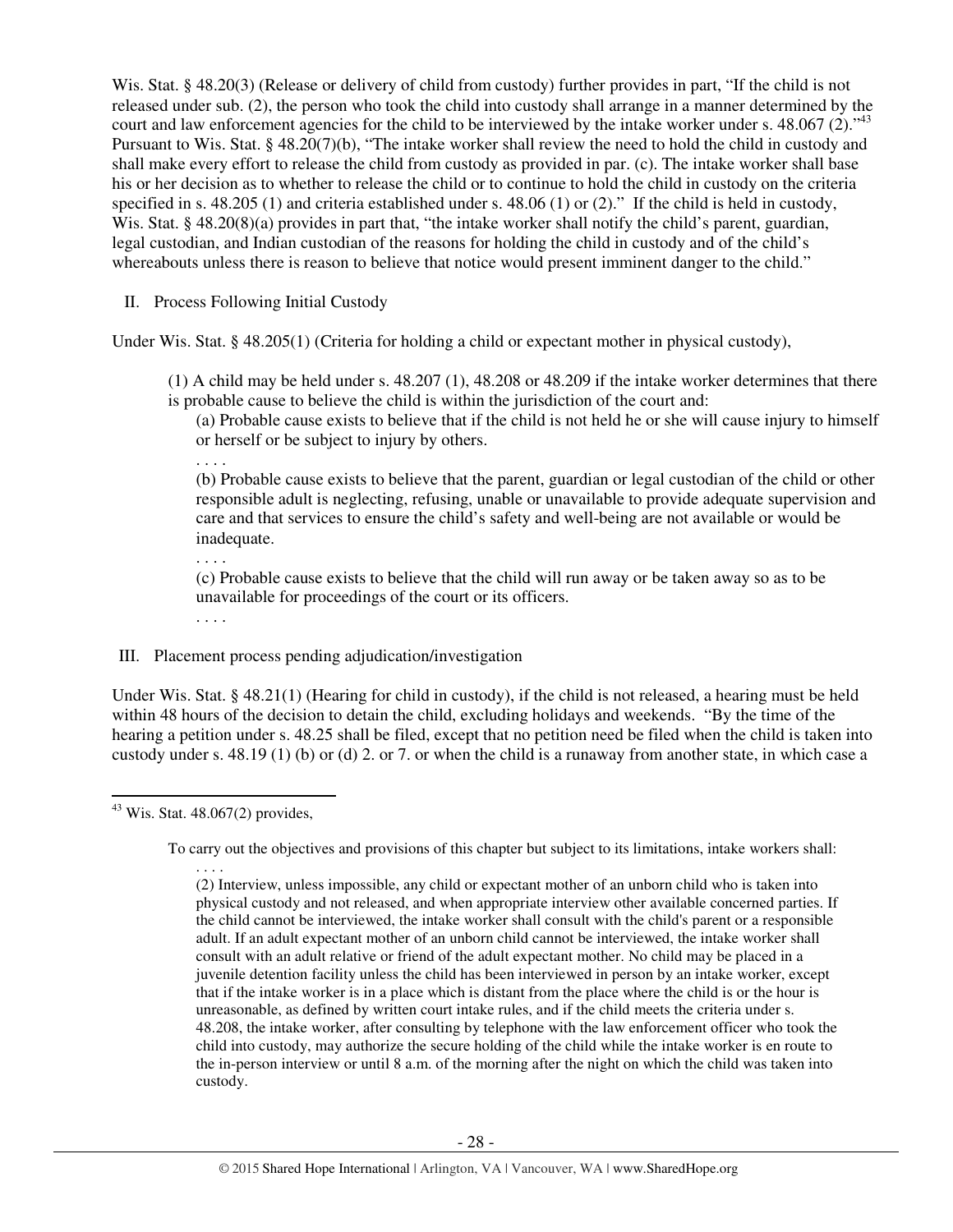Wis. Stat. § 48.20(3) (Release or delivery of child from custody) further provides in part, "If the child is not released under sub. (2), the person who took the child into custody shall arrange in a manner determined by the court and law enforcement agencies for the child to be interviewed by the intake worker under s. 48.067 (2)."[43] Pursuant to Wis. Stat. § 48.20(7)(b), "The intake worker shall review the need to hold the child in custody and shall make every effort to release the child from custody as provided in par. (c). The intake worker shall base his or her decision as to whether to release the child or to continue to hold the child in custody on the criteria specified in s. 48.205 (1) and criteria established under s. 48.06 (1) or (2)." If the child is held in custody, Wis. Stat. § 48.20(8)(a) provides in part that, "the intake worker shall notify the child's parent, guardian, legal custodian, and Indian custodian of the reasons for holding the child in custody and of the child's whereabouts unless there is reason to believe that notice would present imminent danger to the child."

II. Process Following Initial Custody

Under Wis. Stat. § 48.205(1) (Criteria for holding a child or expectant mother in physical custody),

> (1) A child may be held under s. 48.207 (1), 48.208 or 48.209 if the intake worker determines that there is probable cause to believe the child is within the jurisdiction of the court and:
>
> (a) Probable cause exists to believe that if the child is not held he or she will cause injury to himself or herself or be subject to injury by others.
>
> . . . .
>
> (b) Probable cause exists to believe that the parent, guardian or legal custodian of the child or other responsible adult is neglecting, refusing, unable or unavailable to provide adequate supervision and care and that services to ensure the child's safety and well-being are not available or would be inadequate.
>
> . . . .
>
> (c) Probable cause exists to believe that the child will run away or be taken away so as to be unavailable for proceedings of the court or its officers.
>
> . . . .

III. Placement process pending adjudication/investigation

Under Wis. Stat. § 48.21(1) (Hearing for child in custody), if the child is not released, a hearing must be held within 48 hours of the decision to detain the child, excluding holidays and weekends. "By the time of the hearing a petition under s. 48.25 shall be filed, except that no petition need be filed when the child is taken into custody under s. 48.19 (1) (b) or (d) 2. or 7. or when the child is a runaway from another state, in which case a

---

[43] Wis. Stat. 48.067(2) provides,

> To carry out the objectives and provisions of this chapter but subject to its limitations, intake workers shall:
>
> . . . .
>
> (2) Interview, unless impossible, any child or expectant mother of an unborn child who is taken into physical custody and not released, and when appropriate interview other available concerned parties. If the child cannot be interviewed, the intake worker shall consult with the child's parent or a responsible adult. If an adult expectant mother of an unborn child cannot be interviewed, the intake worker shall consult with an adult relative or friend of the adult expectant mother. No child may be placed in a juvenile detention facility unless the child has been interviewed in person by an intake worker, except that if the intake worker is in a place which is distant from the place where the child is or the hour is unreasonable, as defined by written court intake rules, and if the child meets the criteria under s. 48.208, the intake worker, after consulting by telephone with the law enforcement officer who took the child into custody, may authorize the secure holding of the child while the intake worker is en route to the in-person interview or until 8 a.m. of the morning after the night on which the child was taken into custody.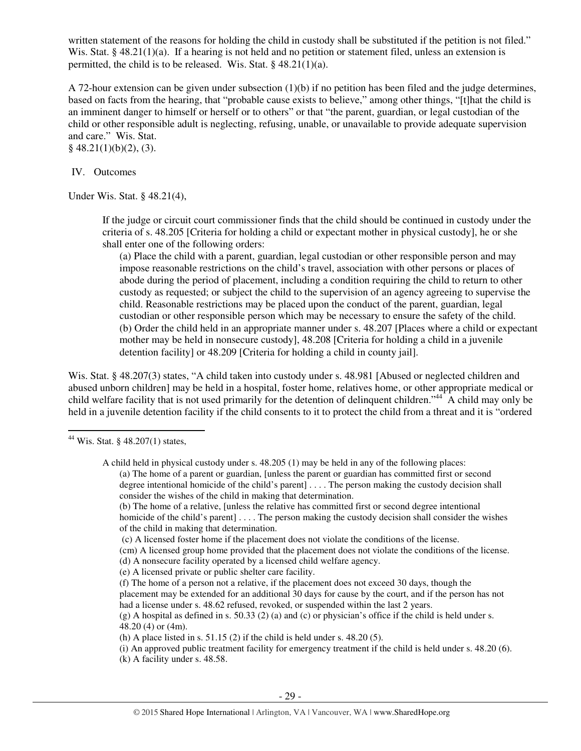written statement of the reasons for holding the child in custody shall be substituted if the petition is not filed." Wis. Stat. § 48.21(1)(a). If a hearing is not held and no petition or statement filed, unless an extension is permitted, the child is to be released. Wis. Stat. § 48.21(1)(a).

A 72-hour extension can be given under subsection (1)(b) if no petition has been filed and the judge determines, based on facts from the hearing, that "probable cause exists to believe," among other things, "[t]hat the child is an imminent danger to himself or herself or to others" or that "the parent, guardian, or legal custodian of the child or other responsible adult is neglecting, refusing, unable, or unavailable to provide adequate supervision and care." Wis. Stat. § 48.21(1)(b)(2), (3).

IV. Outcomes

Under Wis. Stat. § 48.21(4),

> If the judge or circuit court commissioner finds that the child should be continued in custody under the criteria of s. 48.205 [Criteria for holding a child or expectant mother in physical custody], he or she shall enter one of the following orders:
>
> (a) Place the child with a parent, guardian, legal custodian or other responsible person and may impose reasonable restrictions on the child's travel, association with other persons or places of abode during the period of placement, including a condition requiring the child to return to other custody as requested; or subject the child to the supervision of an agency agreeing to supervise the child. Reasonable restrictions may be placed upon the conduct of the parent, guardian, legal custodian or other responsible person which may be necessary to ensure the safety of the child.
>
> (b) Order the child held in an appropriate manner under s. 48.207 [Places where a child or expectant mother may be held in nonsecure custody], 48.208 [Criteria for holding a child in a juvenile detention facility] or 48.209 [Criteria for holding a child in county jail].

Wis. Stat. § 48.207(3) states, "A child taken into custody under s. 48.981 [Abused or neglected children and abused unborn children] may be held in a hospital, foster home, relatives home, or other appropriate medical or child welfare facility that is not used primarily for the detention of delinquent children."[44] A child may only be held in a juvenile detention facility if the child consents to it to protect the child from a threat and it is "ordered

---

[44] Wis. Stat. § 48.207(1) states,

> A child held in physical custody under s. 48.205 (1) may be held in any of the following places:
>
> (a) The home of a parent or guardian, [unless the parent or guardian has committed first or second degree intentional homicide of the child's parent] . . . . The person making the custody decision shall consider the wishes of the child in making that determination.
>
> (b) The home of a relative, [unless the relative has committed first or second degree intentional homicide of the child's parent] . . . . The person making the custody decision shall consider the wishes of the child in making that determination.
>
> (c) A licensed foster home if the placement does not violate the conditions of the license.
>
> (cm) A licensed group home provided that the placement does not violate the conditions of the license.
>
> (d) A nonsecure facility operated by a licensed child welfare agency.
>
> (e) A licensed private or public shelter care facility.
>
> (f) The home of a person not a relative, if the placement does not exceed 30 days, though the placement may be extended for an additional 30 days for cause by the court, and if the person has not had a license under s. 48.62 refused, revoked, or suspended within the last 2 years.
>
> (g) A hospital as defined in s. 50.33 (2) (a) and (c) or physician's office if the child is held under s. 48.20 (4) or (4m).
>
> (h) A place listed in s. 51.15 (2) if the child is held under s. 48.20 (5).
>
> (i) An approved public treatment facility for emergency treatment if the child is held under s. 48.20 (6).
>
> (k) A facility under s. 48.58.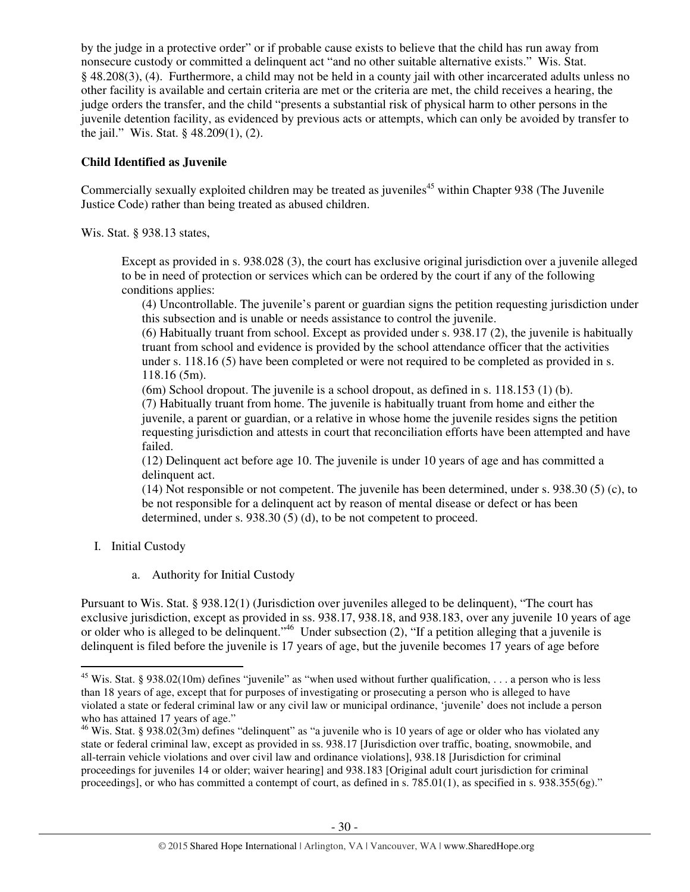by the judge in a protective order" or if probable cause exists to believe that the child has run away from nonsecure custody or committed a delinquent act "and no other suitable alternative exists." Wis. Stat. § 48.208(3), (4). Furthermore, a child may not be held in a county jail with other incarcerated adults unless no other facility is available and certain criteria are met or the criteria are met, the child receives a hearing, the judge orders the transfer, and the child "presents a substantial risk of physical harm to other persons in the juvenile detention facility, as evidenced by previous acts or attempts, which can only be avoided by transfer to the jail." Wis. Stat. § 48.209(1), (2).

**Child Identified as Juvenile**

Commercially sexually exploited children may be treated as juveniles[45] within Chapter 938 (The Juvenile Justice Code) rather than being treated as abused children.

Wis. Stat. § 938.13 states,

> Except as provided in s. 938.028 (3), the court has exclusive original jurisdiction over a juvenile alleged to be in need of protection or services which can be ordered by the court if any of the following conditions applies:
>
> (4) Uncontrollable. The juvenile's parent or guardian signs the petition requesting jurisdiction under this subsection and is unable or needs assistance to control the juvenile.
>
> (6) Habitually truant from school. Except as provided under s. 938.17 (2), the juvenile is habitually truant from school and evidence is provided by the school attendance officer that the activities under s. 118.16 (5) have been completed or were not required to be completed as provided in s. 118.16 (5m).
>
> (6m) School dropout. The juvenile is a school dropout, as defined in s. 118.153 (1) (b).
>
> (7) Habitually truant from home. The juvenile is habitually truant from home and either the juvenile, a parent or guardian, or a relative in whose home the juvenile resides signs the petition requesting jurisdiction and attests in court that reconciliation efforts have been attempted and have failed.
>
> (12) Delinquent act before age 10. The juvenile is under 10 years of age and has committed a delinquent act.
>
> (14) Not responsible or not competent. The juvenile has been determined, under s. 938.30 (5) (c), to be not responsible for a delinquent act by reason of mental disease or defect or has been determined, under s. 938.30 (5) (d), to be not competent to proceed.

I. Initial Custody

   a. Authority for Initial Custody

Pursuant to Wis. Stat. § 938.12(1) (Jurisdiction over juveniles alleged to be delinquent), "The court has exclusive jurisdiction, except as provided in ss. 938.17, 938.18, and 938.183, over any juvenile 10 years of age or older who is alleged to be delinquent."[46] Under subsection (2), "If a petition alleging that a juvenile is delinquent is filed before the juvenile is 17 years of age, but the juvenile becomes 17 years of age before

---

[45] Wis. Stat. § 938.02(10m) defines "juvenile" as "when used without further qualification, . . . a person who is less than 18 years of age, except that for purposes of investigating or prosecuting a person who is alleged to have violated a state or federal criminal law or any civil law or municipal ordinance, 'juvenile' does not include a person who has attained 17 years of age."

[46] Wis. Stat. § 938.02(3m) defines "delinquent" as "a juvenile who is 10 years of age or older who has violated any state or federal criminal law, except as provided in ss. 938.17 [Jurisdiction over traffic, boating, snowmobile, and all-terrain vehicle violations and over civil law and ordinance violations], 938.18 [Jurisdiction for criminal proceedings for juveniles 14 or older; waiver hearing] and 938.183 [Original adult court jurisdiction for criminal proceedings], or who has committed a contempt of court, as defined in s. 785.01(1), as specified in s. 938.355(6g)."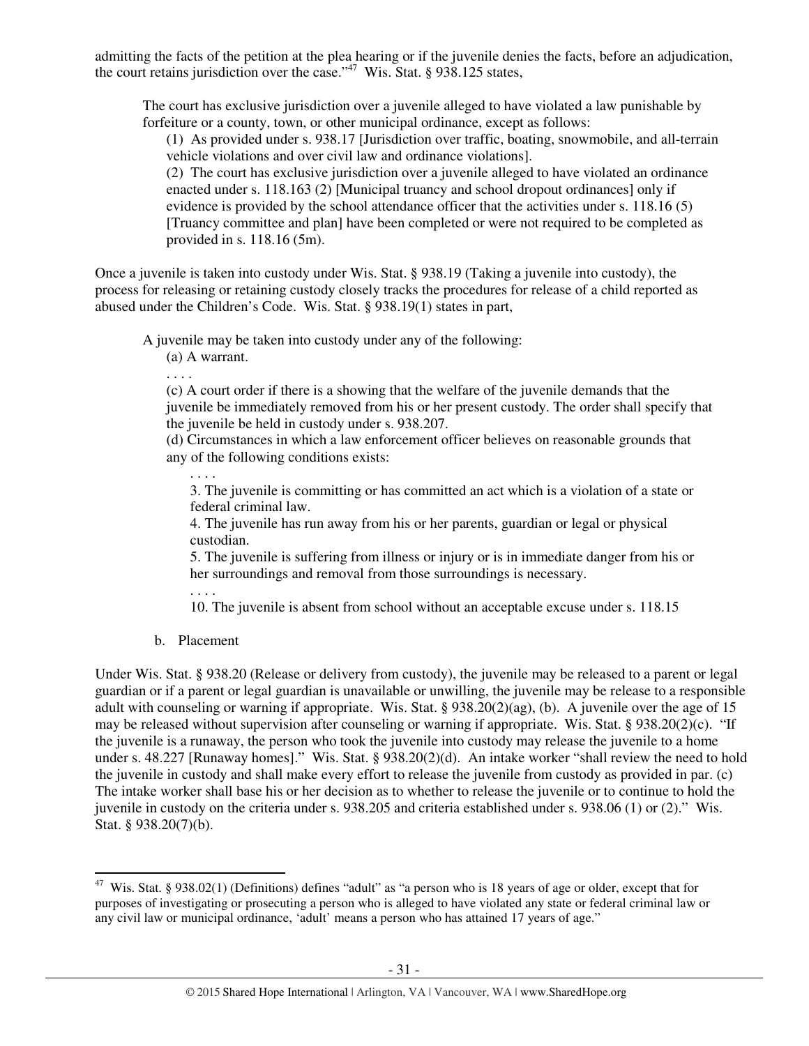admitting the facts of the petition at the plea hearing or if the juvenile denies the facts, before an adjudication, the court retains jurisdiction over the case."[47] Wis. Stat. § 938.125 states,

> The court has exclusive jurisdiction over a juvenile alleged to have violated a law punishable by forfeiture or a county, town, or other municipal ordinance, except as follows:
>
> (1) As provided under s. 938.17 [Jurisdiction over traffic, boating, snowmobile, and all-terrain vehicle violations and over civil law and ordinance violations].
>
> (2) The court has exclusive jurisdiction over a juvenile alleged to have violated an ordinance enacted under s. 118.163 (2) [Municipal truancy and school dropout ordinances] only if evidence is provided by the school attendance officer that the activities under s. 118.16 (5) [Truancy committee and plan] have been completed or were not required to be completed as provided in s. 118.16 (5m).

Once a juvenile is taken into custody under Wis. Stat. § 938.19 (Taking a juvenile into custody), the process for releasing or retaining custody closely tracks the procedures for release of a child reported as abused under the Children's Code. Wis. Stat. § 938.19(1) states in part,

> A juvenile may be taken into custody under any of the following:
>
> (a) A warrant.
>
> . . . .
>
> (c) A court order if there is a showing that the welfare of the juvenile demands that the juvenile be immediately removed from his or her present custody. The order shall specify that the juvenile be held in custody under s. 938.207.
>
> (d) Circumstances in which a law enforcement officer believes on reasonable grounds that any of the following conditions exists:
>
> . . . .
>
> 3. The juvenile is committing or has committed an act which is a violation of a state or federal criminal law.
>
> 4. The juvenile has run away from his or her parents, guardian or legal or physical custodian.
>
> 5. The juvenile is suffering from illness or injury or is in immediate danger from his or her surroundings and removal from those surroundings is necessary.
>
> . . . .
>
> 10. The juvenile is absent from school without an acceptable excuse under s. 118.15

b. Placement

Under Wis. Stat. § 938.20 (Release or delivery from custody), the juvenile may be released to a parent or legal guardian or if a parent or legal guardian is unavailable or unwilling, the juvenile may be release to a responsible adult with counseling or warning if appropriate. Wis. Stat. § 938.20(2)(ag), (b). A juvenile over the age of 15 may be released without supervision after counseling or warning if appropriate. Wis. Stat. § 938.20(2)(c). "If the juvenile is a runaway, the person who took the juvenile into custody may release the juvenile to a home under s. 48.227 [Runaway homes]." Wis. Stat. § 938.20(2)(d). An intake worker "shall review the need to hold the juvenile in custody and shall make every effort to release the juvenile from custody as provided in par. (c) The intake worker shall base his or her decision as to whether to release the juvenile or to continue to hold the juvenile in custody on the criteria under s. 938.205 and criteria established under s. 938.06 (1) or (2)." Wis. Stat. § 938.20(7)(b).

---

[47] Wis. Stat. § 938.02(1) (Definitions) defines "adult" as "a person who is 18 years of age or older, except that for purposes of investigating or prosecuting a person who is alleged to have violated any state or federal criminal law or any civil law or municipal ordinance, 'adult' means a person who has attained 17 years of age."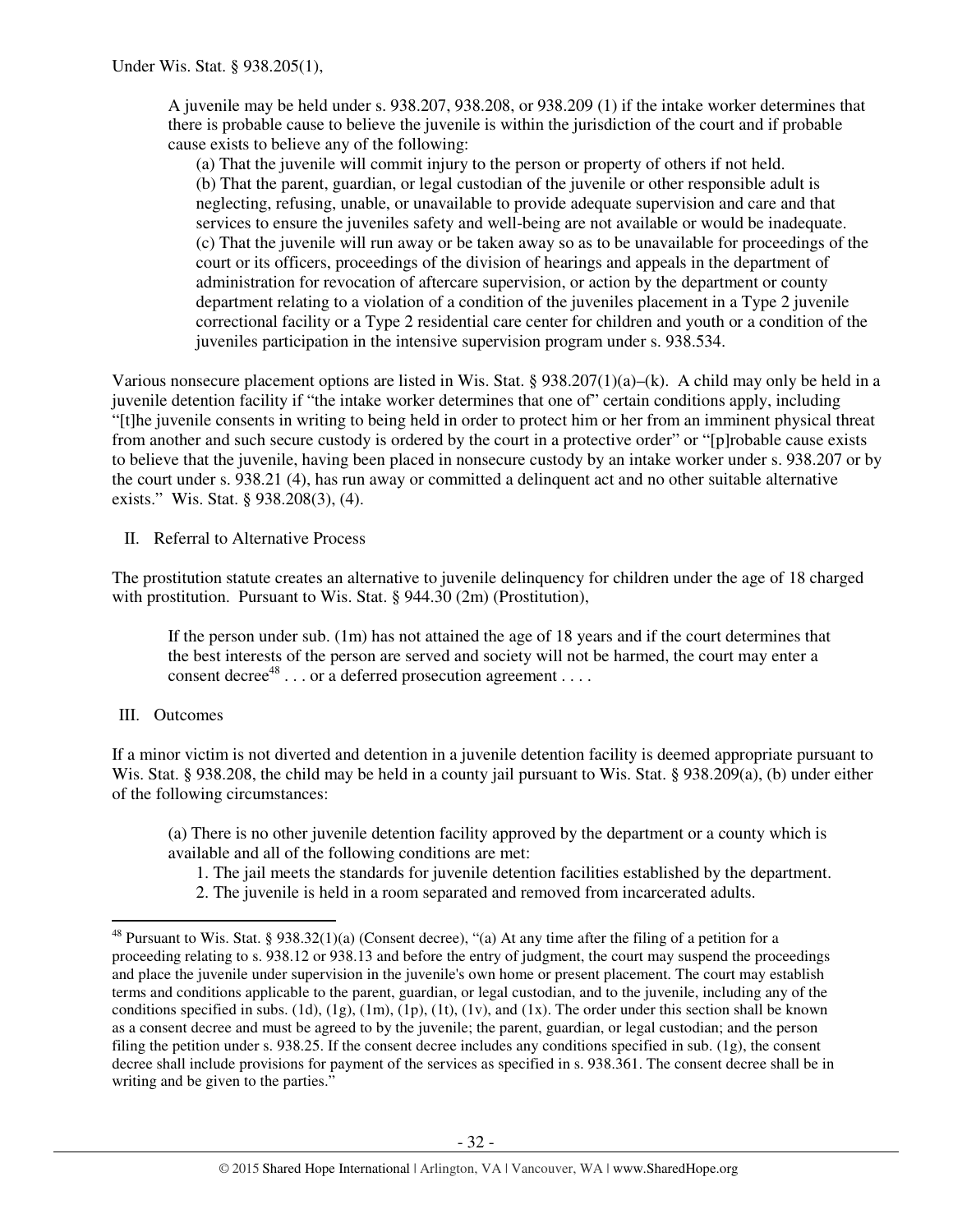Under Wis. Stat. § 938.205(1),

> A juvenile may be held under s. 938.207, 938.208, or 938.209 (1) if the intake worker determines that there is probable cause to believe the juvenile is within the jurisdiction of the court and if probable cause exists to believe any of the following:
>
> (a) That the juvenile will commit injury to the person or property of others if not held.
> (b) That the parent, guardian, or legal custodian of the juvenile or other responsible adult is neglecting, refusing, unable, or unavailable to provide adequate supervision and care and that services to ensure the juveniles safety and well-being are not available or would be inadequate.
> (c) That the juvenile will run away or be taken away so as to be unavailable for proceedings of the court or its officers, proceedings of the division of hearings and appeals in the department of administration for revocation of aftercare supervision, or action by the department or county department relating to a violation of a condition of the juveniles placement in a Type 2 juvenile correctional facility or a Type 2 residential care center for children and youth or a condition of the juveniles participation in the intensive supervision program under s. 938.534.

Various nonsecure placement options are listed in Wis. Stat. § 938.207(1)(a)–(k). A child may only be held in a juvenile detention facility if "the intake worker determines that one of" certain conditions apply, including "[t]he juvenile consents in writing to being held in order to protect him or her from an imminent physical threat from another and such secure custody is ordered by the court in a protective order" or "[p]robable cause exists to believe that the juvenile, having been placed in nonsecure custody by an intake worker under s. 938.207 or by the court under s. 938.21 (4), has run away or committed a delinquent act and no other suitable alternative exists." Wis. Stat. § 938.208(3), (4).

## II. Referral to Alternative Process

The prostitution statute creates an alternative to juvenile delinquency for children under the age of 18 charged with prostitution. Pursuant to Wis. Stat. § 944.30 (2m) (Prostitution),

> If the person under sub. (1m) has not attained the age of 18 years and if the court determines that the best interests of the person are served and society will not be harmed, the court may enter a consent decree[48] . . . or a deferred prosecution agreement . . . .

## III. Outcomes

If a minor victim is not diverted and detention in a juvenile detention facility is deemed appropriate pursuant to Wis. Stat. § 938.208, the child may be held in a county jail pursuant to Wis. Stat. § 938.209(a), (b) under either of the following circumstances:

> (a) There is no other juvenile detention facility approved by the department or a county which is available and all of the following conditions are met:
> 1. The jail meets the standards for juvenile detention facilities established by the department.
> 2. The juvenile is held in a room separated and removed from incarcerated adults.

---

[48] Pursuant to Wis. Stat. § 938.32(1)(a) (Consent decree), "(a) At any time after the filing of a petition for a proceeding relating to s. 938.12 or 938.13 and before the entry of judgment, the court may suspend the proceedings and place the juvenile under supervision in the juvenile's own home or present placement. The court may establish terms and conditions applicable to the parent, guardian, or legal custodian, and to the juvenile, including any of the conditions specified in subs. (1d), (1g), (1m), (1p), (1t), (1v), and (1x). The order under this section shall be known as a consent decree and must be agreed to by the juvenile; the parent, guardian, or legal custodian; and the person filing the petition under s. 938.25. If the consent decree includes any conditions specified in sub. (1g), the consent decree shall include provisions for payment of the services as specified in s. 938.361. The consent decree shall be in writing and be given to the parties."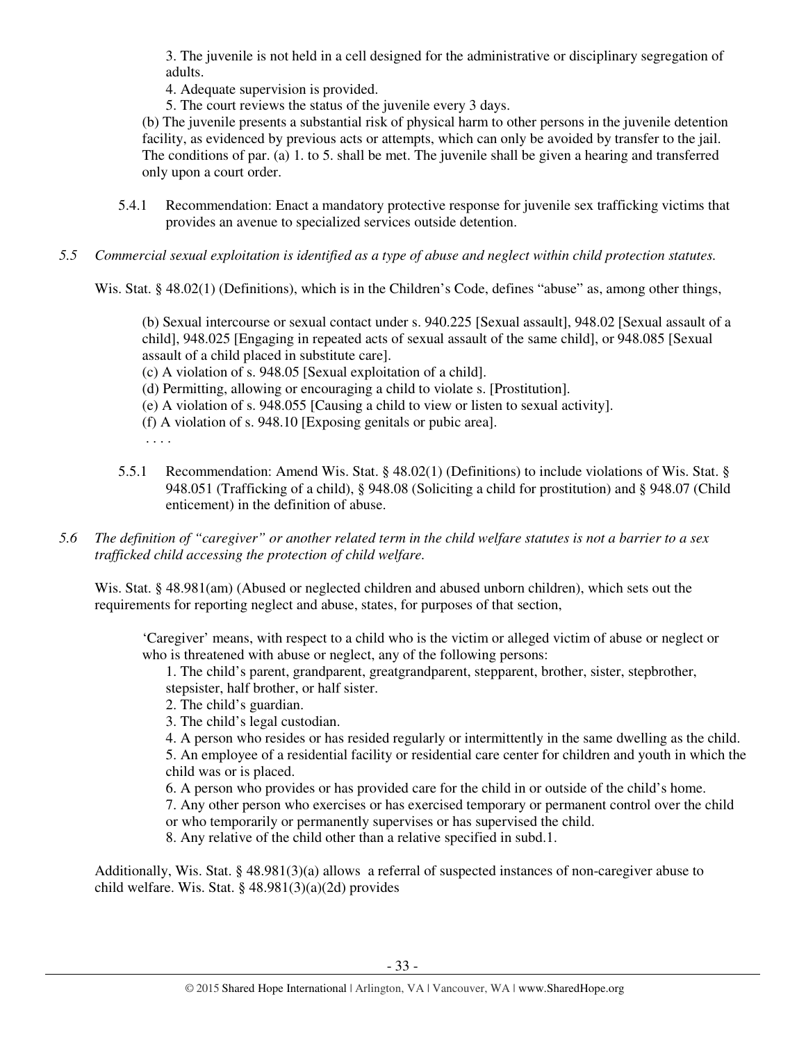3. The juvenile is not held in a cell designed for the administrative or disciplinary segregation of adults.

4. Adequate supervision is provided.

5. The court reviews the status of the juvenile every 3 days.

(b) The juvenile presents a substantial risk of physical harm to other persons in the juvenile detention facility, as evidenced by previous acts or attempts, which can only be avoided by transfer to the jail. The conditions of par. (a) 1. to 5. shall be met. The juvenile shall be given a hearing and transferred only upon a court order.

5.4.1 Recommendation: Enact a mandatory protective response for juvenile sex trafficking victims that provides an avenue to specialized services outside detention.

*5.5 Commercial sexual exploitation is identified as a type of abuse and neglect within child protection statutes.*

Wis. Stat. § 48.02(1) (Definitions), which is in the Children's Code, defines "abuse" as, among other things,

> (b) Sexual intercourse or sexual contact under s. 940.225 [Sexual assault], 948.02 [Sexual assault of a child], 948.025 [Engaging in repeated acts of sexual assault of the same child], or 948.085 [Sexual assault of a child placed in substitute care].
>
> (c) A violation of s. 948.05 [Sexual exploitation of a child].
>
> (d) Permitting, allowing or encouraging a child to violate s. [Prostitution].
>
> (e) A violation of s. 948.055 [Causing a child to view or listen to sexual activity].
>
> (f) A violation of s. 948.10 [Exposing genitals or pubic area].
>
> . . . .

5.5.1 Recommendation: Amend Wis. Stat. § 48.02(1) (Definitions) to include violations of Wis. Stat. § 948.051 (Trafficking of a child), § 948.08 (Soliciting a child for prostitution) and § 948.07 (Child enticement) in the definition of abuse.

*5.6 The definition of "caregiver" or another related term in the child welfare statutes is not a barrier to a sex trafficked child accessing the protection of child welfare.*

Wis. Stat. § 48.981(am) (Abused or neglected children and abused unborn children), which sets out the requirements for reporting neglect and abuse, states, for purposes of that section,

> 'Caregiver' means, with respect to a child who is the victim or alleged victim of abuse or neglect or who is threatened with abuse or neglect, any of the following persons:
>
> 1. The child's parent, grandparent, greatgrandparent, stepparent, brother, sister, stepbrother, stepsister, half brother, or half sister.
> 2. The child's guardian.
> 3. The child's legal custodian.
> 4. A person who resides or has resided regularly or intermittently in the same dwelling as the child.
> 5. An employee of a residential facility or residential care center for children and youth in which the child was or is placed.
> 6. A person who provides or has provided care for the child in or outside of the child's home.
> 7. Any other person who exercises or has exercised temporary or permanent control over the child or who temporarily or permanently supervises or has supervised the child.
> 8. Any relative of the child other than a relative specified in subd.1.

Additionally, Wis. Stat. § 48.981(3)(a) allows a referral of suspected instances of non-caregiver abuse to child welfare. Wis. Stat. § 48.981(3)(a)(2d) provides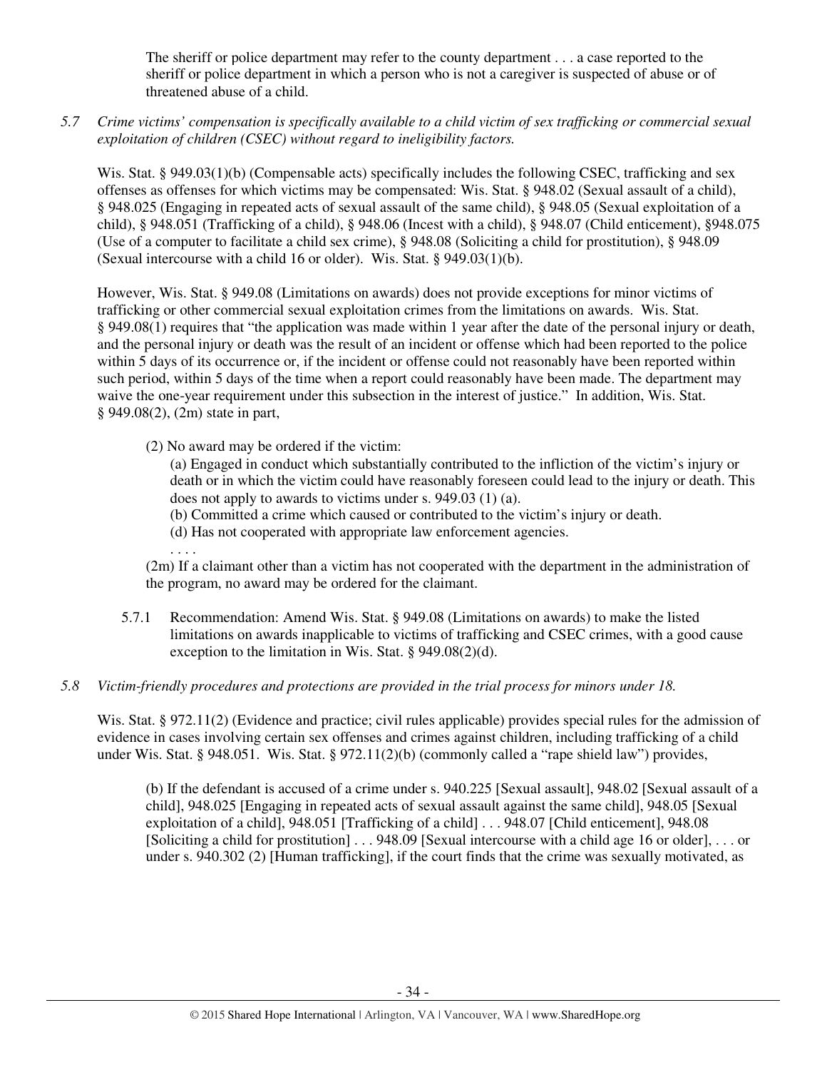The sheriff or police department may refer to the county department . . . a case reported to the sheriff or police department in which a person who is not a caregiver is suspected of abuse or of threatened abuse of a child.

*5.7 Crime victims' compensation is specifically available to a child victim of sex trafficking or commercial sexual exploitation of children (CSEC) without regard to ineligibility factors.*

Wis. Stat. § 949.03(1)(b) (Compensable acts) specifically includes the following CSEC, trafficking and sex offenses as offenses for which victims may be compensated: Wis. Stat. § 948.02 (Sexual assault of a child), § 948.025 (Engaging in repeated acts of sexual assault of the same child), § 948.05 (Sexual exploitation of a child), § 948.051 (Trafficking of a child), § 948.06 (Incest with a child), § 948.07 (Child enticement), §948.075 (Use of a computer to facilitate a child sex crime), § 948.08 (Soliciting a child for prostitution), § 948.09 (Sexual intercourse with a child 16 or older). Wis. Stat. § 949.03(1)(b).

However, Wis. Stat. § 949.08 (Limitations on awards) does not provide exceptions for minor victims of trafficking or other commercial sexual exploitation crimes from the limitations on awards. Wis. Stat. § 949.08(1) requires that "the application was made within 1 year after the date of the personal injury or death, and the personal injury or death was the result of an incident or offense which had been reported to the police within 5 days of its occurrence or, if the incident or offense could not reasonably have been reported within such period, within 5 days of the time when a report could reasonably have been made. The department may waive the one-year requirement under this subsection in the interest of justice." In addition, Wis. Stat. § 949.08(2), (2m) state in part,

> (2) No award may be ordered if the victim:
>
> > (a) Engaged in conduct which substantially contributed to the infliction of the victim's injury or death or in which the victim could have reasonably foreseen could lead to the injury or death. This does not apply to awards to victims under s. 949.03 (1) (a).
> >
> > (b) Committed a crime which caused or contributed to the victim's injury or death.
> >
> > (d) Has not cooperated with appropriate law enforcement agencies.
> >
> > . . . .
>
> (2m) If a claimant other than a victim has not cooperated with the department in the administration of the program, no award may be ordered for the claimant.

5.7.1 Recommendation: Amend Wis. Stat. § 949.08 (Limitations on awards) to make the listed limitations on awards inapplicable to victims of trafficking and CSEC crimes, with a good cause exception to the limitation in Wis. Stat. § 949.08(2)(d).

*5.8 Victim-friendly procedures and protections are provided in the trial process for minors under 18.*

Wis. Stat. § 972.11(2) (Evidence and practice; civil rules applicable) provides special rules for the admission of evidence in cases involving certain sex offenses and crimes against children, including trafficking of a child under Wis. Stat. § 948.051. Wis. Stat. § 972.11(2)(b) (commonly called a "rape shield law") provides,

> (b) If the defendant is accused of a crime under s. 940.225 [Sexual assault], 948.02 [Sexual assault of a child], 948.025 [Engaging in repeated acts of sexual assault against the same child], 948.05 [Sexual exploitation of a child], 948.051 [Trafficking of a child] . . . 948.07 [Child enticement], 948.08 [Soliciting a child for prostitution] . . . 948.09 [Sexual intercourse with a child age 16 or older], . . . or under s. 940.302 (2) [Human trafficking], if the court finds that the crime was sexually motivated, as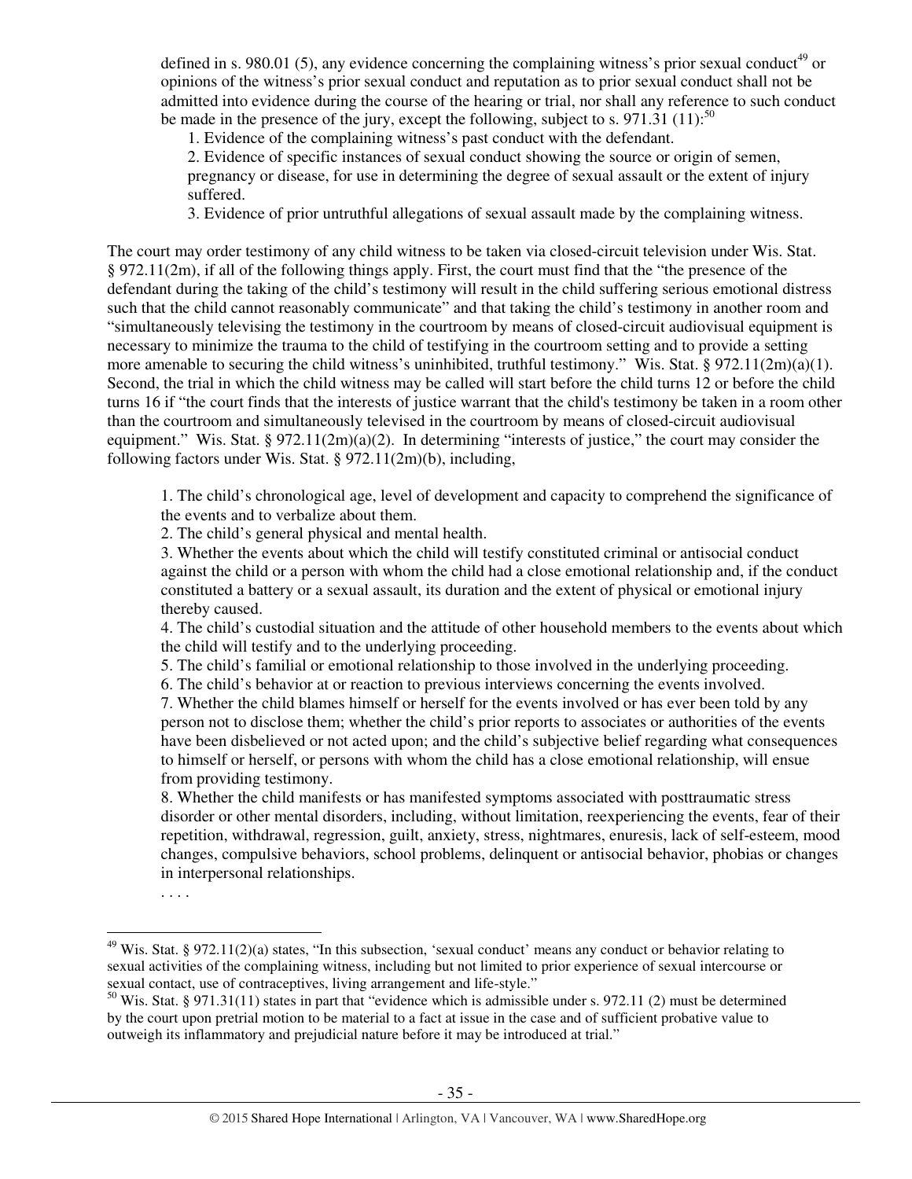defined in s. 980.01 (5), any evidence concerning the complaining witness's prior sexual conduct[49] or opinions of the witness's prior sexual conduct and reputation as to prior sexual conduct shall not be admitted into evidence during the course of the hearing or trial, nor shall any reference to such conduct be made in the presence of the jury, except the following, subject to s. 971.31 (11):[50]

1. Evidence of the complaining witness's past conduct with the defendant.
2. Evidence of specific instances of sexual conduct showing the source or origin of semen, pregnancy or disease, for use in determining the degree of sexual assault or the extent of injury suffered.
3. Evidence of prior untruthful allegations of sexual assault made by the complaining witness.

The court may order testimony of any child witness to be taken via closed-circuit television under Wis. Stat. § 972.11(2m), if all of the following things apply. First, the court must find that the "the presence of the defendant during the taking of the child's testimony will result in the child suffering serious emotional distress such that the child cannot reasonably communicate" and that taking the child's testimony in another room and "simultaneously televising the testimony in the courtroom by means of closed-circuit audiovisual equipment is necessary to minimize the trauma to the child of testifying in the courtroom setting and to provide a setting more amenable to securing the child witness's uninhibited, truthful testimony." Wis. Stat. § 972.11(2m)(a)(1). Second, the trial in which the child witness may be called will start before the child turns 12 or before the child turns 16 if "the court finds that the interests of justice warrant that the child's testimony be taken in a room other than the courtroom and simultaneously televised in the courtroom by means of closed-circuit audiovisual equipment." Wis. Stat. § 972.11(2m)(a)(2). In determining "interests of justice," the court may consider the following factors under Wis. Stat. § 972.11(2m)(b), including,

> 1. The child's chronological age, level of development and capacity to comprehend the significance of the events and to verbalize about them.
> 2. The child's general physical and mental health.
> 3. Whether the events about which the child will testify constituted criminal or antisocial conduct against the child or a person with whom the child had a close emotional relationship and, if the conduct constituted a battery or a sexual assault, its duration and the extent of physical or emotional injury thereby caused.
> 4. The child's custodial situation and the attitude of other household members to the events about which the child will testify and to the underlying proceeding.
> 5. The child's familial or emotional relationship to those involved in the underlying proceeding.
> 6. The child's behavior at or reaction to previous interviews concerning the events involved.
> 7. Whether the child blames himself or herself for the events involved or has ever been told by any person not to disclose them; whether the child's prior reports to associates or authorities of the events have been disbelieved or not acted upon; and the child's subjective belief regarding what consequences to himself or herself, or persons with whom the child has a close emotional relationship, will ensue from providing testimony.
> 8. Whether the child manifests or has manifested symptoms associated with posttraumatic stress disorder or other mental disorders, including, without limitation, reexperiencing the events, fear of their repetition, withdrawal, regression, guilt, anxiety, stress, nightmares, enuresis, lack of self-esteem, mood changes, compulsive behaviors, school problems, delinquent or antisocial behavior, phobias or changes in interpersonal relationships.
>
> . . . .

---

[49] Wis. Stat. § 972.11(2)(a) states, "In this subsection, 'sexual conduct' means any conduct or behavior relating to sexual activities of the complaining witness, including but not limited to prior experience of sexual intercourse or sexual contact, use of contraceptives, living arrangement and life-style."

[50] Wis. Stat. § 971.31(11) states in part that "evidence which is admissible under s. 972.11 (2) must be determined by the court upon pretrial motion to be material to a fact at issue in the case and of sufficient probative value to outweigh its inflammatory and prejudicial nature before it may be introduced at trial."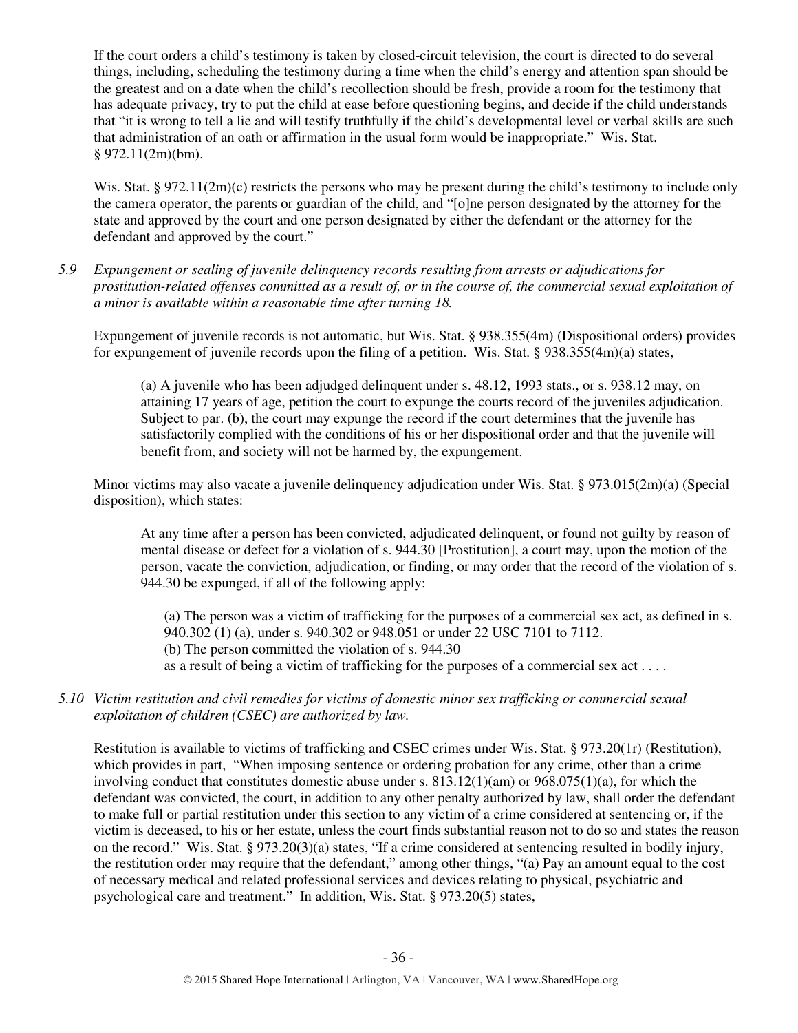If the court orders a child's testimony is taken by closed-circuit television, the court is directed to do several things, including, scheduling the testimony during a time when the child's energy and attention span should be the greatest and on a date when the child's recollection should be fresh, provide a room for the testimony that has adequate privacy, try to put the child at ease before questioning begins, and decide if the child understands that "it is wrong to tell a lie and will testify truthfully if the child's developmental level or verbal skills are such that administration of an oath or affirmation in the usual form would be inappropriate." Wis. Stat. § 972.11(2m)(bm).

Wis. Stat. § 972.11(2m)(c) restricts the persons who may be present during the child's testimony to include only the camera operator, the parents or guardian of the child, and "[o]ne person designated by the attorney for the state and approved by the court and one person designated by either the defendant or the attorney for the defendant and approved by the court."

*5.9 Expungement or sealing of juvenile delinquency records resulting from arrests or adjudications for prostitution-related offenses committed as a result of, or in the course of, the commercial sexual exploitation of a minor is available within a reasonable time after turning 18.*

Expungement of juvenile records is not automatic, but Wis. Stat. § 938.355(4m) (Dispositional orders) provides for expungement of juvenile records upon the filing of a petition. Wis. Stat. § 938.355(4m)(a) states,

> (a) A juvenile who has been adjudged delinquent under s. 48.12, 1993 stats., or s. 938.12 may, on attaining 17 years of age, petition the court to expunge the courts record of the juveniles adjudication. Subject to par. (b), the court may expunge the record if the court determines that the juvenile has satisfactorily complied with the conditions of his or her dispositional order and that the juvenile will benefit from, and society will not be harmed by, the expungement.

Minor victims may also vacate a juvenile delinquency adjudication under Wis. Stat. § 973.015(2m)(a) (Special disposition), which states:

> At any time after a person has been convicted, adjudicated delinquent, or found not guilty by reason of mental disease or defect for a violation of s. 944.30 [Prostitution], a court may, upon the motion of the person, vacate the conviction, adjudication, or finding, or may order that the record of the violation of s. 944.30 be expunged, if all of the following apply:
>
> (a) The person was a victim of trafficking for the purposes of a commercial sex act, as defined in s. 940.302 (1) (a), under s. 940.302 or 948.051 or under 22 USC 7101 to 7112.
> (b) The person committed the violation of s. 944.30
> as a result of being a victim of trafficking for the purposes of a commercial sex act . . . .

*5.10 Victim restitution and civil remedies for victims of domestic minor sex trafficking or commercial sexual exploitation of children (CSEC) are authorized by law.*

Restitution is available to victims of trafficking and CSEC crimes under Wis. Stat. § 973.20(1r) (Restitution), which provides in part, "When imposing sentence or ordering probation for any crime, other than a crime involving conduct that constitutes domestic abuse under s. 813.12(1)(am) or 968.075(1)(a), for which the defendant was convicted, the court, in addition to any other penalty authorized by law, shall order the defendant to make full or partial restitution under this section to any victim of a crime considered at sentencing or, if the victim is deceased, to his or her estate, unless the court finds substantial reason not to do so and states the reason on the record." Wis. Stat. § 973.20(3)(a) states, "If a crime considered at sentencing resulted in bodily injury, the restitution order may require that the defendant," among other things, "(a) Pay an amount equal to the cost of necessary medical and related professional services and devices relating to physical, psychiatric and psychological care and treatment." In addition, Wis. Stat. § 973.20(5) states,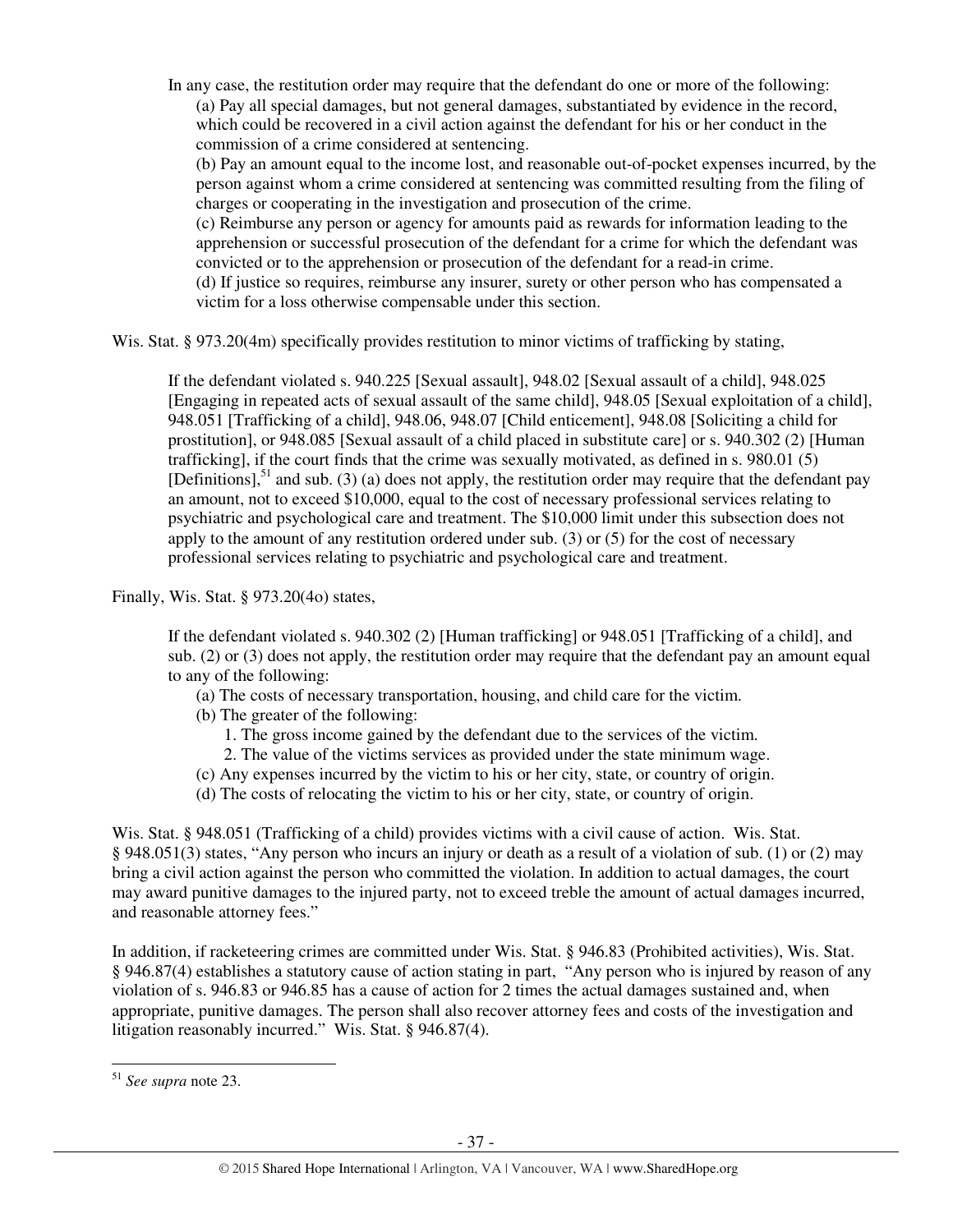In any case, the restitution order may require that the defendant do one or more of the following:

> (a) Pay all special damages, but not general damages, substantiated by evidence in the record, which could be recovered in a civil action against the defendant for his or her conduct in the commission of a crime considered at sentencing.
>
> (b) Pay an amount equal to the income lost, and reasonable out-of-pocket expenses incurred, by the person against whom a crime considered at sentencing was committed resulting from the filing of charges or cooperating in the investigation and prosecution of the crime.
>
> (c) Reimburse any person or agency for amounts paid as rewards for information leading to the apprehension or successful prosecution of the defendant for a crime for which the defendant was convicted or to the apprehension or prosecution of the defendant for a read-in crime.
>
> (d) If justice so requires, reimburse any insurer, surety or other person who has compensated a victim for a loss otherwise compensable under this section.

Wis. Stat. § 973.20(4m) specifically provides restitution to minor victims of trafficking by stating,

> If the defendant violated s. 940.225 [Sexual assault], 948.02 [Sexual assault of a child], 948.025 [Engaging in repeated acts of sexual assault of the same child], 948.05 [Sexual exploitation of a child], 948.051 [Trafficking of a child], 948.06, 948.07 [Child enticement], 948.08 [Soliciting a child for prostitution], or 948.085 [Sexual assault of a child placed in substitute care] or s. 940.302 (2) [Human trafficking], if the court finds that the crime was sexually motivated, as defined in s. 980.01 (5) [Definitions],[51] and sub. (3) (a) does not apply, the restitution order may require that the defendant pay an amount, not to exceed $10,000, equal to the cost of necessary professional services relating to psychiatric and psychological care and treatment. The $10,000 limit under this subsection does not apply to the amount of any restitution ordered under sub. (3) or (5) for the cost of necessary professional services relating to psychiatric and psychological care and treatment.

Finally, Wis. Stat. § 973.20(4o) states,

> If the defendant violated s. 940.302 (2) [Human trafficking] or 948.051 [Trafficking of a child], and sub. (2) or (3) does not apply, the restitution order may require that the defendant pay an amount equal to any of the following:
>
> (a) The costs of necessary transportation, housing, and child care for the victim.
>
> (b) The greater of the following:
>
> 1. The gross income gained by the defendant due to the services of the victim.
> 2. The value of the victims services as provided under the state minimum wage.
>
> (c) Any expenses incurred by the victim to his or her city, state, or country of origin.
>
> (d) The costs of relocating the victim to his or her city, state, or country of origin.

Wis. Stat. § 948.051 (Trafficking of a child) provides victims with a civil cause of action. Wis. Stat. § 948.051(3) states, "Any person who incurs an injury or death as a result of a violation of sub. (1) or (2) may bring a civil action against the person who committed the violation. In addition to actual damages, the court may award punitive damages to the injured party, not to exceed treble the amount of actual damages incurred, and reasonable attorney fees."

In addition, if racketeering crimes are committed under Wis. Stat. § 946.83 (Prohibited activities), Wis. Stat. § 946.87(4) establishes a statutory cause of action stating in part, "Any person who is injured by reason of any violation of s. 946.83 or 946.85 has a cause of action for 2 times the actual damages sustained and, when appropriate, punitive damages. The person shall also recover attorney fees and costs of the investigation and litigation reasonably incurred." Wis. Stat. § 946.87(4).

---

[51] *See supra* note 23.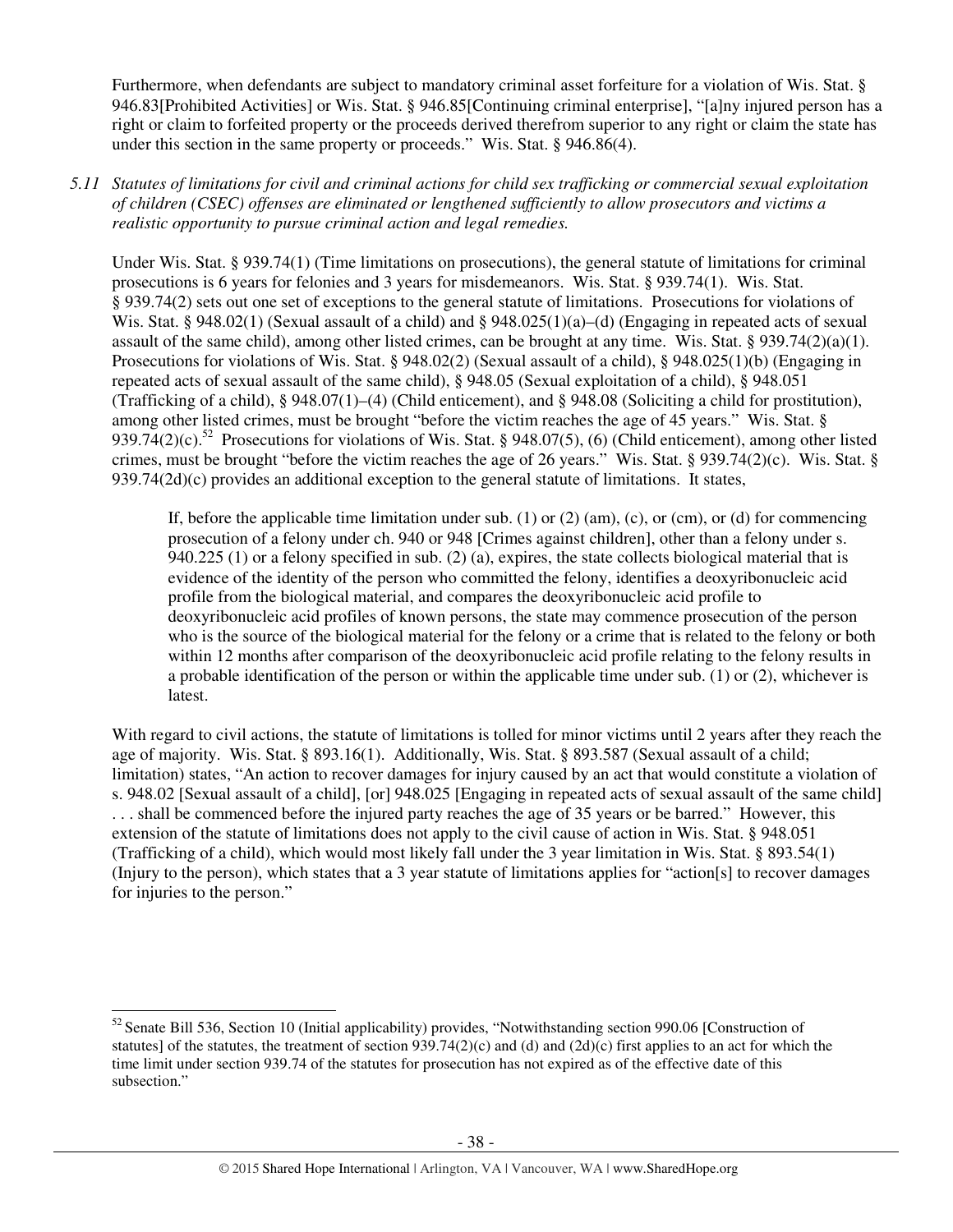Furthermore, when defendants are subject to mandatory criminal asset forfeiture for a violation of Wis. Stat. § 946.83[Prohibited Activities] or Wis. Stat. § 946.85[Continuing criminal enterprise], "[a]ny injured person has a right or claim to forfeited property or the proceeds derived therefrom superior to any right or claim the state has under this section in the same property or proceeds." Wis. Stat. § 946.86(4).

*5.11 Statutes of limitations for civil and criminal actions for child sex trafficking or commercial sexual exploitation of children (CSEC) offenses are eliminated or lengthened sufficiently to allow prosecutors and victims a realistic opportunity to pursue criminal action and legal remedies.*

Under Wis. Stat. § 939.74(1) (Time limitations on prosecutions), the general statute of limitations for criminal prosecutions is 6 years for felonies and 3 years for misdemeanors. Wis. Stat. § 939.74(1). Wis. Stat. § 939.74(2) sets out one set of exceptions to the general statute of limitations. Prosecutions for violations of Wis. Stat. § 948.02(1) (Sexual assault of a child) and § 948.025(1)(a)–(d) (Engaging in repeated acts of sexual assault of the same child), among other listed crimes, can be brought at any time. Wis. Stat. § 939.74(2)(a)(1). Prosecutions for violations of Wis. Stat. § 948.02(2) (Sexual assault of a child), § 948.025(1)(b) (Engaging in repeated acts of sexual assault of the same child), § 948.05 (Sexual exploitation of a child), § 948.051 (Trafficking of a child), § 948.07(1)–(4) (Child enticement), and § 948.08 (Soliciting a child for prostitution), among other listed crimes, must be brought "before the victim reaches the age of 45 years." Wis. Stat. § 939.74(2)(c).[52] Prosecutions for violations of Wis. Stat. § 948.07(5), (6) (Child enticement), among other listed crimes, must be brought "before the victim reaches the age of 26 years." Wis. Stat. § 939.74(2)(c). Wis. Stat. § 939.74(2d)(c) provides an additional exception to the general statute of limitations. It states,

> If, before the applicable time limitation under sub. (1) or (2) (am), (c), or (cm), or (d) for commencing prosecution of a felony under ch. 940 or 948 [Crimes against children], other than a felony under s. 940.225 (1) or a felony specified in sub. (2) (a), expires, the state collects biological material that is evidence of the identity of the person who committed the felony, identifies a deoxyribonucleic acid profile from the biological material, and compares the deoxyribonucleic acid profile to deoxyribonucleic acid profiles of known persons, the state may commence prosecution of the person who is the source of the biological material for the felony or a crime that is related to the felony or both within 12 months after comparison of the deoxyribonucleic acid profile relating to the felony results in a probable identification of the person or within the applicable time under sub. (1) or (2), whichever is latest.

With regard to civil actions, the statute of limitations is tolled for minor victims until 2 years after they reach the age of majority. Wis. Stat. § 893.16(1). Additionally, Wis. Stat. § 893.587 (Sexual assault of a child; limitation) states, "An action to recover damages for injury caused by an act that would constitute a violation of s. 948.02 [Sexual assault of a child], [or] 948.025 [Engaging in repeated acts of sexual assault of the same child] . . . shall be commenced before the injured party reaches the age of 35 years or be barred." However, this extension of the statute of limitations does not apply to the civil cause of action in Wis. Stat. § 948.051 (Trafficking of a child), which would most likely fall under the 3 year limitation in Wis. Stat. § 893.54(1) (Injury to the person), which states that a 3 year statute of limitations applies for "action[s] to recover damages for injuries to the person."

---

[52] Senate Bill 536, Section 10 (Initial applicability) provides, "Notwithstanding section 990.06 [Construction of statutes] of the statutes, the treatment of section 939.74(2)(c) and (d) and (2d)(c) first applies to an act for which the time limit under section 939.74 of the statutes for prosecution has not expired as of the effective date of this subsection."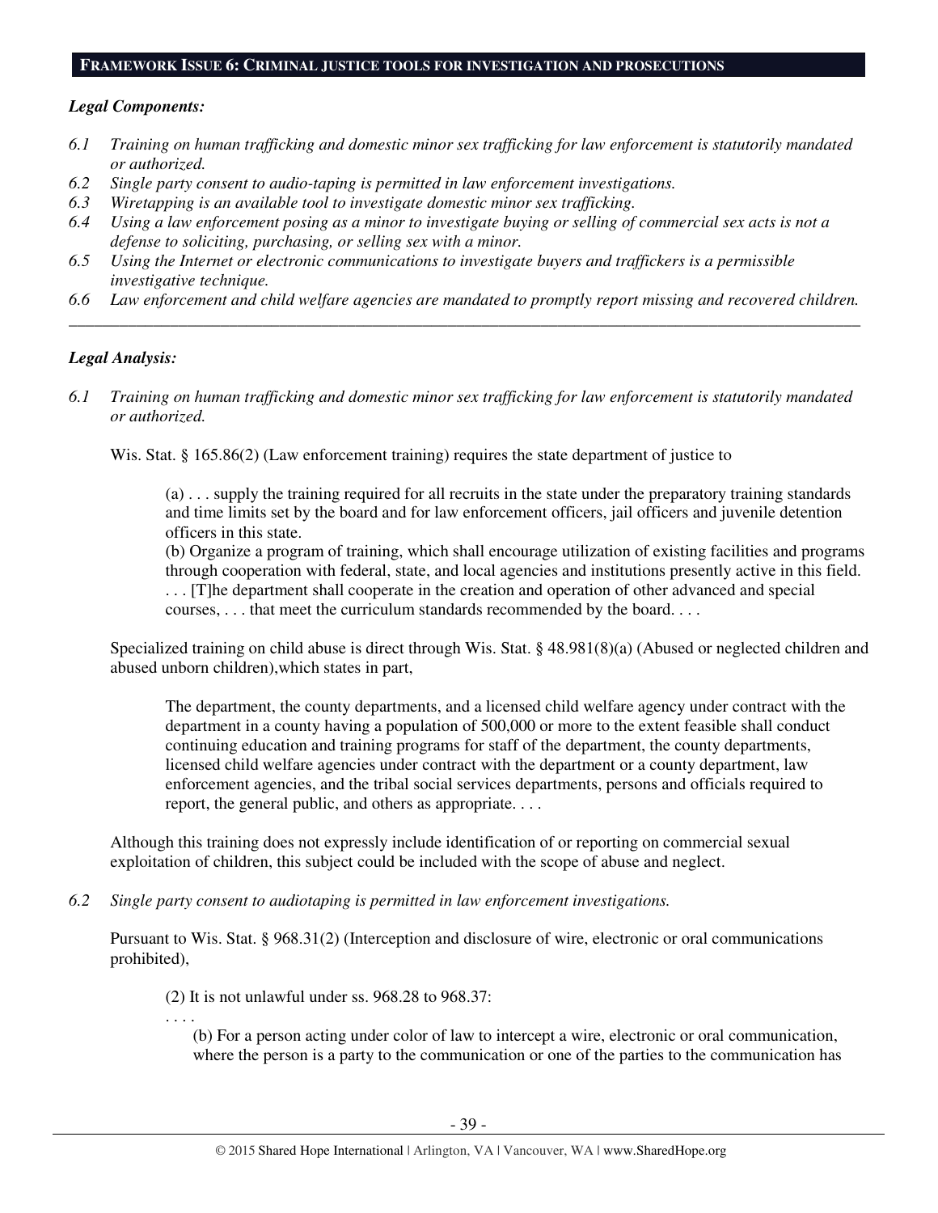## FRAMEWORK ISSUE 6: CRIMINAL JUSTICE TOOLS FOR INVESTIGATION AND PROSECUTIONS

### *Legal Components:*

*6.1 Training on human trafficking and domestic minor sex trafficking for law enforcement is statutorily mandated or authorized.*

*6.2 Single party consent to audio-taping is permitted in law enforcement investigations.*

*6.3 Wiretapping is an available tool to investigate domestic minor sex trafficking.*

*6.4 Using a law enforcement posing as a minor to investigate buying or selling of commercial sex acts is not a defense to soliciting, purchasing, or selling sex with a minor.*

*6.5 Using the Internet or electronic communications to investigate buyers and traffickers is a permissible investigative technique.*

*6.6 Law enforcement and child welfare agencies are mandated to promptly report missing and recovered children.*

---

### *Legal Analysis:*

*6.1 Training on human trafficking and domestic minor sex trafficking for law enforcement is statutorily mandated or authorized.*

Wis. Stat. § 165.86(2) (Law enforcement training) requires the state department of justice to

> (a) . . . supply the training required for all recruits in the state under the preparatory training standards and time limits set by the board and for law enforcement officers, jail officers and juvenile detention officers in this state.
>
> (b) Organize a program of training, which shall encourage utilization of existing facilities and programs through cooperation with federal, state, and local agencies and institutions presently active in this field. . . . [T]he department shall cooperate in the creation and operation of other advanced and special courses, . . . that meet the curriculum standards recommended by the board. . . .

Specialized training on child abuse is direct through Wis. Stat. § 48.981(8)(a) (Abused or neglected children and abused unborn children),which states in part,

> The department, the county departments, and a licensed child welfare agency under contract with the department in a county having a population of 500,000 or more to the extent feasible shall conduct continuing education and training programs for staff of the department, the county departments, licensed child welfare agencies under contract with the department or a county department, law enforcement agencies, and the tribal social services departments, persons and officials required to report, the general public, and others as appropriate. . . .

Although this training does not expressly include identification of or reporting on commercial sexual exploitation of children, this subject could be included with the scope of abuse and neglect.

*6.2 Single party consent to audiotaping is permitted in law enforcement investigations.*

Pursuant to Wis. Stat. § 968.31(2) (Interception and disclosure of wire, electronic or oral communications prohibited),

> (2) It is not unlawful under ss. 968.28 to 968.37:
>
> . . . .
>
> (b) For a person acting under color of law to intercept a wire, electronic or oral communication, where the person is a party to the communication or one of the parties to the communication has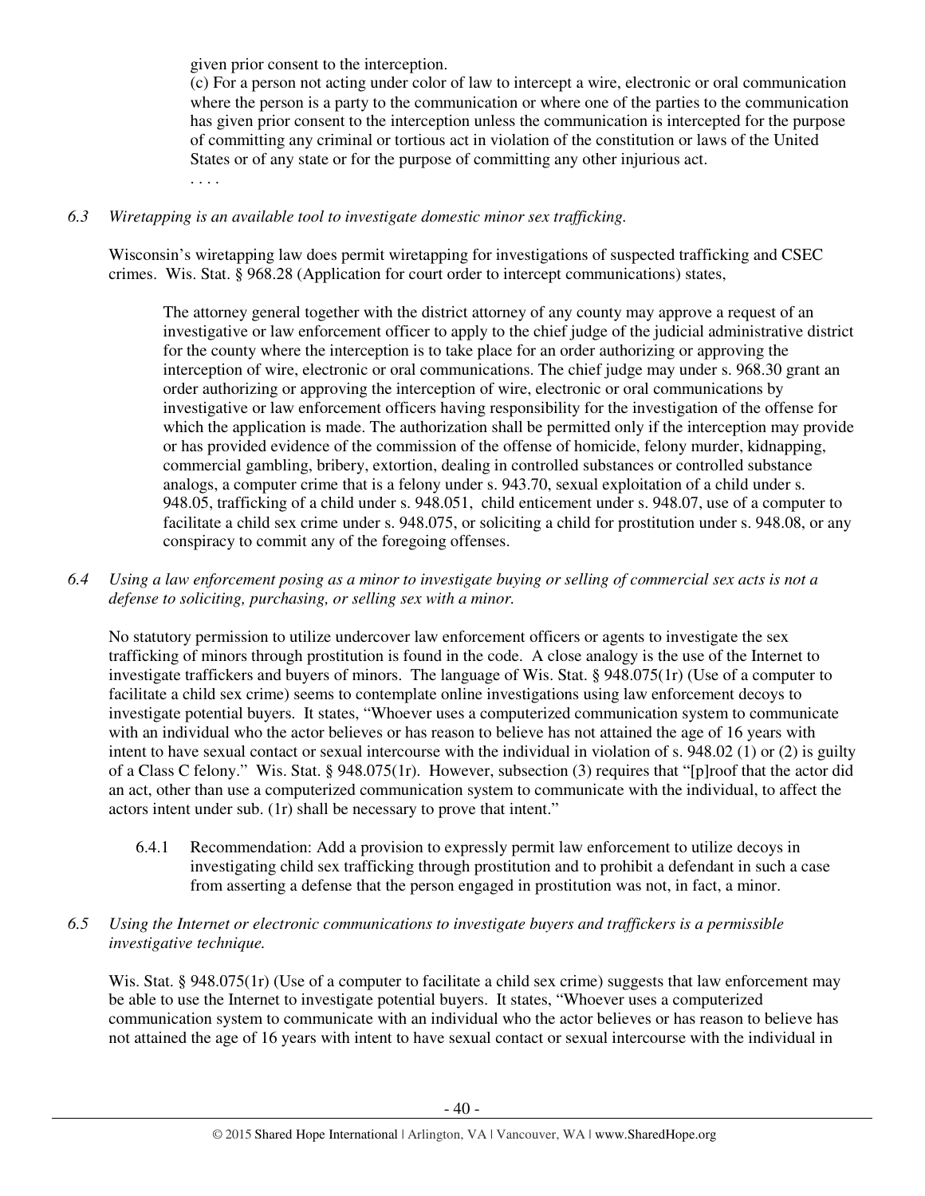given prior consent to the interception.

(c) For a person not acting under color of law to intercept a wire, electronic or oral communication where the person is a party to the communication or where one of the parties to the communication has given prior consent to the interception unless the communication is intercepted for the purpose of committing any criminal or tortious act in violation of the constitution or laws of the United States or of any state or for the purpose of committing any other injurious act.

. . . .

*6.3 Wiretapping is an available tool to investigate domestic minor sex trafficking.*

Wisconsin's wiretapping law does permit wiretapping for investigations of suspected trafficking and CSEC crimes. Wis. Stat. § 968.28 (Application for court order to intercept communications) states,

> The attorney general together with the district attorney of any county may approve a request of an investigative or law enforcement officer to apply to the chief judge of the judicial administrative district for the county where the interception is to take place for an order authorizing or approving the interception of wire, electronic or oral communications. The chief judge may under s. 968.30 grant an order authorizing or approving the interception of wire, electronic or oral communications by investigative or law enforcement officers having responsibility for the investigation of the offense for which the application is made. The authorization shall be permitted only if the interception may provide or has provided evidence of the commission of the offense of homicide, felony murder, kidnapping, commercial gambling, bribery, extortion, dealing in controlled substances or controlled substance analogs, a computer crime that is a felony under s. 943.70, sexual exploitation of a child under s. 948.05, trafficking of a child under s. 948.051, child enticement under s. 948.07, use of a computer to facilitate a child sex crime under s. 948.075, or soliciting a child for prostitution under s. 948.08, or any conspiracy to commit any of the foregoing offenses.

*6.4 Using a law enforcement posing as a minor to investigate buying or selling of commercial sex acts is not a defense to soliciting, purchasing, or selling sex with a minor.*

No statutory permission to utilize undercover law enforcement officers or agents to investigate the sex trafficking of minors through prostitution is found in the code. A close analogy is the use of the Internet to investigate traffickers and buyers of minors. The language of Wis. Stat. § 948.075(1r) (Use of a computer to facilitate a child sex crime) seems to contemplate online investigations using law enforcement decoys to investigate potential buyers. It states, "Whoever uses a computerized communication system to communicate with an individual who the actor believes or has reason to believe has not attained the age of 16 years with intent to have sexual contact or sexual intercourse with the individual in violation of s. 948.02 (1) or (2) is guilty of a Class C felony." Wis. Stat. § 948.075(1r). However, subsection (3) requires that "[p]roof that the actor did an act, other than use a computerized communication system to communicate with the individual, to affect the actors intent under sub. (1r) shall be necessary to prove that intent."

6.4.1 Recommendation: Add a provision to expressly permit law enforcement to utilize decoys in investigating child sex trafficking through prostitution and to prohibit a defendant in such a case from asserting a defense that the person engaged in prostitution was not, in fact, a minor.

*6.5 Using the Internet or electronic communications to investigate buyers and traffickers is a permissible investigative technique.*

Wis. Stat. § 948.075(1r) (Use of a computer to facilitate a child sex crime) suggests that law enforcement may be able to use the Internet to investigate potential buyers. It states, "Whoever uses a computerized communication system to communicate with an individual who the actor believes or has reason to believe has not attained the age of 16 years with intent to have sexual contact or sexual intercourse with the individual in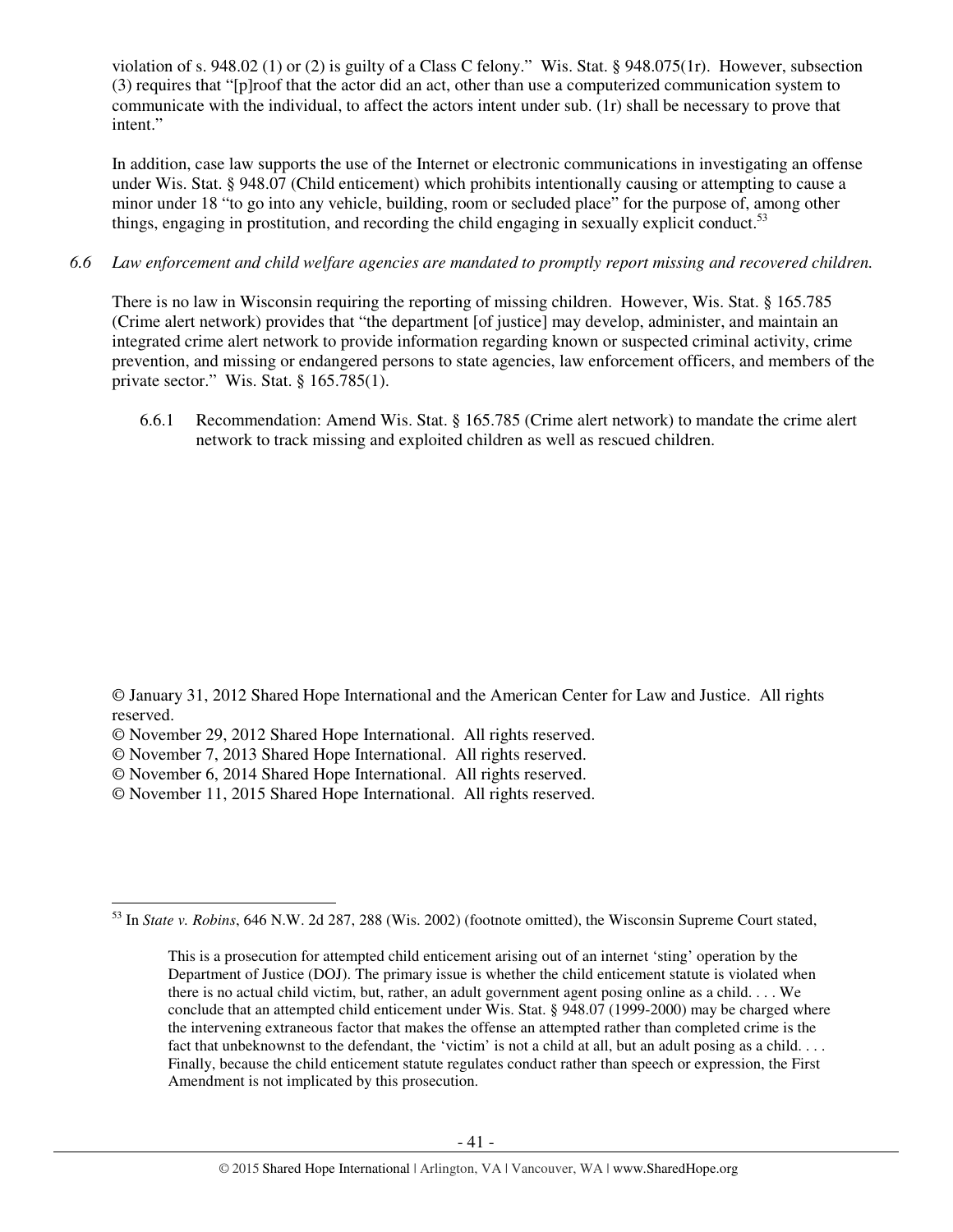violation of s. 948.02 (1) or (2) is guilty of a Class C felony." Wis. Stat. § 948.075(1r). However, subsection (3) requires that "[p]roof that the actor did an act, other than use a computerized communication system to communicate with the individual, to affect the actors intent under sub. (1r) shall be necessary to prove that intent."

In addition, case law supports the use of the Internet or electronic communications in investigating an offense under Wis. Stat. § 948.07 (Child enticement) which prohibits intentionally causing or attempting to cause a minor under 18 "to go into any vehicle, building, room or secluded place" for the purpose of, among other things, engaging in prostitution, and recording the child engaging in sexually explicit conduct.[53]

*6.6 Law enforcement and child welfare agencies are mandated to promptly report missing and recovered children.*

There is no law in Wisconsin requiring the reporting of missing children. However, Wis. Stat. § 165.785 (Crime alert network) provides that "the department [of justice] may develop, administer, and maintain an integrated crime alert network to provide information regarding known or suspected criminal activity, crime prevention, and missing or endangered persons to state agencies, law enforcement officers, and members of the private sector." Wis. Stat. § 165.785(1).

6.6.1 Recommendation: Amend Wis. Stat. § 165.785 (Crime alert network) to mandate the crime alert network to track missing and exploited children as well as rescued children.

© January 31, 2012 Shared Hope International and the American Center for Law and Justice. All rights reserved.
© November 29, 2012 Shared Hope International. All rights reserved.
© November 7, 2013 Shared Hope International. All rights reserved.
© November 6, 2014 Shared Hope International. All rights reserved.
© November 11, 2015 Shared Hope International. All rights reserved.

---

[53] In *State v. Robins*, 646 N.W. 2d 287, 288 (Wis. 2002) (footnote omitted), the Wisconsin Supreme Court stated,

> This is a prosecution for attempted child enticement arising out of an internet 'sting' operation by the Department of Justice (DOJ). The primary issue is whether the child enticement statute is violated when there is no actual child victim, but, rather, an adult government agent posing online as a child. . . . We conclude that an attempted child enticement under Wis. Stat. § 948.07 (1999-2000) may be charged where the intervening extraneous factor that makes the offense an attempted rather than completed crime is the fact that unbeknownst to the defendant, the 'victim' is not a child at all, but an adult posing as a child. . . . Finally, because the child enticement statute regulates conduct rather than speech or expression, the First Amendment is not implicated by this prosecution.